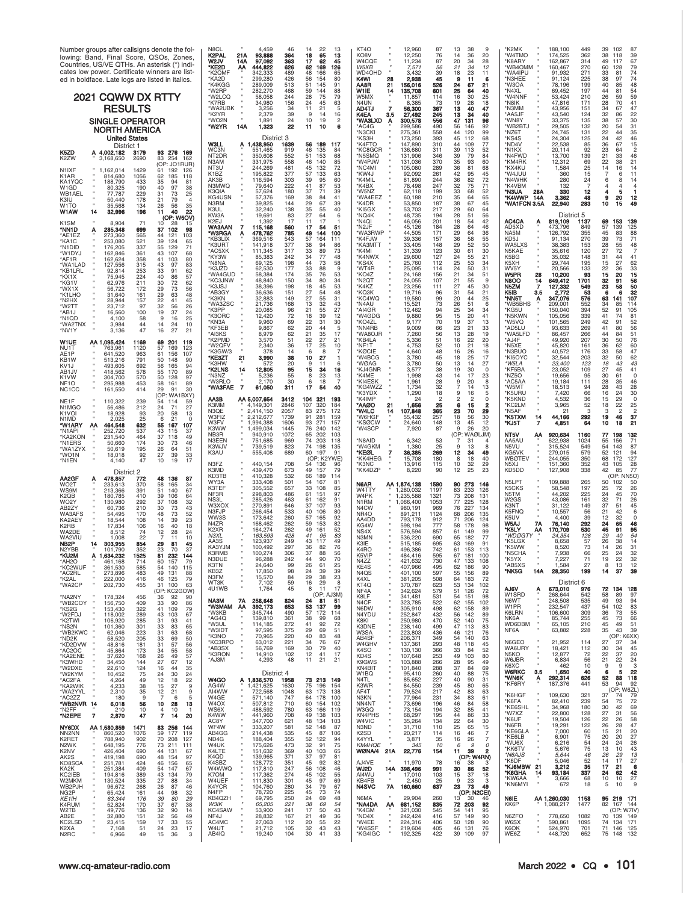Number groups after callsigns denote the following: Band, Final Score, QSOs, Zones, Countries, US/VE QTHs. An asterisk (*) indicates low power. Certificate winners are listed in boldface. Late logs are listed in italics.

# 2021 CQWW DX RTTY RESULTS

## SINGLE OPERATOR NORTH AMERICA

### United States

#### District 1

| Call | Band | Score | QSOs | Zones | Countries | QTHs |
|---|---|---|---|---|---|---|
| **K5ZD** | A | 4,002,182 | 3179 | 93 | 276 | 169 |
| K2ZW | " | 3,168,650 | 2690 | 83 | 254 | 162 |
| (OP: JO1RUR) | | | | | | |
| N1IXF | " | 1,162,014 | 1429 | 61 | 192 | 126 |
| K1AR | " | 814,680 | 1056 | 62 | 185 | 118 |
| KA1YQC | " | 188,790 | 433 | 35 | 94 | 81 |
| W1GD | " | 80,325 | 190 | 40 | 97 | 38 |
| WB1AEL | " | 77,787 | 229 | 31 | 73 | 25 |
| K3IU | " | 50,440 | 178 | 21 | 79 | 4 |
| W1TO | " | 35,568 | 134 | 26 | 56 | 35 |
| **W1AW** | 14 | 32,996 | 196 | 11 | 40 | 22 |
| (OP: W5OV) | | | | | | |
| K1SM | " | 8,904 | 71 | 10 | 28 | 15 |
| ***NN1D** | A | 285,348 | 699 | 37 | 102 | 98 |
| *AE1EZ | " | 273,360 | 565 | 44 | 121 | 103 |
| *KA1C | " | 253,080 | 521 | 39 | 124 | 65 |
| *N1DID | " | 176,205 | 337 | 55 | 129 | 71 |
| *W1DYJ | " | 162,846 | 361 | 43 | 107 | 68 |
| *AF1R | " | 162,624 | 358 | 41 | 103 | 80 |
| *WA1LAD | " | 127,556 | 315 | 43 | 97 | 83 |
| *KB1LRL | " | 92,814 | 253 | 33 | 91 | 62 |
| *KX1X | " | 75,945 | 224 | 40 | 86 | 57 |
| *KG1V | " | 62,976 | 211 | 30 | 72 | 62 |
| *WX1X | " | 56,722 | 172 | 29 | 73 | 56 |
| *K1LHO | " | 31,640 | 161 | 29 | 63 | 48 |
| *N2HX | " | 28,944 | 157 | 22 | 41 | 45 |
| *W2TT | " | 23,712 | 97 | 32 | 56 | 26 |
| *AB1J | " | 16,560 | 100 | 19 | 37 | 24 |
| *N1QD | " | 4,100 | 58 | 9 | 16 | 25 |
| *WA2TNX | " | 3,984 | 44 | 14 | 24 | 10 |
| *NV1Y | " | 3,136 | 47 | 16 | 27 | 21 |
| **W1UE** | AA | 1,095,424 | 1169 | 69 | 201 | 119 |
| NU1T | " | 763,961 | 1120 | 57 | 169 | 123 |
| AE1P | " | 641,520 | 963 | 61 | 156 | 107 |
| KB1W | " | 513,216 | 791 | 50 | 148 | 90 |
| KV1J | " | 493,605 | 692 | 56 | 165 | 94 |
| AB1JV | " | 418,562 | 578 | 55 | 170 | 89 |
| K1VW | " | 304,700 | 570 | 50 | 128 | 97 |
| NF1O | " | 295,988 | 453 | 58 | 161 | 89 |
| NC1CC | " | 161,550 | 414 | 29 | 91 | 30 |
| (OP: WA1BXY) | | | | | | |
| NE1F | " | 110,322 | 239 | 54 | 114 | 59 |
| N1MGO | " | 56,486 | 212 | 24 | 71 | 27 |
| K1VOI | " | 18,928 | 93 | 20 | 58 | 13 |
| N1MD | " | 2,025 | 25 | 6 | 21 | 0 |
| ***W1ARY** | AA | 464,548 | 632 | 55 | 167 | 107 |
| *N1API | " | 252,720 | 537 | 43 | 115 | 37 |
| *KA2KON | " | 231,540 | 464 | 37 | 118 | 49 |
| *N1ERS | " | 50,660 | 174 | 30 | 73 | 46 |
| *WA1ZYX | " | 50,619 | 195 | 26 | 64 | 51 |
| *WO1N | " | 18,018 | 92 | 27 | 39 | 33 |
| *N1EN | " | 4,140 | 47 | 10 | 19 | 17 |

#### District 2

| Call | Band | Score | QSOs | Zones | Countries | QTHs |
|---|---|---|---|---|---|---|
| **AA2GF** | A | 478,857 | 772 | 48 | 136 | 87 |
| WO2T | " | 233,613 | 313 | 58 | 165 | 34 |
| WS9M | " | 213,366 | 391 | 51 | 140 | 67 |
| K2QB | " | 180,785 | 410 | 39 | 106 | 64 |
| WO2Y | " | 130,980 | 292 | 37 | 108 | 32 |
| AB2ZY | " | 60,736 | 210 | 30 | 73 | 43 |
| WA3AFS | " | 54,495 | 170 | 48 | 73 | 52 |
| KA2AEY | " | 18,544 | 108 | 14 | 39 | 23 |
| K2RB | " | 17,834 | 106 | 16 | 40 | 18 |
| WA2DE | " | 8,512 | 74 | 12 | 28 | 24 |
| WA2VIU | " | 1,008 | 22 | 7 | 11 | 10 |
| **NB2P** | 14 | 303,955 | 854 | 29 | 81 | 45 |
| N2YBB | " | 101,790 | 352 | 23 | 70 | 37 |
| ***KU2M** | A | 1,634,232 | 1525 | 81 | 232 | 144 |
| *AH2O | " | 461,168 | 714 | 60 | 157 | 79 |
| *KC2WUF | " | 361,530 | 585 | 54 | 140 | 115 |
| *AC2RL | " | 273,896 | 483 | 49 | 131 | 88 |
| *K2AL | " | 222,000 | 416 | 46 | 125 | 79 |
| *WA2CP | " | 202,730 | 455 | 31 | 100 | 63 |
| (OP: KC2GOW) | | | | | | |
| *NA2NY | " | 178,324 | 456 | 36 | 92 | 90 |
| *WB2COY | " | 156,750 | 409 | 33 | 90 | 86 |
| *KS2G | " | 153,430 | 322 | 41 | 109 | 79 |
| *W2FDJ | " | 118,002 | 289 | 43 | 103 | 67 |
| *K2TWI | " | 106,920 | 285 | 31 | 93 | 41 |
| *NS2N | " | 101,360 | 301 | 33 | 83 | 65 |
| *WB2KWC | " | 62,046 | 223 | 31 | 63 | 68 |
| *ND2K | " | 58,520 | 205 | 33 | 69 | 50 |
| *KD2DVW | " | 48,816 | 181 | 31 | 57 | 56 |
| *AC2OC | " | 45,864 | 173 | 34 | 55 | 58 |
| *KA2ENE | " | 37,620 | 168 | 26 | 49 | 57 |
| *K3WHD | " | 34,450 | 144 | 27 | 67 | 12 |
| *W2DXE | " | 22,610 | 124 | 16 | 44 | 35 |
| *W2KYM | " | 10,452 | 75 | 24 | 30 | 24 |
| *AC2FA | " | 4,264 | 49 | 12 | 18 | 22 |
| *KA2WIK | " | 4,233 | 38 | 15 | 27 | 9 |
| *WA2YYL | " | 2,310 | 35 | 12 | 21 | 9 |
| *AC2ZZ | " | 180 | 9 | 7 | 6 | 5 |
| ***WB2NVR** | 14 | 6,018 | 56 | 10 | 28 | 13 |
| *N2FF | " | 210 | 10 | 4 | 10 | 1 |
| ***N2EPE** | 7 | 2,870 | 47 | 7 | 14 | 20 |
| **NY6DX** | AA | 1,580,859 | 1471 | 83 | 256 | 144 |
| NN2NN | " | 860,520 | 1076 | 59 | 177 | 119 |
| K2RET | " | 788,940 | 902 | 70 | 208 | 127 |
| N2WK | " | 648,195 | 776 | 73 | 211 | 111 |
| K2NV | " | 426,400 | 690 | 44 | 131 | 67 |
| AK2S | " | 419,198 | 690 | 48 | 154 | 97 |
| KO8SCA | " | 251,781 | 424 | 46 | 156 | 65 |
| KA2K | " | 251,384 | 409 | 54 | 147 | 67 |
| KC2IEB | " | 194,816 | 389 | 43 | 134 | 79 |
| W2MKM | " | 130,524 | 335 | 27 | 88 | 34 |
| WB2PJH | " | 96,672 | 268 | 26 | 87 | 46 |
| NG2P | " | 65,424 | 161 | 44 | 98 | 32 |
| *KE1IH* | " | 63,344 | 176 | 39 | 80 | 29 |
| K4RUM | " | 52,824 | 170 | 37 | 67 | 38 |
| W2TB | " | 49,776 | 136 | 32 | 90 | 14 |
| AB2E | " | 32,880 | 151 | 32 | 56 | 49 |
| KC2LSD | " | 23,415 | 159 | 17 | 33 | 55 |
| K2XA | " | 7,168 | 51 | 24 | 23 | 17 |
| N2RC | " | 6,566 | 49 | 15 | 36 | 3 |
| N8CL | " | 4,459 | 46 | 14 | 22 | 13 |
| **K2PAL** | 21A | 93,888 | 364 | 18 | 65 | 13 |
| **W2JV** | 14A | 97,092 | 363 | 17 | 62 | 45 |
| ***KE2D** | AA | 444,822 | 626 | 62 | 169 | 126 |
| *K2QMF | " | 342,333 | 489 | 48 | 166 | 65 |
| *KA2D | " | 299,280 | 426 | 56 | 154 | 80 |
| *K4KGG | " | 289,009 | 513 | 51 | 145 | 91 |
| *W2RP | " | 282,270 | 468 | 59 | 144 | 88 |
| *W2LCQ | " | 58,058 | 244 | 28 | 75 | 79 |
| *K7RB | " | 34,980 | 156 | 24 | 45 | 63 |
| *WA2UBK | " | 3,256 | 34 | 11 | 21 | 5 |
| *K2YR | " | 2,379 | 39 | 9 | 14 | 16 |
| *WO2N | " | 1,891 | 24 | 10 | 19 | 2 |
| ***W2YR** | 14A | 1,323 | 22 | 11 | 10 | 6 |

#### District 3

| Call | Band | Score | QSOs | Zones | Countries | QTHs |
|---|---|---|---|---|---|---|
| **W3LL** | A | 1,438,950 | 1639 | 56 | 189 | 117 |
| WC3N | " | 551,465 | 919 | 46 | 135 | 84 |
| NT2DR | " | 350,608 | 552 | 51 | 153 | 68 |
| N3AM | " | 331,975 | 558 | 46 | 140 | 85 |
| NT3U | " | 244,269 | 481 | 45 | 132 | 72 |
| K1BZ | " | 195,822 | 377 | 57 | 133 | 63 |
| AK3B | " | 116,594 | 303 | 39 | 95 | 60 |
| N3MWQ | " | 79,640 | 222 | 41 | 87 | 53 |
| K3QIA | " | 57,624 | 180 | 37 | 71 | 39 |
| KG4USN | " | 57,376 | 169 | 38 | 84 | 41 |
| N3RM | " | 39,825 | 144 | 29 | 67 | 39 |
| K3UL | " | 32,240 | 138 | 35 | 55 | 40 |
| KW3A | " | 19,691 | 83 | 27 | 64 | 6 |
| K2EJ | " | 1,392 | 17 | 11 | 17 | 1 |
| **WA3AAN** | 7 | 115,168 | 560 | 17 | 54 | 51 |
| ***W3RGA** | A | 478,762 | 785 | 49 | 144 | 100 |
| *KB3LIX | " | 369,516 | 543 | 57 | 164 | 111 |
| *K3URT | " | 141,918 | 377 | 38 | 94 | 86 |
| *AC5XK | " | 111,345 | 317 | 33 | 89 | 73 |
| *KY3W | " | 85,383 | 242 | 34 | 77 | 48 |
| *N8NA | " | 69,125 | 198 | 44 | 73 | 58 |
| *K3JZD | " | 62,530 | 177 | 33 | 88 | 9 |
| *WA4GUD | " | 58,584 | 174 | 35 | 76 | 53 |
| *KC3JNW | " | 48,840 | 150 | 34 | 80 | 34 |
| *K3JSJ | " | 38,396 | 198 | 18 | 45 | 30 |
| *AB3GY | " | 36,636 | 151 | 27 | 54 | 48 |
| *K3KN | " | 32,883 | 149 | 27 | 55 | 31 |
| *WA3ZSC | " | 21,736 | 168 | 13 | 32 | 43 |
| *K3PP | " | 20,085 | 96 | 21 | 55 | 27 |
| *K3ORC | " | 12,420 | 72 | 18 | 39 | 12 |
| *KN3A | " | 9,960 | 69 | 22 | 31 | 30 |
| *KF3EB | " | 9,867 | 62 | 20 | 44 | 5 |
| *AI3KS | " | 8,979 | 62 | 21 | 35 | 17 |
| *K2PMD | " | 3,570 | 51 | 22 | 27 | 21 |
| *W2QFV | " | 2,340 | 36 | 17 | 25 | 10 |
| *K3GW/3 | " | 378 | 14 | 6 | 8 | 7 |
| ***KE3ZT** | 21 | 3,990 | 38 | 10 | 27 | 1 |
| *K3HW | " | 572 | 20 | 9 | 11 | 6 |
| ***K2LNS** | 14 | 12,805 | 95 | 15 | 34 | 16 |
| *N3NZ | " | 5,236 | 55 | 8 | 23 | 13 |
| *W3RLO | " | 2,170 | 30 | 6 | 18 | 7 |
| ***WA3FAE** | 7 | 61,050 | 311 | 17 | 54 | 40 |
| **AA3B** | AA | 5,007,654 | 3412 | 104 | 321 | 193 |
| K3MM | " | 4,149,301 | 2846 | 107 | 320 | 184 |
| N3QE | " | 2,414,160 | 2057 | 83 | 275 | 172 |
| W3FIZ | " | 2,212,677 | 1739 | 91 | 281 | 159 |
| W3FV | " | 1,994,388 | 1606 | 93 | 271 | 157 |
| K3WW | " | 1,499,034 | 1445 | 76 | 240 | 142 |
| NB3R | " | 940,910 | 1072 | 65 | 202 | 103 |
| N3EEN | " | 751,685 | 969 | 74 | 203 | 118 |
| K3WJV | " | 739,519 | 823 | 74 | 198 | 135 |
| K3AU | " | 555,408 | 689 | 60 | 197 | 91 |
| (OP: K2YWE) | | | | | | |
| N3FZ | " | 440,154 | 708 | 54 | 136 | 96 |
| K3MD | " | 439,470 | 673 | 49 | 157 | 79 |
| KD3TB | " | 410,328 | 532 | 66 | 189 | 114 |
| WY3A | " | 333,408 | 501 | 54 | 167 | 81 |
| K3TEF | " | 305,552 | 657 | 33 | 108 | 85 |
| NF3R | " | 298,803 | 486 | 61 | 151 | 97 |
| NS3L | " | 285,426 | 463 | 61 | 162 | 91 |
| W3XOX | " | 270,891 | 646 | 37 | 107 | 93 |
| N3FJP | " | 266,454 | 533 | 40 | 106 | 80 |
| WW3S | " | 173,642 | 260 | 57 | 165 | 92 |
| N4ZR | " | 168,462 | 262 | 59 | 153 | 82 |
| K2XR | " | 164,274 | 262 | 49 | 152 | 73 |
| *N3XL* | " | 163,593 | 428 | 41 | 95 | 83 |
| AA3S | " | 123,937 | 249 | 43 | 117 | 49 |
| KA3YJM | " | 100,492 | 297 | 36 | 82 | 76 |
| K3RMB | " | 100,274 | 306 | 37 | 88 | 56 |
| N3DUE | " | 96,288 | 242 | 44 | 90 | 70 |
| K3TN | " | 24,640 | 99 | 26 | 61 | 25 |
| KB3Z | " | 17,850 | 98 | 24 | 39 | 39 |
| N3FM | " | 15,570 | 84 | 29 | 38 | 23 |
| WT3K | " | 7,102 | 59 | 16 | 29 | 8 |
| 4U1WB | " | 1,764 | 45 | 8 | 11 | 17 |
| (OP: AJ3M) | | | | | | |
| **NA3M** | 7A | 258,648 | 824 | 24 | 81 | 51 |
| ***W3MAM** | AA | 392,173 | 653 | 53 | 137 | 99 |
| *W3KB | " | 345,744 | 490 | 57 | 177 | 114 |
| *AG4Q | " | 139,810 | 361 | 38 | 99 | 68 |
| *W3UL | " | 114,185 | 272 | 41 | 92 | 72 |
| *W3IDT | " | 97,595 | 375 | 29 | 69 | 51 |
| *K3NO | " | 70,965 | 220 | 40 | 83 | 48 |
| *KC3RPO | " | 63,012 | 221 | 34 | 76 | 67 |
| *AB3SX | " | 56,769 | 169 | 30 | 79 | 40 |
| *K3RON | " | 14,910 | 102 | 12 | 41 | 17 |
| *AJ3M | " | 4,293 | 48 | 11 | 21 | 21 |

#### District 4

| Call | Band | Score | QSOs | Zones | Countries | QTHs |
|---|---|---|---|---|---|---|
| **W4GO** | A | 1,836,570 | 1958 | 73 | 213 | 149 |
| AG4W | " | 1,421,625 | 1630 | 75 | 196 | 154 |
| AI4WW | " | 722,568 | 1048 | 63 | 173 | 138 |
| W4GE | " | 571,140 | 747 | 64 | 178 | 100 |
| W4OX | " | 507,812 | 710 | 60 | 154 | 102 |
| WS6X | " | 488,592 | 780 | 63 | 166 | 119 |
| K4WW | " | 441,960 | 708 | 49 | 138 | 103 |
| AC8Y | " | 347,700 | 621 | 48 | 134 | 103 |
| WF4W | " | 333,207 | 581 | 52 | 148 | 87 |
| AB4GG | " | 214,438 | 535 | 45 | 87 | 106 |
| ND4G | " | 188,404 | 355 | 52 | 122 | 94 |
| W4UK | " | 175,626 | 473 | 32 | 91 | 75 |
| K4LTE | " | 151,632 | 369 | 40 | 103 | 65 |
| K4QD | " | 139,965 | 371 | 37 | 97 | 81 |
| K4SBZ | " | 128,772 | 351 | 45 | 92 | 82 |
| W4WWQ | " | 117,810 | 247 | 56 | 108 | 46 |
| K7OM | " | 117,362 | 274 | 45 | 102 | 55 |
| W4UEF | " | 111,830 | 301 | 45 | 97 | 69 |
| K4YCR | " | 104,760 | 280 | 34 | 79 | 67 |
| N4FP | " | 78,720 | 225 | 45 | 73 | 74 |
| KB4QZH | " | 69,795 | 250 | 24 | 69 | 48 |
| *W3IK* | " | 65,205 | 221 | 38 | 69 | 54 |
| KC4SAW | " | 53,900 | 241 | 17 | 50 | 43 |
| NF4J | " | 28,832 | 167 | 21 | 49 | 36 |
| AC4MC | " | 27,063 | 112 | 20 | 55 | 22 |
| W4UT | " | 21,712 | 105 | 32 | 43 | 43 |
| AB4IQ | " | 19,240 | 104 | 30 | 41 | 33 |
| KT4O | " | 12,960 | 87 | 13 | 38 | 9 |
| KO8V | " | 12,250 | 76 | 14 | 36 | 20 |
| W4CQE | " | 11,234 | 87 | 20 | 34 | 28 |
| *W5XB* | " | 7,571 | 56 | 21 | 34 | 12 |
| WD4OHD | " | 3,432 | 39 | 18 | 23 | 11 |
| **K4WI** | 28 | 2,938 | 45 | 9 | 11 | 6 |
| **AA8R** | 21 | 156,016 | 526 | 24 | 67 | 21 |
| **W1IE** | 14 | 135,708 | 601 | 25 | 64 | 40 |
| W5MX | " | 11,857 | 114 | 16 | 30 | 25 |
| N4UN | " | 8,385 | 73 | 19 | 28 | 18 |
| **AD4TJ** | 7 | 56,300 | 367 | 13 | 40 | 47 |
| **K4EA** | 3.5 | 27,492 | 245 | 13 | 34 | 40 |
| ***WA3LXD** | A | 300,578 | 556 | 47 | 131 | 96 |
| *AC4G | " | 299,586 | 490 | 56 | 146 | 92 |
| *N3CKI | " | 275,361 | 558 | 44 | 120 | 99 |
| *KS3H | " | 173,250 | 393 | 45 | 112 | 68 |
| *K4FTO | " | 147,890 | 310 | 44 | 109 | 77 |
| *KC8GCR | " | 136,680 | 311 | 39 | 113 | 52 |
| *N5SMQ | " | 131,906 | 346 | 39 | 79 | 84 |
| *W4PJW | " | 131,036 | 370 | 35 | 93 | 60 |
| *NC4MI | " | 105,080 | 289 | 36 | 81 | 68 |
| *KW4J | " | 92,092 | 261 | 42 | 95 | 45 |
| *K4MIL | " | 81,890 | 244 | 36 | 82 | 72 |
| *K4BX | " | 78,498 | 247 | 32 | 75 | 71 |
| *W5NZ | " | 62,118 | 199 | 33 | 68 | 52 |
| *WA4EEZ | " | 60,188 | 210 | 35 | 64 | 65 |
| *K4DR | " | 53,850 | 187 | 38 | 67 | 45 |
| *KI5GX | " | 53,703 | 217 | 29 | 60 | 64 |
| *NQ4K | " | 48,735 | 194 | 28 | 51 | 56 |
| *N4QI | " | 46,056 | 201 | 18 | 54 | 42 |
| *N2JF | " | 45,126 | 184 | 28 | 64 | 46 |
| *WA3RWP | " | 44,505 | 171 | 29 | 64 | 36 |
| *K4FJW | " | 39,336 | 157 | 36 | 58 | 55 |
| *KA3MTT | " | 33,405 | 148 | 29 | 52 | 50 |
| *K4MI | " | 31,329 | 123 | 30 | 61 | 30 |
| *K4NWX | " | 29,600 | 127 | 24 | 55 | 21 |
| *KS4X | " | 25,760 | 112 | 25 | 53 | 34 |
| *WT4R | " | 25,095 | 114 | 24 | 50 | 31 |
| *KO4Z | " | 24,168 | 156 | 21 | 34 | 51 |
| *N2QT | " | 24,055 | 107 | 21 | 55 | 9 |
| *K4KZ | " | 23,256 | 111 | 27 | 45 | 30 |
| *KQ3K | " | 19,716 | 96 | 31 | 54 | 21 |
| *KC4WQ | " | 19,580 | 99 | 20 | 44 | 25 |
| *N4AU | " | 15,521 | 73 | 26 | 51 | 6 |
| *AI4GR | " | 12,462 | 94 | 25 | 34 | 34 |
| *W4GDG | " | 9,880 | 95 | 15 | 20 | 41 |
| *KO4ZL | " | 9,177 | 70 | 19 | 37 | 13 |
| *NN4RB | " | 9,009 | 66 | 23 | 21 | 33 |
| *WA8OJR | " | 7,260 | 56 | 13 | 28 | 19 |
| *KB4LA | " | 5,336 | 51 | 16 | 22 | 20 |
| *NF1T | " | 4,753 | 52 | 10 | 21 | 18 |
| *KØCIE | " | 4,640 | 48 | 16 | 26 | 16 |
| *W4BCG | " | 3,780 | 45 | 18 | 25 | 17 |
| *WØAG | " | 3,780 | 50 | 13 | 14 | 27 |
| *KJ4GNR | " | 3,577 | 38 | 19 | 30 | 0 |
| *K4ME | " | 1,998 | 43 | 14 | 17 | 23 |
| *KI4ESK | " | 1,961 | 28 | 9 | 20 | 8 |
| *KG4WZZ | " | 1,734 | 32 | 7 | 14 | 13 |
| *K3YDX | " | 1,290 | 18 | 9 | 16 | 5 |
| *K4IMP | " | 24 | 2 | 2 | 2 | 0 |
| ***AAØO** | 21 | 1,656 | 25 | 6 | 15 | 2 |
| ***W4LC** | 14 | 107,848 | 365 | 23 | 70 | 29 |
| *W6HGF | " | 55,437 | 257 | 18 | 56 | 30 |
| *KSØCW | " | 24,640 | 148 | 13 | 45 | 12 |
| *W4SCP | " | 7,920 | 87 | 9 | 26 | 20 |
| (OP: WAØLJM) | | | | | | |
| *N8AID | " | 6,342 | 53 | 7 | 31 | 4 |
| *W4GKM | " | 1,380 | 25 | 9 | 13 | 8 |
| ***KEØL** | 7 | 36,385 | 269 | 12 | 34 | 49 |
| *KK4HEG | " | 15,708 | 180 | 8 | 18 | 40 |
| *K3NC | " | 13,916 | 115 | 10 | 32 | 29 |
| *KK4DZP | " | 8,220 | 90 | 12 | 25 | 23 |
| **N6AR** | AA | 1,874,138 | 1590 | 90 | 273 | 146 |
| W4TTY | " | 1,280,032 | 1197 | 83 | 233 | 126 |
| W4PK | " | 1,235,588 | 1321 | 73 | 208 | 131 |
| N1RM | " | 1,066,400 | 1053 | 77 | 225 | 128 |
| N4CW | " | 980,191 | 969 | 76 | 227 | 134 |
| NR4O | " | 891,211 | 1124 | 68 | 206 | 135 |
| AA4DD | " | 793,178 | 912 | 71 | 206 | 124 |
| KF4M | " | 598,194 | 777 | 58 | 178 | 98 |
| NS4X | " | 576,594 | 857 | 61 | 149 | 99 |
| N3MN | " | 536,220 | 690 | 65 | 182 | 77 |
| K3IE | " | 515,185 | 695 | 63 | 169 | 91 |
| K4RO | " | 496,386 | 742 | 61 | 153 | 113 |
| K5VIP | " | 484,416 | 595 | 67 | 181 | 100 |
| N4ZZ | " | 421,632 | 730 | 47 | 133 | 108 |
| KE4S | " | 407,966 | 495 | 62 | 186 | 90 |
| N4QS | " | 401,100 | 597 | 55 | 156 | 89 |
| K4XL | " | 381,205 | 504 | 64 | 183 | 72 |
| KT4Q | " | 370,787 | 623 | 53 | 134 | 102 |
| NF4A | " | 342,624 | 579 | 51 | 126 | 72 |
| K8LF | " | 341,481 | 531 | 54 | 151 | 98 |
| N4CF | " | 323,785 | 522 | 62 | 155 | 102 |
| N6DW | " | 305,910 | 498 | 62 | 158 | 89 |
| N4YDU | " | 252,847 | 432 | 56 | 142 | 89 |
| K8KI | " | 250,980 | 470 | 52 | 140 | 75 |
| K3DNE | " | 238,108 | 449 | 47 | 113 | 83 |
| W3SA | " | 223,803 | 436 | 46 | 121 | 76 |
| AB4SF | " | 206,371 | 349 | 54 | 140 | 63 |
| W4GHV | " | 137,361 | 293 | 48 | 118 | 45 |
| K4SO | " | 130,130 | 366 | 33 | 84 | 52 |
| KD4S | " | 107,648 | 253 | 49 | 103 | 80 |
| K9GWS | " | 103,888 | 266 | 28 | 95 | 49 |
| KN4BIT | " | 101,840 | 288 | 37 | 84 | 69 |
| W1BQ | " | 95,410 | 260 | 40 | 88 | 75 |
| N4TL | " | 85,652 | 227 | 40 | 90 | 31 |
| K3WR | " | 84,550 | 239 | 45 | 80 | 65 |
| AF4T | " | 79,524 | 217 | 42 | 83 | 63 |
| N3KN | " | 77,964 | 231 | 34 | 83 | 61 |
| NN4NT | " | 73,696 | 196 | 46 | 84 | 58 |
| W3GQ | " | 73,154 | 194 | 32 | 85 | 41 |
| KN4PHS | " | 68,297 | 195 | 44 | 86 | 33 |
| W4VIC | " | 35,264 | 134 | 22 | 64 | 30 |
| N3ND | " | 31,710 | 110 | 25 | 65 | 15 |
| K2SD | " | 20,217 | 114 | 16 | 46 | 7 |
| K4YYL | " | 3,871 | 35 | 16 | 26 | 7 |
| *KM4HQE* | " | 345 | 10 | 6 | 9 | 0 |
| **WØNA/4** | 21A | 22,776 | 154 | 11 | 39 | 2 |
| (OP: W4RN) | | | | | | |
| AJ4VE | " | 11,970 | 78 | 16 | 38 | 3 |
| **WJ2D** | 14A | 398,496 | 991 | 30 | 86 | 52 |
| AI4WU | " | 17,010 | 103 | 15 | 37 | 18 |
| KB4FB | " | 2,450 | 25 | 9 | 23 | 3 |
| **N4SVC** | 7A | 160,660 | 637 | 23 | 73 | 49 |
| (OP: N2CEI) | | | | | | |
| N6MA | " | 29,904 | 260 | 13 | 30 | 46 |
| ***NA4DA** | AA | 681,152 | 835 | 72 | 203 | 92 |
| *K4GM | " | 321,030 | 545 | 54 | 141 | 95 |
| *ND4X | " | 242,424 | 416 | 57 | 149 | 90 |
| *W4EE | " | 224,316 | 406 | 50 | 128 | 90 |
| *W4SSF | " | 219,604 | 405 | 44 | 110 | 95 |
| *KG4IGC | " | 192,325 | 422 | 39 | 109 | 97 |
| *K2MK | " | 188,100 | 449 | 39 | 102 | 87 |
| *W4TMO | " | 174,525 | 362 | 38 | 118 | 39 |
| *K8ARY | " | 162,867 | 314 | 49 | 117 | 67 |
| *WB4OMM | " | 160,467 | 270 | 60 | 128 | 79 |
| *WA4IPU | " | 91,932 | 271 | 33 | 81 | 74 |
| *N3HEE | " | 91,124 | 225 | 38 | 97 | 74 |
| *W3OA | " | 78,196 | 199 | 40 | 85 | 48 |
| *N4XL | " | 69,452 | 197 | 44 | 81 | 54 |
| *W4NNF | " | 53,424 | 210 | 26 | 59 | 59 |
| *N8IK | " | 47,616 | 171 | 28 | 70 | 41 |
| *N3MM | " | 43,956 | 151 | 34 | 67 | 47 |
| *AA5JF | " | 43,540 | 124 | 32 | 86 | 22 |
| *WN8Y | " | 33,375 | 135 | 38 | 57 | 30 |
| *WB2BTJ | " | 29,505 | 132 | 20 | 54 | 31 |
| *NZ6T | " | 24,745 | 131 | 22 | 44 | 35 |
| *KS4S | " | 24,304 | 125 | 24 | 42 | 46 |
| *ND4V | " | 22,538 | 85 | 36 | 67 | 15 |
| *N1KX | " | 20,114 | 92 | 23 | 64 | 2 |
| *N4FWD | " | 13,700 | 139 | 21 | 33 | 46 |
| *KM4RK | " | 12,312 | 69 | 22 | 38 | 21 |
| *KX4KU | " | 1,584 | 25 | 14 | 16 | 14 |
| *W4JUU | " | 360 | 15 | 7 | 6 | 11 |
| *N4WHK | " | 280 | 24 | 6 | 8 | 14 |
| *K4VBM | " | 132 | 7 | 4 | 4 | 4 |
| ***N3UA** | 28A | 330 | 12 | 4 | 5 | 1 |
| ***K4WWP** | 14A | 3,362 | 48 | 9 | 20 | 12 |
| ***WA1FCN** | 3.5A | 22,940 | 283 | 10 | 15 | 49 |

#### District 5

| Call | Band | Score | QSOs | Zones | Countries | QTHs |
|---|---|---|---|---|---|---|
| **AC4CA** | A | 819,109 | 1137 | 69 | 153 | 139 |
| AD5XD | " | 473,796 | 849 | 57 | 139 | 125 |
| NA5M | " | 126,792 | 355 | 45 | 83 | 88 |
| KD5J | " | 91,134 | 270 | 39 | 73 | 71 |
| WA5LXS | " | 38,383 | 153 | 28 | 55 | 48 |
| N5KAE | " | 35,616 | 120 | 27 | 72 | 7 |
| K5BG | " | 35,032 | 148 | 31 | 44 | 41 |
| K5XH | " | 29,744 | 195 | 15 | 27 | 62 |
| WV5Y | " | 20,566 | 133 | 22 | 36 | 33 |
| **W5PR** | 28 | 10,200 | 93 | 15 | 20 | 15 |
| **N8OO** | 14 | 649,412 | 1701 | 32 | 91 | 56 |
| **N5ZM** | 7 | 127,332 | 549 | 23 | 58 | 50 |
| **K5IB** | 3.5 | 2,772 | 53 | 6 | 6 | 32 |
| ***NN5T** | A | 347,076 | 576 | 63 | 141 | 107 |
| *WB5BHS | " | 209,001 | 552 | 34 | 85 | 114 |
| *KG5U | " | 150,040 | 394 | 52 | 91 | 105 |
| *N5KWN | " | 105,056 | 339 | 41 | 74 | 81 |
| *W5VQ | " | 101,565 | 249 | 42 | 91 | 52 |
| *AD5LU | " | 93,633 | 269 | 41 | 80 | 56 |
| *WA5LFD | " | 86,457 | 266 | 44 | 84 | 51 |
| *AJ4F | " | 49,920 | 207 | 30 | 50 | 76 |
| *N5XE | " | 45,820 | 161 | 36 | 62 | 60 |
| *N3BUO | " | 40,572 | 176 | 33 | 58 | 47 |
| *KI5OYC | " | 32,544 | 203 | 32 | 50 | 62 |
| **W5LA* | " | 23,400 | 123 | 18 | 43 | 43 |
| *KF5BA | " | 23,052 | 109 | 27 | 45 | 41 |
| *NZ5O | " | 19,656 | 95 | 30 | 61 | 0 |
| *AC5AA | " | 19,184 | 111 | 28 | 35 | 46 |
| *W5MT | " | 18,513 | 94 | 28 | 43 | 28 |
| *K5URU | " | 7,420 | 66 | 16 | 24 | 30 |
| *K5KND | " | 4,532 | 36 | 15 | 29 | 0 |
| *KC2LM | " | 3,965 | 52 | 18 | 22 | 25 |
| *N5AF | " | 21 | 3 | 3 | 2 | 2 |
| ***K5TXM** | 14 | 44,166 | 292 | 19 | 46 | 37 |
| ***KJ5T** | 7 | 4,851 | 64 | 10 | 18 | 21 |
| **NT5V** | AA | 920,634 | 1160 | 77 | 198 | 132 |
| AA5AU | " | 622,938 | 1024 | 55 | 156 | 71 |
| N5VU | " | 315,524 | 549 | 54 | 143 | 87 |
| KG5VK | " | 279,015 | 579 | 52 | 121 | 94 |
| WBØTEV | " | 244,055 | 350 | 68 | 172 | 127 |
| N5XJ | " | 151,360 | 352 | 43 | 105 | 28 |
| KD5DD | " | 127,908 | 338 | 42 | 85 | 77 |
| (OP: NN5O) | | | | | | |
| N5LPT | " | 109,888 | 265 | 50 | 102 | 50 |
| K5CKS | " | 58,548 | 197 | 25 | 72 | 26 |
| N5TM | " | 44,202 | 225 | 24 | 45 | 70 |
| W2GS | " | 43,086 | 161 | 32 | 71 | 26 |
| K3NT | " | 31,122 | 149 | 37 | 51 | 45 |
| K5FNQ | " | 10,557 | 56 | 21 | 42 | 6 |
| K5UV | " | 4,400 | 39 | 12 | 32 | 0 |
| **W5AJ** | 7A | 76,140 | 292 | 24 | 65 | 46 |
| ***K5LY** | AA | 170,709 | 530 | 45 | 91 | 95 |
| **WDØGTY* | " | 24,354 | 128 | 29 | 40 | 54 |
| *K5LGX | " | 8,658 | 57 | 26 | 38 | 14 |
| *K5WW | " | 8,520 | 73 | 14 | 26 | 31 |
| *N5CHA | " | 7,938 | 66 | 25 | 24 | 32 |
| *K5YX | " | 7,227 | 71 | 19 | 22 | 32 |
| *AB5XS | " | 1,584 | 27 | 8 | 13 | 12 |
| ***NK5G** | 14A | 28,350 | 199 | 14 | 37 | 39 |

#### District 6

| Call | Band | Score | QSOs | Zones | Countries | QTHs |
|---|---|---|---|---|---|---|
| **AJ6V** | A | 673,010 | 976 | 72 | 134 | 128 |
| W1SRD | " | 268,644 | 542 | 58 | 89 | 97 |
| N6WT | " | 248,508 | 535 | 49 | 93 | 94 |
| W1PR | " | 232,547 | 437 | 54 | 102 | 83 |
| K6LRN | " | 106,600 | 309 | 36 | 73 | 55 |
| NK6A | " | 85,744 | 255 | 45 | 73 | 66 |
| WD6DBM | " | 65,105 | 210 | 45 | 49 | 51 |
| NF6A | " | 63,882 | 228 | 35 | 43 | 39 |
| (OP: K6XX) | | | | | | |
| N6GEO | " | 21,952 | 114 | 27 | 37 | 34 |
| WA6URY | " | 18,421 | 112 | 30 | 34 | 45 |
| N5KO | " | 12,877 | 72 | 22 | 37 | 20 |
| W6JBR | " | 6,834 | 56 | 21 | 22 | 24 |
| K6XC | " | 462 | 10 | 9 | 9 | 3 |
| **W6RKC** | 3.5 | 1,650 | 40 | 6 | 5 | 22 |
| ***WN6K** | A | 292,314 | 626 | 52 | 88 | 118 |
| *KF6RY | " | 187,376 | 441 | 53 | 94 | 92 |
| (OP: W6ZL) | | | | | | |
| *K6HGF | " | 109,630 | 321 | 37 | 74 | 79 |
| *K6FA | " | 82,410 | 239 | 54 | 75 | 72 |
| *KE6SHL | " | 34,968 | 180 | 30 | 42 | 69 |
| *W7XZ | " | 22,800 | 128 | 27 | 31 | 56 |
| *K6UF | " | 19,504 | 126 | 22 | 26 | 58 |
| *N6FR | " | 19,291 | 122 | 26 | 28 | 47 |
| *KE6GLA | " | 7,000 | 60 | 15 | 21 | 20 |
| *KE6LB | " | 6,901 | 75 | 20 | 20 | 27 |
| *WU6X | " | 6,216 | 54 | 24 | 24 | 26 |
| *KK6TV | " | 5,676 | 75 | 13 | 10 | 43 |
| **N6AJS* | " | 5,644 | 46 | 26 | 29 | 13 |
| *K6DF | " | 5,046 | 52 | 14 | 17 | 27 |
| ***KJ6MBW** | 21 | 3,212 | 35 | 17 | 21 | 6 |
| ***K6GHA** | 14 | 93,184 | 337 | 24 | 62 | 42 |
| *KW6AA | " | 3,666 | 68 | 10 | 10 | 27 |
| *KN6MYI | " | 672 | 18 | 5 | 10 | 9 |
| **N6IE** | AA | 1,260,030 | 1158 | 95 | 219 | 171 |
| KK6P | " | 1,088,217 | 1477 | 82 | 167 | 144 |
| (OP: W7IV) | | | | | | |
| N6ZFO | " | 778,650 | 1082 | 70 | 139 | 149 |
| W6SX | " | 590,861 | 1095 | 74 | 134 | 171 |
| K6OK | " | 524,970 | 701 | 71 | 146 | 125 |
| WE6Z | " | 448,720 | 652 | 75 | 148 | 132 |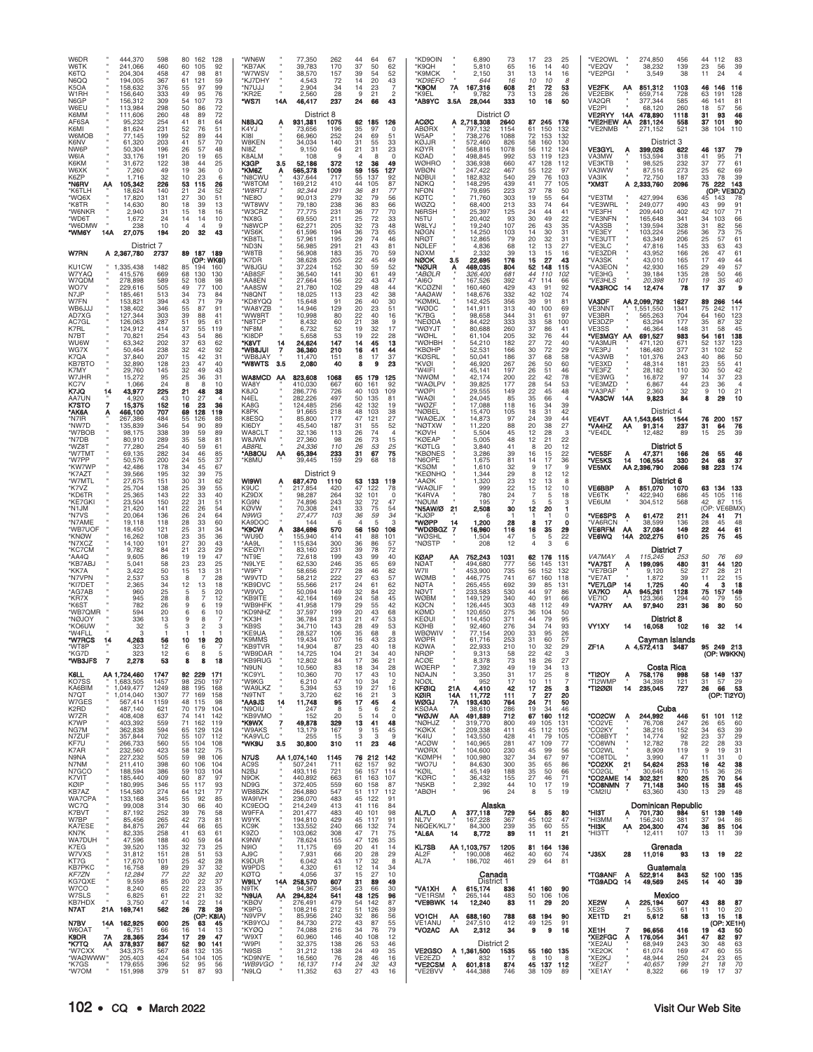| Call | Cat | Score | QSOs | Zones | States | Countries |
|---|---|---|---|---|---|---|
| W6DR | " | 444,370 | 598 | 80 | 162 | 128 |
| W6TK | " | 241,066 | 460 | 60 | 105 | 92 |
| K6TQ | " | 204,304 | 458 | 47 | 98 | 81 |
| N6QQ | " | 194,005 | 367 | 61 | 121 | 59 |
| K5OA | " | 158,632 | 376 | 55 | 97 | 99 |
| W1RH | " | 156,640 | 333 | 49 | 95 | 76 |
| N6GP | " | 156,312 | 309 | 54 | 107 | 73 |
| W6EU | " | 113,984 | 298 | 50 | 86 | 72 |
| K6MM | " | 111,606 | 260 | 48 | 89 | 72 |
| AF6SA | " | 95,232 | 254 | 41 | 81 | 64 |
| K6MI | " | 81,624 | 231 | 52 | 76 | 51 |
| W6MOB | " | 77,145 | 199 | 52 | 89 | 44 |
| K6NV | " | 61,320 | 203 | 41 | 57 | 70 |
| NW6P | " | 50,304 | 196 | 26 | 57 | 48 |
| W6IA | " | 33,176 | 191 | 20 | 19 | 65 |
| K6KM | " | 31,672 | 122 | 38 | 44 | 25 |
| W6XK | " | 7,260 | 49 | 19 | 36 | 0 |
| K6ZP | " | 1,716 | 32 | 10 | 23 | 6 |
| **\*N6RV** | **AA** | **105,342** | **226** | **53** | **115** | **26** |
| *K6TLH | " | 18,624 | 140 | 21 | 24 | 52 |
| *WQ6X | " | 17,820 | 131 | 27 | 30 | 51 |
| *K8TR | " | 14,630 | 80 | 18 | 39 | 13 |
| *W6NKR | " | 2,940 | 31 | 15 | 18 | 16 |
| *WD6T | " | 1,672 | 24 | 14 | 14 | 10 |
| *W6DMW | " | 238 | 10 | 4 | 4 | 9 |
| **\*WM6Y** | **14A** | **27,075** | **194** | **20** | **32** | **43** |

### District 7

| Call | Cat | Score | QSOs | Zones | States | Countries |
|---|---|---|---|---|---|---|
| **W7RN** (OP: WK6I) | **A** | **2,367,780** | **2737** | **89** | **187** | **189** |
| KU1CW | " | 1,335,438 | 1482 | 85 | 194 | 160 |
| W7YAQ | " | 415,576 | 669 | 68 | 130 | 130 |
| W7QDM | " | 278,898 | 589 | 52 | 108 | 98 |
| WO7V | " | 229,616 | 505 | 49 | 77 | 100 |
| N7JP | " | 185,461 | 513 | 34 | 73 | 84 |
| W7FN | " | 153,821 | 394 | 43 | 71 | 79 |
| WB6JJJ | " | 138,402 | 346 | 55 | 87 | 91 |
| AD7XG | " | 127,344 | 303 | 39 | 88 | 41 |
| AC7GL | " | 126,063 | 287 | 51 | 95 | 61 |
| K7RL | " | 124,912 | 414 | 37 | 55 | 119 |
| N7BT | " | 70,821 | 254 | 43 | 54 | 86 |
| WU6W | " | 63,342 | 202 | 37 | 63 | 62 |
| WG7X | " | 50,464 | 238 | 32 | 42 | 92 |
| K7QA | " | 37,840 | 207 | 15 | 42 | 31 |
| KB7BTO | " | 32,890 | 128 | 23 | 47 | 40 |
| K7MY | " | 29,760 | 145 | 32 | 49 | 43 |
| W7JHR | " | 15,272 | 95 | 25 | 36 | 31 |
| KC7V | " | 1,066 | 24 | 8 | 8 | 10 |
| **K7JQ** | **14** | **43,977** | **225** | **21** | **48** | **38** |
| AA7UN | " | 4,920 | 43 | 10 | 27 | 4 |
| **K7STO** | **7** | **15,375** | **152** | **16** | **23** | **36** |
| **\*AK6A** | **A** | **466,100** | **707** | **69** | **128** | **119** |
| *N7IR | " | 267,386 | 484 | 55 | 126 | 88 |
| *NW7D | " | 135,839 | 346 | 54 | 90 | 89 |
| *W7BOB | " | 98,175 | 338 | 39 | 59 | 89 |
| *N7DB | " | 80,910 | 289 | 35 | 58 | 81 |
| *WZ8T | " | 77,280 | 254 | 40 | 59 | 61 |
| *W7TMT | " | 69,135 | 282 | 34 | 46 | 85 |
| *W7PP | " | 50,576 | 200 | 24 | 55 | 37 |
| *KW7WP | " | 42,486 | 178 | 34 | 45 | 67 |
| *K7AZT | " | 39,566 | 195 | 32 | 39 | 75 |
| *W7MTL | " | 27,675 | 151 | 30 | 31 | 62 |
| *K7VZ | " | 25,704 | 138 | 25 | 39 | 55 |
| *KD6TR | " | 25,365 | 143 | 22 | 33 | 40 |
| *KE7GKI | " | 23,504 | 150 | 22 | 31 | 51 |
| *N1JM | " | 21,420 | 141 | 22 | 26 | 54 |
| *N7VS | " | 20,064 | 136 | 26 | 24 | 64 |
| *N7AME | " | 19,118 | 118 | 28 | 33 | 60 |
| *WB7UOF | " | 18,450 | 121 | 25 | 31 | 34 |
| *KN0W | " | 16,262 | 108 | 23 | 35 | 36 |
| *N7XCZ | " | 14,100 | 101 | 27 | 30 | 43 |
| *KC7OM | " | 9,782 | 84 | 21 | 23 | 29 |
| *AA4Q | " | 9,605 | 86 | 19 | 19 | 47 |
| *KB7ABJ | " | 5,041 | 58 | 23 | 23 | 25 |
| *KK7A | " | 3,422 | 50 | 15 | 13 | 31 |
| *N7VPN | " | 2,537 | 53 | 8 | 7 | 28 |
| *KI7DET | " | 2,365 | 34 | 12 | 13 | 18 |
| *AG7AB | " | 960 | 25 | 5 | 5 | 20 |
| *KR7X | " | 945 | 28 | 8 | 7 | 12 |
| *K6ST | " | 782 | 26 | 9 | 6 | 19 |
| *WB7QMR | " | 594 | 20 | 6 | 6 | 10 |
| *N0JOY | " | 336 | 13 | 9 | 8 | 7 |
| *KO6UW | " | 32 | 5 | 3 | 2 | 3 |
| *W4FLL | " | 3 | 1 | 1 | 1 | 1 |
| **\*W7RCS** | **14** | **4,263** | **56** | **10** | **19** | **20** |
| *WT8P | " | 323 | 12 | 6 | 6 | 7 |
| *KG7D | " | 323 | 12 | 6 | 8 | 5 |
| **\*WB3JFS** | **7** | **2,278** | **53** | **8** | **8** | **18** |
| **K6LL** | **AA** | **1,724,460** | **1747** | **92** | **229** | **171** |
| KO7SS | " | 1,683,505 | 1457 | 98 | 250 | 197 |
| KA6BIM | " | 1,049,477 | 1249 | 88 | 195 | 168 |
| N7QT | " | 1,014,040 | 1307 | 77 | 169 | 158 |
| W7GES | " | 567,414 | 1159 | 48 | 115 | 98 |
| K2RD | " | 487,140 | 621 | 70 | 179 | 104 |
| W7ZR | " | 408,408 | 637 | 74 | 141 | 142 |
| K7WP | " | 403,392 | 559 | 71 | 162 | 119 |
| NG7M | " | 362,838 | 594 | 65 | 129 | 124 |
| N7ZUF | " | 357,844 | 702 | 55 | 107 | 112 |
| KF7U | " | 266,733 | 560 | 55 | 104 | 108 |
| K7AR | " | 232,560 | 423 | 58 | 122 | 75 |
| N9NA | " | 227,232 | 505 | 59 | 98 | 106 |
| N7NM | " | 211,410 | 398 | 60 | 106 | 104 |
| N7GCO | " | 188,594 | 386 | 59 | 103 | 104 |
| K7VIT | " | 185,440 | 409 | 60 | 87 | 97 |
| KØIP | " | 180,995 | 346 | 55 | 117 | 93 |
| KB7AZ | " | 154,580 | 274 | 64 | 121 | 77 |
| WA7CPA | " | 133,168 | 345 | 55 | 92 | 85 |
| WC7Q | " | 99,008 | 314 | 30 | 66 | 40 |
| K7BVT | " | 87,192 | 252 | 39 | 76 | 58 |
| W7BP | " | 85,456 | 265 | 42 | 73 | 81 |
| KA7ESE | " | 84,875 | 267 | 44 | 66 | 65 |
| KN7K | " | 82,335 | 258 | 41 | 63 | 61 |
| WA7DUH | " | 47,596 | 188 | 40 | 59 | 64 |
| K7EG | " | 39,520 | 135 | 32 | 73 | 25 |
| W7VXS | " | 31,812 | 151 | 28 | 51 | 53 |
| KT7G | " | 17,670 | 101 | 25 | 42 | 28 |
| KB7PKC | " | 16,758 | 89 | 29 | 37 | 32 |
| *KF7ZN* | " | *12,284* | *77* | *22* | *32* | *20* |
| KG7QXE | " | 9,559 | 85 | 20 | 22 | 37 |
| W7CO | " | 8,240 | 65 | 22 | 23 | 35 |
| W7SLS | " | 6,825 | 61 | 22 | 21 | 32 |
| KB7HDX | " | 3,750 | 47 | 14 | 22 | 14 |
| **N7AT** (OP: K8IA) | **21A** | **169,741** | **562** | **26** | **78** | **39** |
| **N7BV** | **14A** | **162,925** | **600** | **25** | **63** | **45** |
| W6OAT | " | 6,751 | 66 | 16 | 14 | 13 |
| **K9DR** | **7A** | **28,365** | **234** | **17** | **29** | **47** |
| **\*K7TQ** | **AA** | **378,937** | **867** | **52** | **90** | **141** |
| *W7CXX | " | 343,375 | 567 | 68 | 133 | 135 |
| *WA0WWW | " | 205,403 | 424 | 54 | 104 | 105 |
| *K7GS | " | 179,655 | 396 | 52 | 95 | 56 |
| *W7OM | " | 151,998 | 379 | 51 | 87 | 93 |
| *WN6W | " | 77,350 | 262 | 44 | 64 | 67 |
| *KB7AK | " | 39,783 | 170 | 37 | 50 | 62 |
| *W7WSV | " | 38,570 | 157 | 39 | 54 | 52 |
| *KJ7DHY | " | 4,543 | 72 | 14 | 20 | 43 |
| *N7UJJ | " | 2,904 | 34 | 14 | 23 | 7 |
| *KR2E | " | 2,560 | 28 | 9 | 21 | 2 |
| **\*WS7I** | **14A** | **46,417** | **237** | **24** | **66** | **43** |

### District 8

| Call | Cat | Score | QSOs | Zones | States | Countries |
|---|---|---|---|---|---|---|
| **N8BJQ** | **A** | **931,381** | **1075** | **62** | **185** | **126** |
| K4YJ | " | 73,656 | 196 | 35 | 97 | 0 |
| KI8I | " | 66,960 | 252 | 24 | 69 | 51 |
| W8KEN | " | 34,034 | 140 | 31 | 55 | 33 |
| NI8Z | " | 9,150 | 64 | 21 | 31 | 23 |
| K8ALM | " | 108 | 9 | 4 | 8 | 0 |
| **K3GP** | **3.5** | **52,186** | **372** | **12** | **36** | **49** |
| **\*KM6Z** | **A** | **565,378** | **1009** | **59** | **155** | **127** |
| *N8CWU | " | 437,644 | 717 | 55 | 137 | 92 |
| *W8TOM | " | 169,212 | 410 | 44 | 105 | 87 |
| *\*W8RTJ* | " | *92,344* | *291* | *36* | *81* | *77* |
| *NE8O | " | 90,013 | 279 | 32 | 79 | 56 |
| *WT8WV | " | 79,180 | 238 | 36 | 83 | 66 |
| *W3CRZ | " | 77,775 | 231 | 36 | 77 | 70 |
| *NX8G | " | 69,550 | 211 | 25 | 72 | 33 |
| *N8WCP | " | 62,271 | 205 | 32 | 73 | 48 |
| *WS6K | " | 61,596 | 194 | 36 | 73 | 65 |
| *KB8TL | " | 57,961 | 195 | 29 | 74 | 46 |
| *ND3N | " | 56,985 | 291 | 21 | 43 | 81 |
| *W8TB | " | 56,908 | 183 | 36 | 75 | 59 |
| *K7DR | " | 38,628 | 205 | 22 | 45 | 49 |
| *W8JGU | " | 37,224 | 152 | 30 | 59 | 52 |
| *AB8SF | " | 36,540 | 141 | 30 | 61 | 49 |
| *AA8EN | " | 27,664 | 156 | 22 | 43 | 47 |
| *AA8SW | " | 21,780 | 102 | 29 | 48 | 44 |
| *N8QNT | " | 18,025 | 113 | 23 | 42 | 38 |
| *KD8YQQ | " | 15,648 | 91 | 26 | 40 | 30 |
| *WA8YZB | " | 14,946 | 129 | 20 | 23 | 51 |
| *WW8RT | " | 10,998 | 80 | 22 | 40 | 16 |
| *N8TCP | " | 8,432 | 60 | 21 | 38 | 9 |
| *NF8M | " | 6,732 | 52 | 19 | 32 | 17 |
| *KI8DP | " | 5,658 | 53 | 19 | 22 | 28 |
| **\*K8VT** | **14** | **24,624** | **147** | **14** | **45** | **13** |
| **\*WB8JUI** | **7** | **36,360** | **210** | **16** | **41** | **44** |
| *WB8JAY | " | 11,470 | 151 | 8 | 17 | 37 |
| **\*W8WTS** | **3.5** | **2,080** | **40** | **8** | **9** | **23** |
| **WA8MCD** | **AA** | **823,608** | **1068** | **65** | **179** | **125** |
| WA8Y | " | 410,030 | 667 | 60 | 161 | 92 |
| K8JQ | " | 286,776 | 726 | 40 | 103 | 109 |
| N4EL | " | 282,226 | 497 | 50 | 135 | 81 |
| KA8G | " | 124,485 | 256 | 42 | 132 | 19 |
| K8PK | " | 91,663 | 218 | 48 | 103 | 38 |
| K8ESQ | " | 85,800 | 177 | 47 | 121 | 27 |
| KI6DY | " | 45,540 | 187 | 31 | 55 | 52 |
| WA8CLT | " | 32,136 | 113 | 26 | 74 | 4 |
| W8JWN | " | 27,360 | 98 | 26 | 75 | 15 |
| *AB8RL* | " | *24,336* | *110* | *26* | *53* | *25* |
| **\*AB8OU** | **AA** | **65,394** | **233** | **31** | **67** | **75** |
| *K8MU | " | 39,445 | 159 | 29 | 68 | 18 |

### District 9

| Call | Cat | Score | QSOs | Zones | States | Countries |
|---|---|---|---|---|---|---|
| **WI9WI** | **A** | **687,470** | **1110** | **53** | **133** | **119** |
| K9UC | " | 217,854 | 420 | 47 | 122 | 78 |
| KZ9DX | " | 98,287 | 264 | 32 | 101 | 0 |
| KG9N | " | 74,896 | 243 | 32 | 72 | 47 |
| KO9W | " | 70,308 | 241 | 33 | 75 | 54 |
| *N9WG* | " | *27,477* | *103* | *36* | *59* | *34* |
| KA9DOC | " | 144 | 6 | 4 | 5 | 3 |
| **\*K9CW** | **A** | **384,696** | **570** | **56** | **150** | **108** |
| *WU9D | " | 155,940 | 414 | 41 | 88 | 101 |
| *AA9L | " | 115,634 | 300 | 36 | 86 | 57 |
| *KE0YI | " | 83,160 | 231 | 39 | 78 | 72 |
| *NT9E | " | 72,618 | 199 | 43 | 99 | 40 |
| *N9LYE | " | 62,530 | 246 | 35 | 65 | 69 |
| *W9FY | " | 58,656 | 277 | 28 | 46 | 82 |
| *W9VTD | " | 58,212 | 222 | 27 | 63 | 57 |
| *KB9DVC | " | 55,566 | 217 | 24 | 61 | 52 |
| *W9VQ | " | 50,094 | 149 | 32 | 84 | 22 |
| *KB9ITE | " | 42,164 | 169 | 24 | 58 | 45 |
| *WB9HFK | " | 41,958 | 179 | 29 | 55 | 42 |
| *KD9NHZ | " | 37,597 | 199 | 20 | 43 | 68 |
| *KX3H | " | 36,784 | 213 | 21 | 47 | 53 |
| *KB9S | " | 34,710 | 143 | 28 | 49 | 53 |
| *KE9UA | " | 28,527 | 106 | 35 | 68 | 8 |
| *K9MMS | " | 19,434 | 107 | 16 | 43 | 23 |
| *KB9TVR | " | 14,904 | 87 | 23 | 40 | 18 |
| *WB9DAR | " | 14,725 | 104 | 21 | 34 | 40 |
| *KB9RUG | " | 12,802 | 84 | 17 | 36 | 21 |
| *N9UN | " | 10,560 | 83 | 18 | 34 | 28 |
| *KC9YL | " | 10,360 | 70 | 17 | 43 | 10 |
| *W9KG | " | 6,210 | 47 | 10 | 34 | 2 |
| *WA9LKZ | " | 5,394 | 53 | 19 | 27 | 16 |
| *N9TNT | " | 3,720 | 62 | 16 | 21 | 3 |
| **\*AA9JS** | **14** | **11,748** | **95** | **17** | **45** | **4** |
| *N9OIU | " | 247 | 8 | 5 | 6 | 2 |
| *KB9VMO | " | 152 | 20 | 5 | 14 | 0 |
| **\*K9WX** | **7** | **49,878** | **329** | **13** | **41** | **48** |
| *W9AKS | " | 13,179 | 167 | 9 | 15 | 45 |
| *KA9VLC | " | 255 | 15 | 3 | 8 | 9 |
| **\*WK9U** | **3.5** | **30,800** | **310** | **11** | **23** | **46** |
| **N7US** | **AA** | **1,074,140** | **1145** | **76** | **212** | **142** |
| AC9S | " | 507,241 | 721 | 62 | 157 | 92 |
| N2BJ | " | 493,116 | 721 | 56 | 157 | 114 |
| N9OK | " | 440,892 | 663 | 61 | 163 | 107 |
| ND9G | " | 372,405 | 559 | 60 | 158 | 87 |
| WB8BZK | " | 264,880 | 547 | 51 | 117 | 112 |
| WA9IVH | " | 236,070 | 483 | 45 | 122 | 91 |
| KC9EOQ | " | 214,249 | 413 | 41 | 116 | 84 |
| W9FFA | " | 201,477 | 483 | 40 | 101 | 98 |
| W9YK | " | 194,810 | 429 | 45 | 117 | 91 |
| KC9K | " | 133,552 | 240 | 66 | 132 | 74 |
| K9ZO | " | 103,062 | 308 | 47 | 75 | 71 |
| K9NW | " | 78,624 | 155 | 47 | 126 | 35 |
| N9IO | " | 11,175 | 69 | 20 | 41 | 14 |
| AJ9C | " | 7,931 | 66 | 20 | 28 | 29 |
| K9DUR | " | 6,042 | 43 | 17 | 32 | 8 |
| W9PDS | " | 4,320 | 61 | 12 | 14 | 34 |
| KØTQ | " | 4,056 | 37 | 15 | 27 | 10 |
| **W9ILY** | **14A** | **258,570** | **607** | **31** | **89** | **49** |
| N9TK | " | 94,367 | 364 | 23 | 66 | 30 |
| **\*N9UA** | **AA** | **294,824** | **541** | **48** | **125** | **96** |
| *KB0V | " | 276,491 | 479 | 54 | 142 | 87 |
| *K9PG | " | 108,216 | 212 | 51 | 126 | 39 |
| *N9VPV | " | 85,956 | 240 | 32 | 86 | 56 |
| *KB9YOJ | " | 84,730 | 272 | 43 | 87 | 55 |
| *KY0Q | " | 74,088 | 216 | 34 | 76 | 79 |
| *W9XT | " | 60,960 | 146 | 40 | 108 | 12 |
| *W9PI | " | 32,375 | 138 | 26 | 43 | 56 |
| *N9SB | " | 31,212 | 138 | 24 | 49 | 35 |
| *KD9NYE | " | 16,560 | 76 | 28 | 46 | 16 |
| *\*WB9VGO* | " | *16,137* | *114* | *24* | *32* | *43* |
| *N9LQ | " | 11,352 | 63 | 27 | 43 | 16 |
| *KD9OIN | " | 6,890 | 73 | 17 | 23 | 25 |
| *K9QH | " | 5,810 | 65 | 16 | 14 | 40 |
| *K9MCK | " | 2,150 | 31 | 13 | 14 | 16 |
| *\*KD9EFO* | " | *644* | *16* | *10* | *10* | *8* |
| **\*K9OM** | **7A** | **167,316** | **608** | **21** | **72** | **53** |
| *K9EL | " | 9,782 | 73 | 13 | 28 | 26 |
| **\*AB9YC** | **3.5A** | **28,044** | **333** | **10** | **16** | **50** |

### District Ø

| Call | Cat | Score | QSOs | Zones | States | Countries |
|---|---|---|---|---|---|---|
| **ACØC** | **A** | **2,718,308** | **2640** | **87** | **245** | **176** |
| ABØRX | " | 797,132 | 1154 | 61 | 150 | 132 |
| WSØP | " | 738,276 | 1088 | 72 | 153 | 132 |
| KØJJR | " | 572,460 | 826 | 58 | 160 | 130 |
| KØYR | " | 568,816 | 1078 | 56 | 112 | 124 |
| KØAD | " | 498,845 | 992 | 53 | 119 | 123 |
| WØHRO | " | 336,938 | 660 | 47 | 128 | 112 |
| WBØN | " | 247,422 | 467 | 55 | 122 | 97 |
| NØBUI | " | 182,832 | 540 | 29 | 76 | 103 |
| NØKQ | " | 148,295 | 439 | 41 | 77 | 105 |
| NFØN | " | 79,695 | 223 | 37 | 78 | 50 |
| KØTC | " | 71,760 | 303 | 19 | 55 | 64 |
| WØZQ | " | 68,400 | 213 | 33 | 74 | 64 |
| NØRSH | " | 25,397 | 125 | 24 | 44 | 41 |
| N5TU | " | 20,402 | 93 | 30 | 49 | 22 |
| WØLYJ | " | 19,240 | 107 | 26 | 43 | 35 |
| NØGN | " | 14,250 | 103 | 14 | 30 | 31 |
| NRØT | " | 12,865 | 79 | 20 | 32 | 31 |
| NØLEF | " | 4,836 | 68 | 12 | 13 | 27 |
| NØXM | " | 2,332 | 39 | 13 | 15 | 16 |
| **NØOK** | **3.5** | **22,695** | **176** | **15** | **27** | **43** |
| **\*NØUR** | **A** | **469,035** | **804** | **52** | **148** | **115** |
| *\*ABØLR* | " | *326,400* | *681* | *44* | *110* | *102* |
| *KDØEV | " | 167,526 | 392 | 47 | 114 | 66 |
| *KCØZNI | " | 160,460 | 429 | 43 | 91 | 92 |
| *AAØAW | " | 148,676 | 332 | 42 | 102 | 74 |
| *KØMKL | " | 142,425 | 356 | 39 | 91 | 81 |
| *WØDC | " | 141,911 | 313 | 40 | 100 | 69 |
| *K7BG | " | 98,658 | 344 | 31 | 61 | 97 |
| *NEØDA | " | 84,422 | 333 | 33 | 58 | 100 |
| *WØYJT | " | 80,688 | 260 | 37 | 86 | 41 |
| *WØHL | " | 61,104 | 205 | 32 | 76 | 44 |
| *WØDHH | " | 54,210 | 182 | 27 | 72 | 40 |
| *KBØHP | " | 52,531 | 166 | 30 | 72 | 29 |
| *KØSRL | " | 50,041 | 186 | 37 | 68 | 58 |
| *KVØI | " | 46,920 | 267 | 26 | 50 | 60 |
| *W4IFI | " | 45,141 | 197 | 26 | 51 | 46 |
| *NWØM | " | 42,174 | 200 | 22 | 42 | 78 |
| *WAØLPV | " | 39,825 | 177 | 28 | 54 | 53 |
| *WØPI | " | 29,555 | 149 | 22 | 45 | 48 |
| *WAØI | " | 24,045 | 85 | 35 | 66 | 4 |
| *WØZF | " | 17,088 | 118 | 16 | 34 | 39 |
| *NØBEL | " | 15,470 | 105 | 18 | 31 | 42 |
| *WAØEJX | " | 14,873 | 97 | 24 | 39 | 44 |
| *NØTXW | " | 11,220 | 88 | 20 | 38 | 27 |
| *KØVH | " | 5,504 | 45 | 12 | 28 | 3 |
| *KØEAP | " | 5,005 | 48 | 12 | 21 | 22 |
| *KØTLG | " | 3,840 | 41 | 8 | 20 | 12 |
| *KBØNES | " | 3,286 | 39 | 16 | 15 | 22 |
| *NØOPE | " | 1,675 | 81 | 14 | 17 | 36 |
| *KSØM | " | 1,610 | 32 | 9 | 17 | 9 |
| *KEØNHQ | " | 1,344 | 29 | 8 | 12 | 12 |
| *AAØK | " | 1,320 | 23 | 12 | 13 | 8 |
| *WAØLIF | " | 999 | 22 | 15 | 12 | 10 |
| *K4RVA | " | 780 | 24 | 7 | 5 | 18 |
| *NØUM | " | 195 | 7 | 5 | 5 | 3 |
| **\*N5AW/Ø** | **21** | **2,508** | **30** | **12** | **20** | **1** |
| *KJØP | " | 6 | 1 | 1 | 1 | 0 |
| **\*WØPP** | **14** | **1,200** | **28** | **8** | **17** | **0** |
| **\*WDØBGZ** | **7** | **16,960** | **116** | **16** | **35** | **29** |
| *WØSHL | " | 1,504 | 47 | 5 | 5 | 22 |
| *NØSTP | " | 208 | 12 | 4 | 3 | 6 |
| **KØAP** | **AA** | **752,243** | **1031** | **62** | **176** | **115** |
| NØAT | " | 494,680 | 777 | 56 | 145 | 131 |
| W7II | " | 453,900 | 735 | 56 | 152 | 132 |
| WØBM | " | 446,775 | 741 | 67 | 160 | 118 |
| NØTA | " | 265,455 | 692 | 39 | 85 | 131 |
| NØVT | " | 233,583 | 530 | 44 | 97 | 86 |
| WØBM | " | 149,129 | 340 | 40 | 91 | 66 |
| KØCN | " | 126,445 | 303 | 48 | 112 | 49 |
| KØMD | " | 120,655 | 275 | 36 | 104 | 50 |
| KEØUI | " | 114,450 | 371 | 44 | 79 | 91 |
| KØHB | " | 92,460 | 276 | 34 | 74 | 93 |
| WBØWIV | " | 77,154 | 200 | 33 | 95 | 26 |
| WØPR | " | 61,716 | 253 | 31 | 60 | 57 |
| KØWA | " | 22,933 | 210 | 10 | 32 | 29 |
| NRØP | " | 9,313 | 58 | 22 | 42 | 3 |
| ACØE | " | 8,378 | 73 | 18 | 26 | 27 |
| WØERP | " | 7,392 | 49 | 19 | 34 | 13 |
| NØAJN | " | 3,350 | 31 | 17 | 25 | 8 |
| NØQL | " | 952 | 17 | 10 | 11 | 7 |
| **KFØIQ** | **21A** | **4,410** | **42** | **17** | **25** | **3** |
| **KØIR** | **14A** | **11,772** | **111** | **7** | **27** | **20** |
| **WØGJ** | **7A** | **193,430** | **764** | **24** | **71** | **50** |
| KSØAA | " | 38,610 | 286 | 19 | 34 | 46 |
| **\*WØJW** | **AA** | **491,889** | **712** | **67** | **160** | **112** |
| *NØHJZ | " | 319,770 | 800 | 49 | 105 | 131 |
| *KØKX | " | 209,338 | 411 | 45 | 112 | 105 |
| *K4IU | " | 143,550 | 428 | 41 | 79 | 105 |
| *ACØW | " | 140,965 | 281 | 47 | 109 | 77 |
| *WØRX | " | 104,600 | 230 | 45 | 99 | 56 |
| *KØMPH | " | 100,980 | 327 | 34 | 67 | 97 |
| *WO7U | " | 84,630 | 300 | 35 | 65 | 86 |
| *KØIL | " | 45,149 | 188 | 35 | 50 | 66 |
| *KØRC | " | 36,432 | 155 | 27 | 46 | 71 |
| *N5KB | " | 2,392 | 44 | 10 | 17 | 19 |
| *ABØH | " | 96 | 24 | 8 | 5 | 19 |

## Alaska

| Call | Cat | Score | QSOs | Zones | States | Countries |
|---|---|---|---|---|---|---|
| **AL7LO** | **A** | **377,118** | **729** | **54** | **85** | **80** |
| NL7V | " | 167,228 | 367 | 45 | 102 | 47 |
| NL9QEK/KL7 | " | 84,300 | 239 | 35 | 60 | 55 |
| **\*AL6A** | **14** | **8,772** | **89** | **11** | **11** | **21** |
| **KL7SB** | **AA** | **1,103,757** | **1205** | **81** | **164** | **136** |
| AL2F | " | 190,008 | 462 | 40 | 60 | 74 |
| AL7A | " | 186,702 | 461 | 29 | 64 | 81 |

## Canada

### District 1

| Call | Cat | Score | QSOs | Zones | States | Countries |
|---|---|---|---|---|---|---|
| **\*VA1XH** | **A** | **615,174** | **836** | **41** | **160** | **90** |
| *VE1RSM | " | 265,144 | 483 | 50 | 106 | 106 |
| **\*VE9BWK** | **14** | **12,240** | **83** | **11** | **29** | **20** |
| **VO1CH** | **AA** | **688,160** | **788** | **68** | **194** | **90** |
| VE1ANU | " | 247,510 | 412 | 49 | 125 | 91 |
| **\*VO2AC** | **AA** | **2,312** | **34** | **9** | **9** | **16** |

### District 2

| Call | Cat | Score | QSOs | Zones | States | Countries |
|---|---|---|---|---|---|---|
| **VE2GSO** | **A** | **1,361,500** | **1535** | **55** | **160** | **135** |
| VE2EZD | " | 832 | 17 | 8 | 10 | 8 |
| **\*VE2CSM** | **A** | **601,818** | **874** | **45** | **137** | **112** |
| *VE2BVV | " | 444,388 | 746 | 38 | 109 | 89 |
| *VE2OWL | " | 274,850 | 456 | 44 | 112 | 83 |
| *VE2QV | " | 38,232 | 139 | 23 | 56 | 39 |
| *VE2PGI | " | 3,549 | 38 | 11 | 24 | 4 |
| **VE2FK** | **AA** | **851,312** | **1103** | **46** | **146** | **116** |
| VE2EBK | " | 659,714 | 728 | 63 | 191 | 128 |
| VA2QR | " | 377,344 | 585 | 46 | 141 | 81 |
| VE2PI | " | 68,120 | 260 | 18 | 57 | 56 |
| **VE2RYY** | **14A** | **478,890** | **1118** | **31** | **93** | **46** |
| **\*VE2HEW** | **AA** | **281,124** | **558** | **37** | **101** | **90** |
| *VE2NMB | " | 271,152 | 521 | 38 | 104 | 110 |

### District 3

| Call | Cat | Score | QSOs | Zones | States | Countries |
|---|---|---|---|---|---|---|
| **VE3GYL** | **A** | **399,026** | **622** | **46** | **137** | **79** |
| VA3MW | " | 153,594 | 318 | 41 | 95 | 71 |
| VE3KTB | " | 98,525 | 232 | 37 | 77 | 61 |
| VA3WW | " | 87,516 | 273 | 25 | 62 | 69 |
| VA3IK | " | 72,750 | 187 | 33 | 78 | 39 |
| **\*XM3T** (OP: VE3DZ) | **A** | **2,333,760** | **2096** | **75** | **222** | **143** |
| *VE3TM | " | 427,994 | 636 | 45 | 143 | 78 |
| *VE3WRL | " | 249,077 | 490 | 43 | 99 | 91 |
| *VE3FH | " | 209,440 | 402 | 42 | 107 | 71 |
| *VE3NFN | " | 165,648 | 341 | 34 | 103 | 66 |
| *VA3SB | " | 139,594 | 328 | 31 | 82 | 56 |
| *VE3EY | " | 103,224 | 256 | 36 | 73 | 75 |
| *VE3UTT | " | 63,349 | 206 | 25 | 57 | 61 |
| *VE3LC | " | 47,816 | 145 | 33 | 63 | 43 |
| *VE3ZDR | " | 43,952 | 166 | 26 | 47 | 61 |
| *VA3SK | " | 43,010 | 165 | 17 | 49 | 44 |
| *VA3EON | " | 42,930 | 165 | 29 | 49 | 57 |
| *VE3HG | " | 39,184 | 135 | 28 | 50 | 46 |
| *\*VE3HLS* | " | *20,398* | *101* | *19* | *35* | *40* |
| **\*VA3ROC** | **14** | **12,474** | **78** | **17** | **37** | **9** |
| **VA3DF** | **AA** | **2,099,792** | **1627** | **89** | **266** | **144** |
| VE3NNT | " | 1,551,550 | 1341 | 75 | 242 | 117 |
| VE3BR | " | 565,263 | 704 | 64 | 160 | 123 |
| VE3DZP | " | 63,294 | 177 | 35 | 87 | 32 |
| VE3SS | " | 46,364 | 148 | 31 | 58 | 45 |
| **\*VE3MGY** | **AA** | **691,527** | **983** | **54** | **161** | **138** |
| *VA3MJR | " | 471,120 | 671 | 52 | 137 | 123 |
| *VE3PJ | " | 186,480 | 377 | 31 | 102 | 52 |
| *VA3WB | " | 101,376 | 243 | 40 | 86 | 50 |
| *VE3XD | " | 48,314 | 181 | 23 | 55 | 41 |
| *VE3FZ | " | 28,182 | 110 | 30 | 50 | 42 |
| *VE3WG | " | 16,872 | 97 | 14 | 37 | 23 |
| *VE3MZD | " | 6,867 | 44 | 23 | 36 | 4 |
| *VA3PAF | " | 2,360 | 32 | 9 | 10 | 21 |
| **\*VA3CW** | **14A** | **9,823** | **84** | **8** | **29** | **10** |

### District 4

| Call | Cat | Score | QSOs | Zones | States | Countries |
|---|---|---|---|---|---|---|
| **VE4VT** | **AA** | **1,543,645** | **1544** | **76** | **200** | **157** |
| **\*VA4HZ** | **AA** | **91,314** | **237** | **31** | **64** | **76** |
| *VE4DL | " | 12,482 | 89 | 15 | 25 | 39 |

### District 5

| Call | Cat | Score | QSOs | Zones | States | Countries |
|---|---|---|---|---|---|---|
| **\*VE5SF** | **A** | **47,371** | **166** | **26** | **55** | **46** |
| **\*VE5KS** | **14** | **106,554** | **330** | **24** | **68** | **37** |
| **VE5MX** | **AA** | **2,396,790** | **2066** | **98** | **223** | **174** |

### District 6

| Call | Cat | Score | QSOs | Zones | States | Countries |
|---|---|---|---|---|---|---|
| **VE6BBP** | **A** | **851,070** | **1070** | **63** | **134** | **133** |
| VE6TK | " | 422,940 | 686 | 45 | 105 | 116 |
| VE6UM (OP: VE6BMX) | " | 304,512 | 568 | 42 | 87 | 115 |
| **\*VE6SPS** | **A** | **61,472** | **211** | **24** | **41** | **71** |
| *VA6RCN | " | 38,599 | 136 | 28 | 45 | 48 |
| **VE6RFM** | **AA** | **37,084** | **149** | **22** | **44** | **61** |
| **VE6WQ** | **14A** | **202,275** | **610** | **25** | **75** | **45** |

### District 7

| Call | Cat | Score | QSOs | Zones | States | Countries |
|---|---|---|---|---|---|---|
| *VA7MAY* | *A* | *115,245* | *253* | *50* | *76* | *69* |
| **\*VA7ST** | **A** | **199,095** | **480** | **31** | **44** | **120** |
| *VE7BGP | " | 9,120 | 52 | 27 | 28 | 21 |
| *VE7AT | " | 1,872 | 39 | 11 | 22 | 15 |
| **\*VE7LGP** | **14** | **1,725** | **40** | **4** | **3** | **18** |
| **VA7KO** | **AA** | **945,261** | **1128** | **75** | **157** | **149** |
| VE7IO | " | 123,366 | 294 | 40 | 79 | 55 |
| **\*VA7RY** | **AA** | **97,940** | **231** | **36** | **80** | **50** |

### District 8

| Call | Cat | Score | QSOs | Zones | States | Countries |
|---|---|---|---|---|---|---|
| **VY1XY** | **14** | **16,058** | **102** | **16** | **32** | **14** |

## Cayman Islands

| Call | Cat | Score | QSOs | Zones | States | Countries |
|---|---|---|---|---|---|---|
| **ZF1A** (OP: W9KKN) | **A** | **4,572,413** | **3487** | **95** | **249** | **213** |

## Costa Rica

| Call | Cat | Score | QSOs | Zones | States | Countries |
|---|---|---|---|---|---|---|
| **\*TI2OY** | **A** | **758,176** | **998** | **58** | **149** | **137** |
| *TI2WMP | " | 34,398 | 121 | 31 | 57 | 29 |
| **\*TI2ØØI** (OP: TI2YO) | **14** | **235,045** | **727** | **26** | **66** | **53** |

## Cuba

| Call | Cat | Score | QSOs | Zones | States | Countries |
|---|---|---|---|---|---|---|
| **\*CO2CW** | **A** | **244,992** | **446** | **51** | **101** | **112** |
| *CO2VE | " | 76,708 | 247 | 26 | 65 | 60 |
| *CO2KY | " | 38,216 | 152 | 34 | 63 | 39 |
| *CO8BYT | " | 14,774 | 92 | 23 | 37 | 29 |
| *CO8WN | " | 12,782 | 78 | 22 | 28 | 33 |
| *CO2WL | " | 8,909 | 119 | 9 | 19 | 31 |
| *CO8TDL | " | 3,990 | 47 | 11 | 31 | 0 |
| **\*CO2XK** | **21** | **54,624** | **253** | **16** | **42** | **38** |
| *CO2GL | " | 30,646 | 170 | 15 | 36 | 26 |
| **\*CO2AME** | **14** | **302,321** | **920** | **25** | **70** | **54** |
| **\*CO8NMN** | **7** | **71,148** | **340** | **15** | **38** | **45** |
| *CM2IU | " | 63,360 | 430 | 13 | 29 | 48 |

## Dominican Republic

| Call | Cat | Score | QSOs | Zones | States | Countries |
|---|---|---|---|---|---|---|
| **\*HI3T** | **A** | **701,730** | **984** | **51** | **139** | **149** |
| *HI3MM | " | 156,240 | 381 | 37 | 94 | 86 |
| **\*HI3K** | **AA** | **204,300** | **474** | **36** | **85** | **104** |
| *HI3TT | " | 12,411 | 107 | 13 | 11 | 39 |

## Grenada

| Call | Cat | Score | QSOs | Zones | States | Countries |
|---|---|---|---|---|---|---|
| **\*J35X** | **28** | **11,016** | **93** | **13** | **19** | **22** |

## Guatemala

| Call | Cat | Score | QSOs | Zones | States | Countries |
|---|---|---|---|---|---|---|
| **\*TG9ANF** | **A** | **522,914** | **843** | **52** | **100** | **135** |
| **\*TG9ADQ** | **14** | **49,569** | **245** | **14** | **40** | **39** |

## Mexico

| Call | Cat | Score | QSOs | Zones | States | Countries |
|---|---|---|---|---|---|---|
| **XE2W** | **A** | **225,194** | **507** | **43** | **88** | **87** |
| XE2S | " | 5,535 | 61 | 11 | 10 | 20 |
| **XE1TD** | **21** | **5,612** | **58** | **13** | **15** | **18** |
| **XE1H** (OP: XE1H) | **7** | **96,656** | **416** | **19** | **42** | **37** |
| **\*XE2FGC** | **A** | **176,054** | **341** | **47** | **82** | **97** |
| *XE2AU | " | 68,949 | 243 | 30 | 48 | 63 |
| *XE2OK | " | 61,074 | 169 | 47 | 60 | 55 |
| *XE2KJ | " | 48,944 | 250 | 24 | 23 | 65 |
| *\*XE2T* | " | *40,657* | *199* | *21* | *18* | *70* |
| *XE1AY | " | 8,322 | 66 | 19 | 17 | 37 |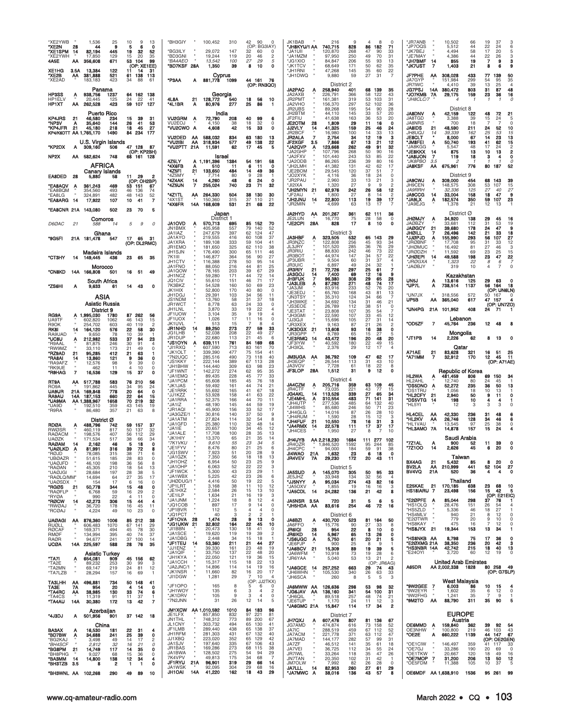*XE2YWB " 1,536 25 10 9 13
*XE2N 28 44 9 5 6 0
*XE1SPM 14 82,194 445 19 32 52
*XE2YWH " 17,850 129 15 20 35
4A5E AA 356,608 671 53 104 99
(OP: XE1EE)
XE1HG 3.5A 13,384 122 11 14 31
*XE2B AA 381,888 521 61 138 113
*XE2AD " 183,183 423 34 88 61

### Panama
HP3SS A 938,756 1237 64 162 138
HP1ELV " 20,445 125 24 22 41
HP1XT AA 262,528 423 59 107 127

### Puerto Rico
KP4JRS 21 46,580 234 15 39 31
*NP3V A 35,640 144 26 41 53
*KP4JFR 21 45,180 218 18 45 27
KP4/K6DTT AA 1,765,170 1490 84 234 177

### U.S. Virgin Islands
*KP2DX A 309,160 506 47 128 87
(OP: KP2BH)
NP2X AA 582,624 748 68 161 128

## AFRICA

### Canary Islands
EA8DED 28 5,880 58 11 29 2
(OP: OH2BP)
*EA8AQV A 361,243 469 53 151 67
*EA8BQM " 354,560 493 46 136 74
*EA8LG " 324,891 482 48 143 52
*EA8ARG 14 17,922 107 10 41 7

*EA8CNR 21A 143,080 502 23 70 5

### Comoros
*D6ØAC 21 588 14 5 9 0*

### Ghana
*9G5FI 21A 181,478 547 17 65 31
(OP: DL2RMC)

### Madeira Islands
*CT3HY 14 149,445 436 23 65 35

### Morocco
*CN8KD 14A 166,808 501 16 51 49

### South Africa
*ZS6HI A 9,633 61 14 43 0

## ASIA

### Asiatic Russia
#### District 9
RG9A A 1,995,030 1780 87 262 56
UA9TF " 602,820 1062 46 143 15
R9OK " 254,702 603 40 119 2
RK8I 14 164,120 576 22 58 30
RA9UAD " 9,650 78 10 39 1
*UC8U A 212,982 533 37 94 23
*R9AAL " 81,875 246 30 91 4
*RW9MZ " 33,110 173 21 49 0
*RZ9AD 21 95,285 412 21 63 1
*RA8AI 14 13,860 121 9 36 0
*RA9AFZ " 12,576 98 9 39 0
*RK9UE " 462 11 4 10 0
*R9HAG 7 16,536 129 15 37 0

RT9A AA 517,788 583 76 210 56
RG9A " 191,862 445 34 95 24
UA9UR 21A 169,848 778 20 64 0
RA9AU 14A 187,153 660 22 64 15
*UA9MA AA 1,388,967 1658 70 219 32
*UA9D " 192,510 359 43 145 19
*R9RA " 86,480 357 21 63 8

#### District Ø
RDØA A 488,796 742 59 157 37
RWØSR " 460,119 817 50 137 32
RAØACM " 198,576 407 56 112 29
UAØZK " 171,534 517 38 66 34
RAØAM 14 2,162 46 5 18 0
*UAØLKD A 81,991 316 39 72 8
*RØJD " 78,085 315 38 71 6
*UBØAZR " 51,615 185 28 83 0
*UAØJFD " 46,100 198 36 56 8
*RAØAN " 45,305 210 18 54 13
*UAØJGI " 28,684 197 28 38 5
*RAØLQ/MM " 14,694 64 27 35 17
*UAØSDX " 154 17 6 16 0
*RGØS 21 50,778 344 15 48 0
*RAØFLP " 6,768 59 16 29 2
*RYØA " 990 22 4 11 0
*RØCW 14 42,273 306 15 44 4
*RWØAJ " 36,720 178 16 45 11
*RCØAJ " 4,224 49 10 23 0

UAØAGI AA 876,360 1006 85 212 38
RUØLL " 606,483 1070 67 141 29
RØCAF " 169,371 494 45 78 30
RMØF " 134,994 395 40 74 37
RAØR " 94,677 241 37 100 14
UCØA 14A 225,597 588 28 76 35

### Asiatic Turkey
*TA7I A 654,081 909 45 156 62
*TA2E " 89,232 253 30 99 3
*TA2MN " 69,147 219 24 81 12
*TA7LZB " 28,294 157 16 69 1

TA3LHH AA 496,881 734 50 148 41
TA3E 7A 954 20 4 14 0
*TA4RC AA 38,985 130 33 74 6
*TA4CS " 11,319 91 11 37 1
*TA4AU 14A 30,380 172 13 42 7

### Azerbaijan
*4J3DJ A 501,956 901 37 142 18

### China
BA3AX A 16,530 181 22 31 4
*BD7BW A 34,688 241 25 39 0
*BG2KAJ " 3,498 49 14 17 2
*\*BH4SCF " 2,812 32 16 21 0*
*BG8PM 21 14,749 117 14 35 0
*BH8PHG " 9,027 68 15 36 0
*BA3MM 14 14,800 138 12 34 4
*BH3TZB 3.5 8 2 1 1 0

*BH3WNL AA 102,268 290 49 89 30
*BH3GIY " 100,452 310 42 90 0
(OP: BG3IAY)
*BG3ILY " 29,072 147 32 60 0
*BD3GNI " 19,244 119 20 46 2
*\*BA4AEO " 13,542 100 27 29 5*
*BD7KSF 28A 1,350 39 8 10 0

### Cyprus
*P3AA A 881,778 1099 44 161 76
(OP: RN3QO)

### Georgia
4L8A 21 128,772 540 18 56 10
*4L1BR A 80,976 277 25 86 1

### India
VU2GRM A 72,790 208 40 99 6
VU2EOJ " 4,150 38 18 32 0
*VU2CWO A 4,608 42 15 33 0

VU2DED AA 588,032 834 63 180 13
*VU2IBI AA 318,934 577 49 138 22
*VU2PTT 21A 11,591 62 17 45 5

### Israel
4Z5LY A 1,191,396 1384 54 191 58
*4X6FB A 510 11 6 11 0
*4Z5FI 21 133,650 484 14 49 36
*4Z5MY " 7,714 80 9 28 1
*4Z4AK 14 4,260 48 6 24 0
*4Z5UN 7 255,024 740 23 71 32

*4Z1TL AA 264,330 504 38 130 30
*4X1ST " 150,360 315 37 110 21
*4X6FR 14A 168,609 531 21 68 22

### Japan
#### District 1
JA1OVD A 570,713 695 85 152 70
JN1BMX " 405,958 557 79 140 52
JA1AZ " 247,679 397 62 124 47
JA1AYO " 219,555 416 60 108 37
JA1XRA " 189,108 333 59 104 41
JR1EMO " 181,650 325 62 110 38
JH1SJN " 176,490 300 65 111 46
7K1IIII " 146,877 364 56 90 27
JH1CTV " 116,388 278 50 95 14
JA1FNO " 88,050 216 44 81 25
JA1QOW " 78,165 203 39 67 29
JH1NCZ " 59,280 171 44 72 14
JQ1CIV " 55,610 151 46 71 17
7K3BKZ " 54,528 160 50 69 23
JK1HIX " 52,800 170 40 80 0
JH1DGJ " 29,391 103 34 56 11
JS1NDM " 13,760 58 31 37 18
JR1WCT " 8,778 63 26 33 0
JH1LNL " 3,870 33 19 22 4
JF1UOW " 3,104 35 9 19 4
JF1UOX " 1,026 17 11 16 0
JK1UVL " 513 15 7 8 4
JR1NHD 14 89,250 273 27 59 33
JG1LHB " 52,038 208 22 49 27
JR1DUP " 22,880 113 21 45 6
*JS1OYN A 639,111 761 84 169 68
*JI1RXQ " 607,590 713 83 161 70
*JK1OLT " 339,390 477 75 154 41
*7N2UQC " 285,516 490 73 118 40
*JS1KKY " 222,144 389 67 113 28
*JH1BHW " 144,440 309 63 98 23
*JF1WNT " 142,272 274 62 95 35
*JA1EMQ " 89,435 228 45 77 33
*JA1PCM " 65,608 185 45 76 18
*JK1JAS " 59,492 161 44 74 21
*JE1RRK " 55,692 165 41 67 18
*JJ1KZZ " 53,928 158 41 63 22
*JA1RRA " 52,375 166 44 70 11
*JA1IZ " 48,190 145 44 59 19
*JR1AQI " 45,900 156 33 52 17
*JA3GZE/1 " 30,816 140 37 50 9
*JA1ATM " 27,824 114 32 54 8
*JA1GFD " 25,380 110 32 48 14
*JA1IE " 20,657 100 34 45 12
*JA1ALE " 17,708 100 28 35 13
*JK1HIY " 13,370 65 21 35 14
*\*7K1VKU " 9,610 55 23 34 5*
*JE1FYV " 8,476 80 21 25 6
*JG1SWV " 7,923 51 20 28 9
*JA1GZK " 7,350 56 18 18 13
*JH1OHZ " 6,954 50 23 25 9
*JA1OHP " 6,063 52 22 22 3
*JF1WCK " 5,300 43 23 29 1
*JA1WBX " 5,225 42 23 26 6
*JHØDUG/1 " 4,416 50 19 22 5
*JP1LRT " 3,168 38 11 10 12
*JE1HXZ " 2,584 26 15 13 10
*JE1ILP " 1,634 21 16 19 3
*JA1JNM " 1,224 18 8 12 4
*JQ1COB " 897 17 9 14 0
*JP1BVR " 112 5 4 4 0
*JQ1PCT " 40 3 2 2 1
*JF1OVA 28 1,474 28 9 13 0
*JG1UKW 21 32,802 164 22 45 10
*JI1BBN " 20,473 130 18 41 0
*JA1SCE " 19,620 119 19 39 2
*JA1DBG " 2,448 34 15 18 1
*JF1TEU 14 53,360 211 21 44 27
*JJ1ENZ " 39,330 161 23 48 19
*JA1QIF " 33,750 137 22 48 20
*JH1KYA " 22,050 121 19 36 15
*JA1CGH " 15,317 115 18 22 13
*JA2JNC/1 " 14,896 114 14 19 16
*JK1NSR " 11,660 82 16 20 17
*JI1DGW " 1,281 29 7 10 4
(OP: JJ2TKX)
*JF1OPO " 165 8 5 6 0
*JH1WOY " 135 6 3 4 2
*JH1DRV " 105 9 3 4 0
*7N2JNN " 31 26 12 14 5

JM1XCW AA 1,010,592 1010 84 183 96
JE1LFX " 857,850 832 97 221 81
JN1THL " 748,312 773 89 200 67
JL1CNY " 303,732 494 65 130 41
JF1LMB " 289,440 438 65 138 37
JH1RFM " 281,303 431 67 132 40
JJ1XBQ " 223,020 352 65 129 42
JA1SJV " 197,640 335 67 106 43
JR1BAS " 169,286 273 68 115 38
JA1BWA " 128,502 275 54 94 29
7K4VPV " 49,813 175 34 68 7
JF1RYU 21A 96,901 319 29 66 14
JA1WSK " 92,095 304 29 68 16
JH1OAI 14A 41,220 162 18 43 29
JK1BAB " 216 9 4 8 0
*JH8KYU/1 AA 740,715 828 86 182 71
*JA1UII " 120,870 268 47 90 33
*JA1MZM " 97,950 250 49 70 31
*JG1XIO " 84,847 206 55 93 13
*JK1TCV " 68,649 171 50 62 35
*JK1RNI " 47,268 145 35 60 22
*JH1DWQ " 9,880 59 27 31 7

#### District 2
JA2PAC A 258,940 401 68 139 35
JA2AXB " 226,791 366 58 122 43
JR2PMT " 161,381 319 53 103 31
JA2VHO " 156,370 297 52 102 36
JR2UBS " 89,268 195 54 90 28
JH2BTM " 44,110 145 33 57 20
JF2FIU " 41,638 163 36 53 20
JE2OTM 28 1,809 29 11 16 0
JJ2VLY 14 41,325 159 25 46 24
JR2BCF " 16,980 100 14 33 13
JR2ALA 7 2,754 34 12 19 3
JF2XGF 3.5 7,866 67 13 21 12
*JA2QVP A 123,668 262 49 91 32
*JA2GHP " 107,796 268 50 90 16
*JA2FXV " 101,440 243 53 85 22
*JA2ODB " 86,265 236 39 80 16
*JH2LMH " 41,382 131 42 62 17
*JE2BOM " 29,545 120 37 51 7
*JO2XYK " 4,116 36 18 24 0
*JR2PAU " 2,960 33 13 21 3
*JI2IXA " 1,320 27 9 9 2
*JH2MYN 21 62,976 242 26 58 12
*JF2AIJ " 1,800 27 8 14 2
*JH2JNU 14 22,800 113 19 39 17
*JR2MIN " 4,699 63 13 17 7

JA2HYD AA 201,267 361 62 111 36
JE2LUN " 16,770 75 28 58 0
*JE2CPI 28A 828 17 8 10 0

#### District 3
JA3HBF A 323,505 532 65 143 29
JR3NZC " 122,808 256 45 93 34
JL3JRY " 101,520 285 36 76 29
JR3RIU " 88,830 242 46 73 22
JR3BOT " 44,974 147 34 57 22
JP3UBR " 9,504 60 31 37 4
JR3UIC " 6,897 49 24 32 1
JR3RIY 21 72,726 297 25 61 7
JA3GOJ 14 7,400 69 12 16 9
JH3FUK 7 96,380 308 29 65 28
*JA3LEB A 87,292 271 48 74 17
*JA3JM " 83,916 233 52 76 20
*JE3EDJ " 65,760 168 43 81 13
*JN3TSY " 35,310 124 34 66 7
*JH3WKE " 34,692 134 31 46 21
*JS3EOE " 26,789 112 38 51 0
*JE3TAT " 23,808 107 35 54 7
*JH3GMI " 22,590 107 33 45 12
*JJ3QJI " 15,696 105 27 31 14
*JR3XEX " 9,163 87 21 26 2
*JK3DGX 21 13,608 93 16 38 0
*JR3GPP " 8,789 65 15 27 5
*JE3RMQ 14 43,472 196 20 48 20
*JF3IYW " 40,592 180 22 49 15
*JH3IQL " 2,376 29 12 17 4

JM3UGA AA 36,792 109 47 62 17
JH3EQP " 26,544 113 31 43 10
JA3VOV " 7,728 61 18 22 8
JF3LOP 28A 1,512 31 9 12 0

#### District 4
JA4CZM A 205,716 359 63 109 45
JR4CTF " 73,035 221 43 77 15
JG4AKL 14 113,526 339 27 65 34
*JE4MHL A 310,554 483 71 141 31
*JH4UTP " 277,536 485 64 132 40
*JI4WHS " 85,680 246 50 71 23
*JH4GLG " 14,016 87 26 28 10
*JH4RUM " 1,590 28 15 12 3
*JH4FUF 21 10,550 78 16 31 3
*JA4RMX 14 22,578 111 17 37 17
*JH4CES " 1,950 27 8 7 10

JH4UYB AA 2,218,230 1684 111 277 102
JR4OZR " 1,846,520 1592 95 244 85
JH4CPC " 94,000 184 59 91 38
JI4WAO 21A 1,632 23 6 18 0
JR4VEV 7A 29,230 172 20 43 11

#### District 5
JA5SUD A 145,070 305 50 95 33
JE5JHZ " 33,948 134 32 56 4
*JJ5NYY A 95,034 274 43 82 16
*JA5OXV " 1,855 19 16 16 3
*JA5CDL 14 24,282 136 21 42 8

JA5NSR 3.5A 720 31 5 5 5
*JH5HDA AA 83,616 254 46 72 16

#### District 6
JA6BZI A 430,700 523 81 164 50
JA6FFO " 15,776 90 27 33 8
JR6IQI 28 954 22 8 10 0
JR6IKD 14 5,967 65 13 26 0
*JS6UGC A 5,750 61 20 21 5
*JF6RVK " 900 25 8 9 1
*JA6BCV 21 15,309 89 19 39 5
*JA6WFM " 10,918 73 19 28 6
*JR6YAA " 5,040 53 13 21 2
(OP: JR6AG)
*JA6GCE 14 257,252 663 29 74 43
*JH6WHN " 105,530 340 26 63 33
*JH6SCA " 260 8 5 5 3

JA6MWW AA 126,636 298 53 98 32
*JG6JAV AA 136,160 341 54 100 31
*JH6QIL " 89,518 257 48 74 21
*JE6TUP " 1,170 24 11 12 3
*JA6GMC 21A 15,847 114 17 34 2

#### District 7
JH7QXJ A 607,476 807 81 136 67
JG7AMD " 474,874 616 73 158 52
JA7IC " 288,519 459 67 112 52
JA7ACM " 221,778 371 63 112 47
JA7MAD " 144,177 282 57 99 31
JA7ZF " 46,512 141 35 61 18
JA7VEI " 36,725 112 34 55 24
JR7IWL " 33,264 118 35 47 26
JN7TAN " 20,350 102 31 42 1
JM7OLW " 7,992 82 26 28 0
JA7LLL 14 82,953 260 27 61 29
*JA7MWC A 38,016 136 43 57 8
*JR7ANB " 10,502 66 19 37 3
*JP7OQS " 5,512 44 22 24 6
*JK7BEJ " 4,494 58 17 20 5
*JE7MAY " 4,386 44 22 26 3
*JH7BMF 14 855 19 7 9 3
*JK7UST 7 1,403 21 8 6 9

JF7PHE AA 308,028 433 77 139 50
JA7GYP " 151,984 299 54 95 35
JR7IWC " 4,410 39 13 25 4
JG7PSJ 14A 380,472 803 31 87 48
*JO7KMB 7A 29,175 159 23 36 16
*\*JH8CLC/7 " 4 1 1 1 0*

#### District 8
JA8DNV A 42,159 122 48 72 21
JA8TGD " 3,388 39 15 24 5
JA8NRS " 700 18 7 7 0
JA8IDS 21 48,590 211 24 52 10
*JH8UQJ 14 39,339 162 25 53 15*
JE8CLT " 8,000 67 14 23 13
*JM8FEI A 50,740 193 41 62 15
*JA8KGG " 5,547 48 17 24 2
*JE8KKX 14 875 13 10 13 2
*JA8UON 7 119 18 3 4 0
*\*JK8PBO 3.5 2 1 1 1 0*
JA8KSF AA 675,961 776 80 187 52

#### District 9
JA9CWJ A 309,000 454 68 143 39
JH9CEN " 148,575 308 53 107 15
*JA9RRH " 32,336 125 27 40 27*
JA9CCG 14 33,004 158 18 47 9
*JA9LX A 182,574 350 59 107 23
*JA9EJG " 1,378 21 12 13 1

#### District Ø
JHØMJY A 34,920 138 29 45 16
JAØBZY " 33,681 112 31 53 19
JAØGCY 21 39,680 178 24 47 9
JHØILL 7 26,496 142 21 33 18
*JJØPJD A 155,990 293 56 107 27
*JRØBNF " 17,708 95 31 33 12
*JHØMUC " 16,492 81 27 46 3
*JRØDZH " 11,592 69 23 25 15
*JHØEPI 14 49,588 198 23 47 22
*\*JRØGXA " 1,323 22 8 6 7*
*JAØBJY " 319 10 4 7 0

### Kazakhstan
UN5J A 13,616 125 29 63 0
*UP7L A 738,514 1137 56 164 18
(OP: UN6LN)
*UN7JX " 318,556 572 50 167 0
UP5B AA 365,040 617 47 157 4
(OP: UN7ZO)
*UN4PG 21A 101,952 408 24 71 1

### Lebanon
*OD5ZF 7 45,764 236 12 48 8

### Mongolia
*JT1PB 14 2,226 62 8 13 0

### Qatar
A71AE 21 83,628 321 16 51 25
*A71MM 7 32,912 170 12 45 11
(OP: A71AE)

### Republic of Korea
HL2WA A 481,459 806 69 150 34
HL2AHL " 12,740 80 24 45 1
*DS5DNO A 52,272 235 36 56 13
*DS1TRU " 1,056 18 10 13 1
*HL2CFY 21 2,940 50 9 11 0
*DS5VTG 14 198 10 4 4 1
*HL5YI " 12 3 3 3 0

HL4CEL AA 42,330 236 31 48 6
*HL2KV AA 26,746 128 34 46 6
*HL1VAU " 13,545 97 25 38 0
*HL3AMO 7A 14,878 157 15 24 4

### Saudi Arabia
*7Z1AL A 900 52 11 39 0
*7Z1OO 14 2,626 45 6 20 0

### Taiwan
BX4AG 21 5,432 85 8 20 0
BV2LA AA 210,899 441 52 104 27
BV4VQ 21A 520 36 4 4 0

### Thailand
E25KAE 21 170,185 638 23 68 10
HS18IARU 7 23,498 156 15 42 5
(OP: E21EIC)
*E2ØPFE A 85,044 298 37 76 1
*HS1OLQ " 28,476 151 26 54 4
*HS5ZLD " 5,336 46 18 27 1
*HS4MLV " 940 21 8 12 0
*E2ØTWR " 779 20 9 10 0
*HS8KAY " 475 16 7 12 0
*HS8JYX 21 19,344 153 13 34 1

*HS8NKB AA 8,798 75 17 36 0
*E2ØXMG 21A 38,350 256 20 42 3
*HS3NBR 14A 42,742 215 18 40 13
*E24OYI " 3,720 60 12 19 0

### United Arab Emirates
A65DR AA 2,002,338 1828 80 258 49
(OP: G7SLP)

### West Malaysia
*9W2GEE 7 6,003 86 10 15 4
*9W2EYR " 1,602 35 6 12 0
*9W2FHG " 1,241 35 7 9 1
*9M2TO AA 88,790 311 35 90 5

## EUROPE

### Austria
OE6MMD A 159,840 362 39 92 54
OE3NHW " 100,800 219 46 103 43
*OE2E A 660,222 1139 44 147 67
(OP: OE2GEN)
*OE1CIW " 146,497 359 41 117 33
*OE7GJ " 33,286 190 20 69 0
*OE1TKW " 20,667 120 18 49 16
*OE7MOP 7 31,200 206 13 50 12
*OE5FDM " 11,388 105 10 37 5

OE6MDF AA 1,638,910 1536 95 261 99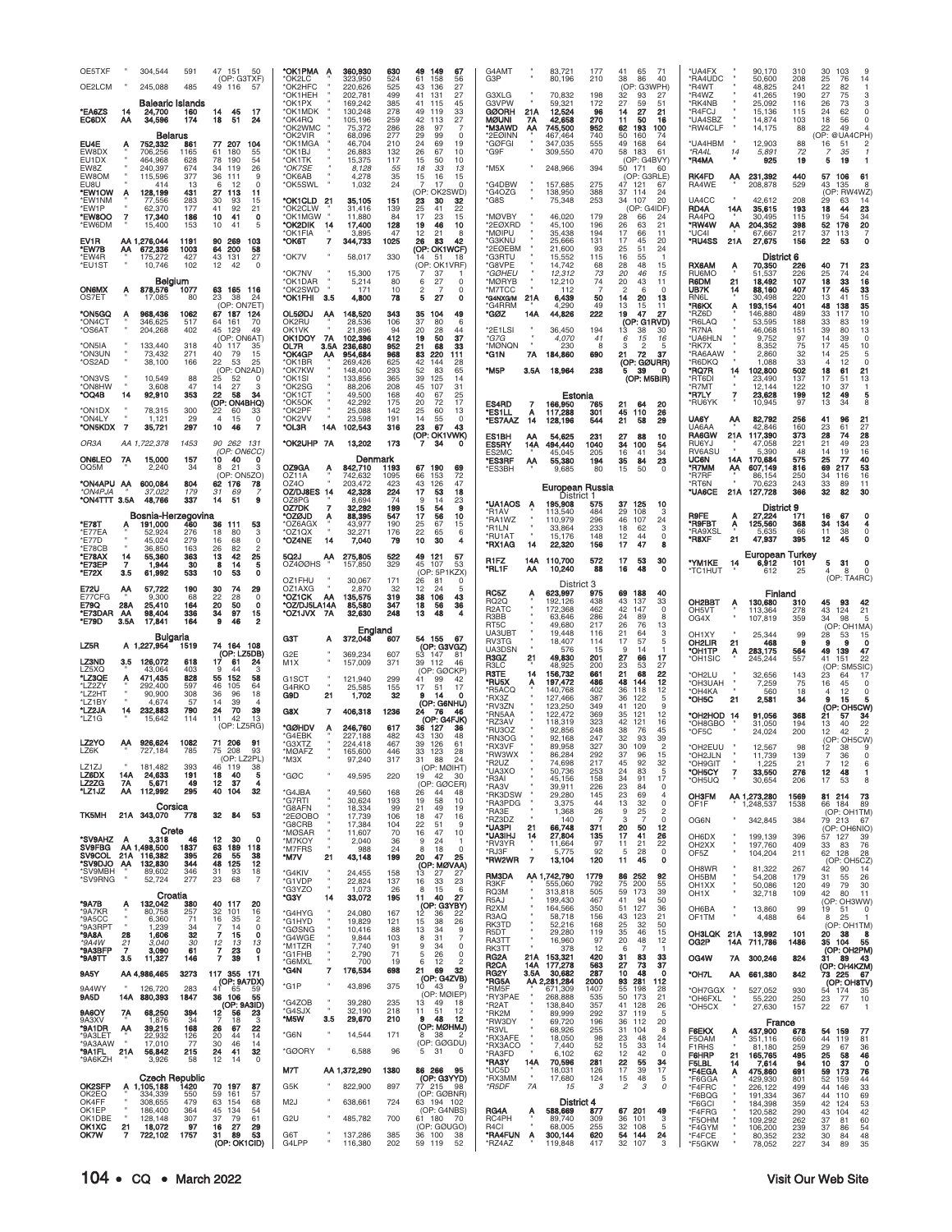OE5TXF " 304,544 591 47 151 50
(OP: G3TXF)
OE2LCM " 245,088 485 49 116 57

**Balearic Islands**

*EA6ZS 14 24,700 160 14 45 17
EC6DX AA 34,596 174 18 51 24

**Belarus**

EU4E A 752,332 861 77 207 104
EW8DX " 706,256 1165 61 180 55
EU1DX " 464,968 628 78 190 54
EW8Z " 240,397 674 34 119 26
EW8OM " 115,596 377 36 111 9
EU8U " 414 13 6 12 0
*EW1OW A 128,199 431 27 113 11
*EW1NM " 77,556 283 30 93 15
*EW1P " 62,370 177 41 92 21
*EW8OO 7 17,340 186 10 41 0
*EW6DM " 15,400 153 10 41 5

EV1R AA 1,276,044 1191 90 269 103
*EW7B AA 672,336 1003 64 200 58
*EW4R " 175,272 427 43 131 27
*EU1ST " 10,746 102 12 42 0

**Belgium**

ON6MX A 878,576 1077 63 165 116
OS7ET " 17,085 80 23 38 24
(OP: ON7ET)
*ON5GQ A 968,436 1062 67 187 124
*ON4CT " 346,625 517 64 161 70
*OS6AT " 204,268 402 45 129 49
(OP: ON6AT)
*ON5IA " 133,440 318 40 117 35
*ON3UN " 73,432 271 40 79 15
*OS2AD " 38,100 166 22 53 25
(OP: ON2AD)
*ON3VS " 10,549 88 25 52 0
*ON8HW " 3,608 47 14 27 3
*OQ4B 14 92,910 353 22 58 34
(OP: ON4BHQ)
*ON1DX " 78,315 300 22 60 33
*ON4LY " 1,121 29 4 15 0
*ON5KDX 7 35,721 297 10 46 7

OR3A AA 1,722,378 1453 90 262 131
(OP: ON6CC)
ON6LEO 7A 15,000 157 10 40 0
OQ5M " 2,240 34 8 21 3
(OP: ON5ZO)
*ON4APU AA 600,084 804 62 176 78
*ON4PJA " 37,022 179 31 69 7
*ON4TTT 3.5A 48,766 337 14 51 9

**Bosnia-Herzegovina**

*E78T A 191,000 460 36 111 53
*E77EA " 52,924 276 18 80 3
*E77O " 45,024 279 16 68 0
*E78CB " 36,850 163 26 82 2
*E78AX 14 55,360 363 13 42 25
*E73EP 7 1,944 30 8 14 5
*E72X 3.5 61,992 533 10 53 0

E72U AA 57,722 190 30 74 29
E77CFG " 9,300 68 22 28 0
E79Q 28A 25,410 164 20 50 0
*E73DAR AA 98,404 336 34 97 15
*E79D 3.5A 17,841 164 9 46 2

**Bulgaria**

LZ5R A 1,227,954 1519 74 164 108
(OP: LZ5DB)
LZ3ND 3.5 126,072 618 17 61 24
LZ5XQ " 43,064 403 9 44 3
*LZ3QE A 471,435 828 55 152 58
*LZ2ZY " 292,400 597 46 105 64
*LZ2HT " 90,900 308 36 96 18
*LZ1BY " 4,674 57 14 39 4
*LZ2JA 14 232,883 790 24 70 39
*LZ1G " 15,642 114 11 42 13
(OP: LZ5RG)
LZ2YO AA 926,624 1082 71 206 91
LZ6K " 727,184 785 75 208 93
(OP: LZ2PL)
LZ1ZJ " 181,482 393 46 119 38
LZ6DX 14A 24,633 191 18 40 5
LZ2ZG 7A 5,671 49 12 37 4
*LZ1JZ AA 112,992 295 40 104 32

**Corsica**

TK5MH 21A 343,070 778 32 84 53

**Crete**

*SV9AHZ A 3,318 46 12 30 0
SV9FBG AA 1,498,500 1837 63 189 118
SV9COL 21A 116,382 395 26 55 38
*SV9DJO AA 132,830 344 48 125 12
*SV9MBH " 89,602 346 31 93 18
*SV9RNG " 52,724 277 23 68 7

**Croatia**

*9A7B A 132,042 380 40 117 20
*9A7KR " 80,758 257 32 101 16
*9A5CC " 6,360 71 16 35 2
*9A3RPT " 1,239 34 7 14 0
*9A8A 28 1,606 32 7 15 0
*9A4W 21 3,040 30 12 13 13
*9A3BFP 7 3,090 61 7 23 0
*9A9TT 3.5 11,327 146 7 39 1

9A5Y AA 4,986,465 3273 117 355 171
(OP: 9A7DX)
9A4WY " 126,720 283 41 65 59
9A5D 14A 880,393 1847 36 106 55
(OP: 9A3ID)
9A6OY 7A 68,250 394 12 56 23
9A3XV " 1,876 34 7 18 3
*9A1DR AA 39,215 168 26 67 22
*9A3LET " 22,932 126 20 44 14
*9A3AAW " 17,010 77 30 46 14
*9A1FL 21A 56,842 215 24 41 32
*9A6KZH " 3,926 58 12 14 0

**Czech Republic**

OK2SFP A 1,105,188 1420 70 197 87
OK2EQ " 334,339 550 59 161 57
OK4FF " 308,655 479 63 154 68
OK1EP " 186,400 364 45 134 21
OK1DBE " 128,148 307 37 79 61
OK1XC 21 18,072 97 16 27 29
OK7W 7 722,102 1757 31 89 53
(OP: OK1CID)

*OK1PMA A 360,930 630 49 149 67
*OK2LC " 323,950 524 61 158 56
*OK2HFC " 220,626 525 43 136 27
*OK1HEH " 202,781 499 41 131 27
*OK1PX " 169,242 385 41 115 45
*OK1MDK " 130,248 278 49 119 33
*OK4RQ " 105,196 259 42 113 27
*OK2WMC " 75,372 286 28 97 7
*OK2VIR " 68,096 277 29 99 0
*OK1MGA " 46,704 210 24 69 19
*OK1BJ " 26,883 132 26 67 10
*OK1TK " 15,375 117 15 50 10
*OK7SE " 8,128 55 18 33 13
*OK6AB " 4,278 35 15 16 15
*OK5SWL " 1,032 24 7 17 0
(OP: OK2SWD)
*OK1CLD 21 35,105 151 23 30 32
*OK2CLW " 31,416 139 25 41 22
*OK1MGW " 11,880 84 17 23 15
*OK2DIK 14 17,400 128 19 46 10
*OK1FIA " 3,895 47 12 21 8
*OK6T 7 344,733 1025 26 83 42
(OP: OK1WCF)
*OK7V " 58,017 330 14 51 18
(OP: OK1VRF)
*OK7NV " 15,300 175 7 37 1
*OK1DAR " 5,214 80 6 27 0
*OK2SWD " 171 10 2 7 0
*OK1FHI 3.5 4,800 78 5 27 0

OL5ØDJ AA 148,520 343 35 104 49
OK2RU " 28,536 106 37 80 6
OK1VK " 21,896 94 20 28 44
OK1DOY 7A 102,396 412 19 50 37
OL7R 3.5A 236,680 952 21 68 33
*OK4GP AA 954,684 968 83 220 111
*OK1BR " 269,426 625 42 144 28
*OK7KW " 148,400 293 52 83 65
*OK1SI " 133,856 365 39 125 14
*OK2SG " 88,206 208 45 107 31
*OK1CT " 49,500 168 40 67 25
*OK5OK " 42,292 175 20 72 17
*OK2PF " 25,088 142 25 60 13
*OK2VV " 23,598 191 14 55 0
*OL3R 14A 102,543 316 23 67 43
(OP: OK1VWK)
*OK2UHP 7A 13,202 173 7 34 0

**Denmark**

OZ9GA A 842,710 1193 67 190 69
OZ11A " 742,632 1095 66 153 72
OZ4O " 203,472 423 43 126 47
OZ/DJ8ES 14 42,328 224 17 53 18
OZ8PG " 8,694 74 9 14 23
OZ7DK 7 32,292 189 15 54 9
*OZ6JD A 88,395 547 17 56 10
*OZ6AGX " 43,977 190 25 67 15
*OZ1QX " 32,271 176 22 65 6
*OZ4NE 14 7,040 79 10 30 4

5Q2J AA 275,805 522 49 121 57
OZ4ØØHS " 157,850 329 45 107 53
(OP: 5P1KZX)
OZ1FHU " 30,067 171 26 81 0
OZ1AXG " 2,870 32 12 24 5
*OZ1CK AA 135,575 319 38 106 43
*OZ/DJ5LA 14A 85,580 347 18 56 36
*OZ1JVX 7A 32,630 248 13 48 4

**England**

G3T A 372,048 607 54 155 67
(OP: G3VGZ)
G2E " 369,234 607 53 147 81
M1X " 157,009 371 39 112 46
(OP: GØCKP)
G1SCT " 121,940 299 41 99 42
G4RKO " 25,585 155 17 51 17
G9D 21 1,702 32 9 14 0
(OP: G6NHU)
G8X 7 406,318 1236 24 76 46
(OP: G4FJK)
*GØHDV A 246,760 617 36 127 36
*G4EBK " 227,188 482 43 130 48
*G3XTZ " 224,418 467 39 126 61
*MØAFZ " 165,600 446 33 123 28
*M3X " 97,240 317 31 88 24
(OP: MØIHT)
*GØC " 49,595 220 19 42 30
(OP: GØCER)
*G4JBA " 49,560 168 26 44 48
*G7RTI " 30,624 193 19 58 10
*G8AFN " 18,334 99 21 49 19
*2EØOBO " 17,739 106 18 47 16
*G8CRB " 17,384 104 22 51 9
*MØSAR " 11,607 70 16 47 10
*M7KOY " 2,040 36 9 24 1
*M7FRS " 988 24 8 18 0
*M7V 21 43,148 199 20 47 25
(OP: MØVAA)
*G4KIV " 24,455 158 13 27 27
*G1VDP " 22,824 137 16 33 23
*G3YZO " 1,073 26 8 15 6
*G3Y 14 33,072 195 11 40 27
(OP: G3YBY)
*G4HYG " 24,080 167 12 36 22
*G1HYD " 19,829 121 15 38 26
*GØSNG " 10,416 88 13 34 9
*G4WGE " 9,844 103 8 31 7
*M1TZR " 7,740 91 9 34 0
*G1FHB " 2,790 71 5 26 0
*G6MXL " 700 19 6 12 2
*G4N 7 176,534 698 21 69 32
(OP: G4ZVB)
*G1P " 43,896 375 10 43 3
(OP: MØIEP)
*G4ZOB " 39,280 235 13 49 18
*G4SJX " 32,190 218 11 51 12
*M5W 3.5 29,670 210 9 48 12
(OP: MØHMJ)
*G6N " 14,544 171 8 38 2
(OP: GØGDU)
*GØORY " 6,588 96 5 31 0

M7T AA 1,372,290 1380 86 266 95
(OP: G3YYD)
G5K " 822,900 897 77 215 98
(OP: GØBNR)
M2J " 638,661 724 63 190 102
(OP: G4NBS)
G2U " 485,782 700 61 180 70
(OP: GØUGO)
G6T " 137,286 385 36 100 38
G4LPP " 116,380 302 59 119 52

G4AMT " 83,721 177 41 65 71
G3P " 80,196 210 38 86 40
(OP: G3WPH)
G3XLG " 70,832 198 32 93 27
G3VPW " 59,321 172 27 59 51
GØORH 21A 12,524 96 14 27 21
MØUNI 7A 42,658 270 11 50 16
*M3AWD AA 745,500 952 62 193 100
*2EØINN " 467,464 740 50 160 74
*GØFGI " 347,035 555 49 168 64
*G9F " 309,550 470 58 183 61
(OP: G4BVY)
*M5X " 248,966 394 50 171 60
(OP: G3RLE)
*G4DBW " 157,685 275 47 121 67
*G4OZG " 138,950 388 37 114 24
*G8S " 75,348 253 34 107 20
(OP: G4IDF)
*MØVBY " 46,020 179 28 66 24
*2EØXRD " 45,100 196 26 63 21
*MØIPU " 35,438 194 17 66 11
*G3KNU " 25,666 131 17 45 20
*2EØEBM " 21,600 93 25 51 24
*G3RTU " 15,552 115 16 55 1
*G8VPE " 14,742 68 28 48 15
*GØHEU " 12,312 73 20 46 15
*MØRYB " 12,210 74 20 43 11
*M7TCC " 112 7 2 6 0
*G4NXG/M 21A 6,439 50 14 20 13
*G4RRM " 4,290 49 13 15 11
*GØZ 14A 44,826 222 19 47 27
(OP: G1RVD)
*2E1LSI " 36,450 194 13 38 30
*G7G " 4,070 41 6 15 16
*MØNQN " 230 8 3 2 5
*G1N 7A 184,860 690 21 72 37
(OP: GØURR)
*M5P 3.5A 18,964 238 5 39 0
(OP: M5BIR)

**Estonia**

ES4RD 7 166,950 765 21 64 20
*ES1LL A 117,288 301 45 110 26
*ES7AAZ 14 128,196 544 21 58 29

ES1BH AA 54,625 231 27 88 10
ES5RY 14A 494,440 1040 34 100 54
ES2MC " 45,045 205 16 41 34
*ES3RF AA 55,380 194 35 84 23
*ES3BH " 9,685 80 15 50 0

**European Russia**

**District 1**

*UA1AOS A 195,908 575 37 125 10
*R1AV " 113,540 484 29 108 3
*RA1WZ " 110,979 296 46 107 24
*R1LN " 33,864 233 18 62 3
*RU1AT " 15,176 148 12 44 0
*RX1AG 14 22,320 156 17 47 8

R1FZ 14A 110,700 572 17 53 30
*RL1F AA 10,240 88 16 48 0

**District 3**

RC5Z A 623,997 975 69 188 40
R2QO " 192,126 438 43 137 33
R2ATC " 172,368 462 42 147 0
R3BB " 63,646 286 24 89 8
RT5C " 49,680 217 26 76 13
UA3UBT " 19,448 116 21 64 3
RV3TG " 18,407 114 17 57 5
UA3DSN " 576 15 9 14 1
R3GZ 21 49,830 201 27 66 17
R3LC " 48,925 200 23 53 27
R3TE 14 156,732 661 21 68 22
*RU5X A 197,472 486 48 144 12
*R5ACQ " 140,768 402 36 118 12
*RX3Z " 127,466 387 36 122 5
*RV3ZN " 123,250 349 41 120 9
*RN5AA " 122,472 369 35 121 12
*RZ3AV " 118,319 323 42 121 16
*RU3OZ " 92,856 248 38 76 45
*RN3OG " 92,168 247 32 93 39
*RX3VF " 89,958 327 30 109 2
*RW3WX " 86,284 292 37 96 15
*R2UZ " 74,698 217 45 92 32
*UA3XO " 50,736 253 24 83 5
*R3AI " 45,156 158 34 91 17
*RA3V " 39,911 226 23 84 0
*RK3DSW " 29,280 145 23 69 4
*RA3PDG " 3,375 44 13 32 0
*RA3E " 1,368 26 9 25 2
*RZ3DZ " 140 7 3 7 0
*UA3PI 21 66,748 371 20 50 12
*UA3IHJ 14 27,804 135 17 41 26
*RV3YR " 11,664 97 11 21 22
*RJ3F " 5,775 92 5 28 0
*RW2WR 7 13,104 120 11 45 0

RM3DA AA 1,742,790 1779 86 252 92
R3KF " 555,060 792 75 200 55
RQ3M " 313,818 505 59 173 39
R5AJ " 199,430 467 41 94 50
R2XM " 164,566 350 51 127 36
R3AQ " 58,718 156 43 123 21
RK3TD " 52,216 168 25 32 50
R5DT " 29,280 119 35 46 15
RA3TT " 16,960 97 20 48 12
RK3TT " 378 12 6 7 1
RG2A 21A 153,321 420 31 83 33
R2OA 14A 177,278 563 27 73 37
RG2Y 3.5A 30,682 287 10 48 0
*RG5A AA 2,281,284 2000 93 281 112
*RM5F " 671,309 1407 55 198 28
*RY3PAE " 268,888 535 50 173 21
*R2AT " 138,840 357 41 128 26
*RK2M " 89,999 292 37 119 5
*RW3DY " 69,720 196 36 112 20
*R3VL " 68,926 255 31 104 8
*RX3AFE " 18,050 98 23 48 24
*RX3ACO " 7,440 52 15 33 14
*RA3FD " 6,102 62 12 42 0
*RA3Y 14A 70,596 281 22 55 34
*UC5D " 18,031 126 17 39 17
*RX3MM " 17,680 124 15 48 5
*R5DF 7A 15 3 2 3 0

**District 4**

RG4A A 588,669 877 67 201 49
RC4PH " 89,740 309 36 101 3
R4CI " 68,005 255 32 108 5
*RA4FUN A 300,144 620 54 144 24
*RZ4AZ " 119,848 417 32 107 3

*UA4FX " 90,170 310 30 103 9
*RA4UDC " 50,600 208 25 76 14
*R4WT " 48,825 241 22 82 1
*R4WZ " 41,265 190 27 75 3
*RK4NB " 25,092 116 26 73 3
*R4FCJ " 15,136 115 24 62 0
*UA4SBZ " 14,874 103 18 56 0
*RW4CLF " 14,175 88 22 49 4
(OP: @UA4CPH)
*UA4HBM " 12,903 88 16 51 2
*RA4L 14 5,891 72 7 35 1
*R4MA " 925 19 5 19 1

RK4FD AA 231,392 440 57 106 61
RA4WE " 208,878 529 43 135 8
(OP: RW4WZ)
UA4CC " 42,612 208 29 63 14
RD4A 14A 35,615 193 18 44 23
RA4PQ " 30,495 115 19 54 34
*RW4W AA 204,352 398 52 176 20
*UC4I " 67,667 217 37 113 7
*RU4SS 21A 27,675 156 22 53 0

**District 6**

RX6AM A 70,350 226 40 71 23
RU6MO " 51,537 226 25 74 24
R6DM 21 18,492 107 18 33 16
UB7K 14 88,160 407 17 45 33
RN6L " 30,498 220 13 41 15
*R6KX A 193,154 401 48 138 35
*RZ6D " 146,880 489 33 117 10
*R6LAQ " 53,595 188 33 83 19
*R7NA " 46,068 151 39 80 13
*UA6HLN " 9,752 97 14 39 0
*RK7X " 8,352 75 17 45 10
*R7AAW " 2,860 32 14 25 5
*R6DKQ " 1,088 33 4 12 0
*RQ7R 14 102,800 502 18 61 21
*RT6DI " 23,490 137 17 51 13
*R7MT " 12,144 122 10 37 1
*R7LY 7 23,628 199 12 49 5
*RU6YK " 10,945 97 13 34 8

UA6Y AA 82,792 256 41 96 21
UA6AA " 42,846 160 23 61 27
RA6GW 21A 117,390 373 28 74 28
RU6YJ " 47,058 221 21 49 23
RV6ASU " 5,390 48 14 19 16
UC6N 14A 170,684 575 25 77 40
*R7MM AA 607,149 816 69 217 53
*R7RF " 86,154 250 34 116 16
*RT6N " 70,623 243 33 89 11
*UA6CE 21A 127,728 366 32 82 30

**District 9**

R9FE A 27,224 171 16 67 0
*R9FBT A 125,560 368 34 134 4
*RA9XSL " 5,635 66 11 38 0
*R8XF 21 47,937 395 12 45 0

**European Turkey**

*YM1KE 14 6,912 101 5 31 0
*TC1HUT " 612 25 4 8 0
(OP: TA4RC)

**Finland**

OH2BBT A 130,680 310 45 93 42
OH5VT " 113,364 278 43 124 21
OG4X " 107,819 359 34 98 5
(OP: OH1MA)
OH1XY " 25,344 99 28 53 15
OH2LIR 21 468 9 9 9 0
*OH1TP A 283,175 564 49 139 47
*OH1SIC " 245,244 557 41 151 22
(OP: SM5SIC)
*OH2LU " 32,656 143 23 64 17
*OH3UAH " 7,259 75 16 45 0
*OH4KA " 560 18 4 12 0
*OH5C 21 2,581 34 9 15 5
(OP: OH5CW)
*OH2HOD 14 91,056 368 21 57 34
*OH8GBO " 31,050 194 13 40 22
*OF5C " 24,024 200 12 42 2
(OP: OH5CW)
*OH2EUU " 12,567 98 12 38 9
*OH2JLN " 11,739 139 7 36 0
*OH9GIT " 1,225 21 7 12 6
*OH5CY 7 33,550 276 12 48 1
*OH5UQ " 30,654 206 17 53 8

OH3FM AA 1,273,280 1569 81 214 73
OF1F " 1,248,537 1538 66 184 89
(OP: OH1TM)
OG6N " 342,845 384 79 213 67
(OP: OH6NIO)
OH6DX " 199,139 396 57 127 39
OH2XX " 197,760 409 33 83 76
OF5Z " 104,204 211 62 128 28
(OP: OH5CZ)
OH8WR " 81,322 267 42 90 14
OH5BM " 54,208 179 31 55 26
OH1XX " 50,086 120 49 79 30
OH1X " 32,718 109 42 80 11
(OP: OH3WW)
OH6BA " 13,860 99 19 51 0
OF1TM " 4,488 64 8 25 1
(OP: OH1TM)
OH3LQK 21A 13,992 101 20 38 8
OG2P 14A 711,786 1486 35 104 55
(OP: OH2PM)
OG4W 7A 300,246 824 31 89 43
(OP: OH4KZM)
*OH7L AA 661,380 842 73 225 67
(OP: OH8TV)
*OH7GGX " 527,052 930 54 174 35
*OH6FXL " 55,220 250 23 77 10
*OH5CX " 27,630 157 22 67 1

**France**

F6EKX A 437,900 678 54 159 77
F5OAM " 351,116 660 44 119 81
F1RHS " 81,180 259 29 67 36
F6HRP 21 165,765 495 25 58 46
F5LBL 14 7,614 94 10 37 0
*F4EGA A 475,860 691 59 173 76
*F6GGA " 429,930 801 52 159 44
*F4FRC " 226,122 499 44 146 33
*F6BQG " 191,334 367 44 110 69
*F6GCI " 184,398 359 42 124 53
*F4FRG " 120,582 290 43 104 42
*F5OHM " 109,292 262 37 81 60
*F4GYM " 106,200 239 37 86 54
*F4FCE " 80,352 232 30 84 48
*F5GKW " 78,052 227 34 89 35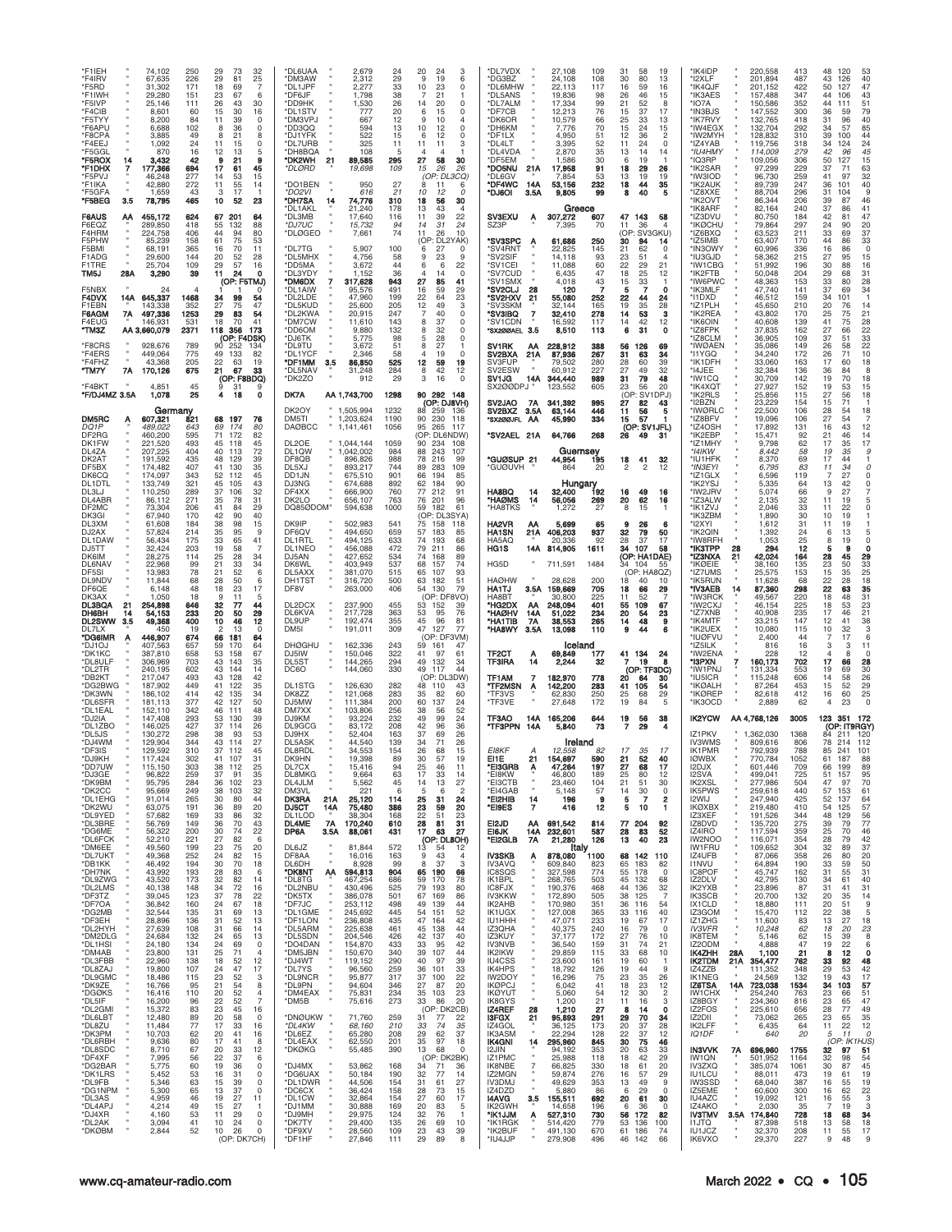| Call | Band | Score | QSOs | Zones | Countries |
|---|---|---|---|---|---|
| *F1IEH | " | 74,102 | 250 | 29 73 | 32 |
| *F4IRV | " | 67,635 | 226 | 29 81 | 25 |
| *F5RD | " | 31,302 | 171 | 18 69 | 7 |
| *F1IWH | " | 29,280 | 151 | 23 67 | 6 |
| *F5IVP | " | 25,146 | 111 | 26 43 | 30 |
| *F4CIB | " | 8,601 | 60 | 15 30 | 16 |
| *F5TYY | " | 8,200 | 84 | 11 39 | 0 |
| *F6APU | " | 6,688 | 102 | 8 36 | 0 |
| *F8CPA | " | 3,885 | 49 | 8 21 | 8 |
| *F4EEJ | " | 1,092 | 24 | 11 15 | 0 |
| *F5GGL | " | 870 | 16 | 12 13 | 5 |
| **\*F5ROX** | **14** | **3,432** | **42** | **9 21** | **9** |
| **\*F1DHX** | **7** | **177,366** | **694** | **17 61** | **45** |
| *F5PVJ | " | 46,248 | 277 | 14 53 | 15 |
| *F1IKA | " | 42,880 | 272 | 11 55 | 14 |
| *F5GFA | " | 1,659 | 43 | 3 17 | 1 |
| **\*F5BEG** | **3.5** | **78,795** | **465** | **10 52** | **23** |
| | | | | | |
| **F6AUS** | **AA** | **455,172** | **624** | **67 201** | **64** |
| F6EQZ | " | 289,850 | 418 | 55 132 | 88 |
| F4HRM | " | 224,758 | 406 | 44 94 | 80 |
| F5PHW | " | 85,239 | 158 | 61 75 | 53 |
| F5BMI | " | 68,191 | 365 | 16 70 | 11 |
| F1ADG | " | 29,600 | 144 | 20 52 | 28 |
| F1TRE | " | 25,704 | 109 | 29 57 | 16 |
| **TM5J** | **28A** | **3,290** | **39** | **11 24** | **0** |
| | | (OP: F5TMJ) | | | |
| F5NBX | " | 24 | 4 | 1 1 | 0 |
| **F4DVX** | **14A** | **645,337** | **1468** | **34 99** | **54** |
| F1EBN | " | 143,338 | 352 | 27 75 | 47 |
| **F6AGM** | **7A** | **497,336** | **1253** | **29 83** | **54** |
| F4EUG | " | 146,931 | 531 | 18 70 | 41 |
| **\*TM3Z** | **AA** | **3,660,079** | **2371** | **118 356** | **173** |
| | | (OP: F4DSK) | | | |
| *F8CRS | " | 928,676 | 789 | 90 252 | 134 |
| *F4ERS | " | 449,064 | 775 | 49 133 | 82 |
| *F4FHZ | " | 43,368 | 205 | 22 63 | 19 |
| **\*TM7Y** | **7A** | **170,126** | **675** | **21 67** | **33** |
| | | (OP: F8BDQ) | | | |
| *F4BKT | " | 4,851 | 45 | 9 31 | 9 |
| **\*F/DJ4MZ** | **3.5A** | **1,078** | **25** | **4 18** | **0** |
| | | **Germany** | | | |
| **DM5RC** | **A** | **607,321** | **821** | **68 197** | **76** |
| *DQ1P* | " | *489,022* | *643* | *69 174* | *80* |
| DF2RG | " | 460,200 | 595 | 71 172 | 82 |
| DK1FW | " | 221,520 | 493 | 45 118 | 45 |
| DL4ZA | " | 207,225 | 404 | 40 113 | 72 |
| DK2AT | " | 191,592 | 435 | 48 129 | 39 |
| DF5BX | " | 174,482 | 407 | 41 130 | 35 |
| DK6CQ | " | 174,097 | 343 | 52 112 | 45 |
| DL1DTL | " | 133,749 | 321 | 45 105 | 43 |
| DL3LJ | " | 110,250 | 289 | 37 106 | 32 |
| DL4ABR | " | 86,112 | 271 | 35 78 | 31 |
| DF2MC | " | 73,304 | 206 | 41 84 | 29 |
| DK3GI | " | 67,940 | 170 | 42 90 | 40 |
| DL3XM | " | 61,608 | 184 | 38 98 | 15 |
| DJ2AX | " | 57,824 | 214 | 35 95 | 9 |
| DL1DAW | " | 56,434 | 175 | 33 65 | 41 |
| DJ5TT | " | 32,424 | 203 | 19 58 | 7 |
| DK6IM | " | 28,275 | 114 | 25 28 | 34 |
| DL6NAV | " | 22,968 | 99 | 21 33 | 34 |
| DF5SI | " | 13,983 | 78 | 21 52 | 6 |
| DL9NDV | " | 11,844 | 68 | 28 50 | 6 |
| DF6QE | " | 6,148 | 48 | 18 23 | 17 |
| DK3AX | " | 1,050 | 18 | 9 11 | 5 |
| **DL3BQA** | **21** | **254,898** | **646** | **32 77** | **44** |
| **DH6BH** | **14** | **54,153** | **233** | **20 50** | **29** |
| **DL2SWW** | **3.5** | **49,368** | **400** | **10 46** | **12** |
| DL7LX | " | 450 | 19 | 2 13 | 0 |
| **\*DG6IMR** | **A** | **446,907** | **674** | **66 181** | **64** |
| *DJ1OJ | " | 407,563 | 657 | 59 170 | 64 |
| *DK1KC | " | 387,810 | 658 | 53 158 | 67 |
| *DL8ULF | " | 306,969 | 703 | 43 143 | 35 |
| *DL2TR | " | 240,195 | 602 | 43 144 | 14 |
| *DB2KT | " | 217,047 | 493 | 43 128 | 42 |
| *DG2BWG | " | 187,902 | 449 | 41 122 | 35 |
| *DK3WN | " | 186,102 | 414 | 42 135 | 34 |
| *DL6SFR | " | 181,113 | 377 | 42 127 | 50 |
| *DL1EAL | " | 152,110 | 342 | 46 111 | 48 |
| *DJ2IA | " | 147,408 | 293 | 53 130 | 39 |
| *DL1ZBO | " | 146,025 | 427 | 37 114 | 26 |
| *DL5JS | " | 130,272 | 298 | 38 93 | 53 |
| *DJ4WM | " | 129,904 | 344 | 43 114 | 27 |
| *DF3IS | " | 129,592 | 310 | 37 112 | 45 |
| *DJ9KH | " | 117,424 | 302 | 41 107 | 31 |
| *DD7UW | " | 115,150 | 303 | 38 112 | 25 |
| *DJ3GE | " | 96,822 | 259 | 37 91 | 35 |
| *DK9BM | " | 95,795 | 284 | 36 102 | 23 |
| *DK2CC | " | 95,669 | 249 | 38 103 | 32 |
| *DL1EHG | " | 91,014 | 265 | 30 80 | 44 |
| *DK2WU | " | 63,075 | 191 | 36 89 | 20 |
| *DL9YED | " | 57,682 | 169 | 33 86 | 32 |
| *DL3BRE | " | 56,769 | 149 | 36 70 | 43 |
| *DG6ME | " | 56,322 | 200 | 30 74 | 22 |
| *DL6FCK | " | 52,210 | 221 | 27 82 | 6 |
| *DM6EE | " | 49,560 | 199 | 23 75 | 20 |
| *DL7UKT | " | 49,368 | 252 | 24 82 | 15 |
| *DB1KK | " | 46,492 | 194 | 30 70 | 18 |
| *DH7NK | " | 43,992 | 193 | 28 83 | 6 |
| *DL9ZWG | " | 43,520 | 173 | 32 82 | 14 |
| *DL2LMS | " | 40,138 | 148 | 34 72 | 16 |
| *DF3TZ | " | 39,045 | 123 | 37 78 | 22 |
| *DF7OA | " | 36,842 | 160 | 24 67 | 18 |
| *DG2MB | " | 32,544 | 135 | 31 69 | 13 |
| *DF3EH | " | 28,896 | 136 | 31 52 | 13 |
| *DL2HYH | " | 27,639 | 108 | 31 66 | 14 |
| *DM2DLG | " | 24,684 | 132 | 24 65 | 13 |
| *DL1HSI | " | 24,180 | 134 | 24 69 | 0 |
| *DM4AB | " | 23,800 | 131 | 25 71 | 4 |
| *DL3FBB | " | 22,960 | 138 | 18 52 | 12 |
| *DL8ZAJ | " | 19,800 | 107 | 24 47 | 17 |
| *DL9GMC | " | 18,486 | 115 | 23 52 | 3 |
| *DK9ZE | " | 16,766 | 95 | 21 54 | 8 |
| *DG0KS | " | 16,416 | 110 | 20 52 | 4 |
| *DL5IF | " | 16,200 | 96 | 22 52 | 7 |
| *DL2GMI | " | 15,372 | 83 | 23 45 | 16 |
| *DL6LBT | " | 12,480 | 89 | 20 58 | 0 |
| *DL8ZU | " | 11,484 | 77 | 17 33 | 16 |
| *DK3PM | " | 10,703 | 62 | 20 41 | 16 |
| *DL6RBH | " | 9,636 | 80 | 17 41 | 8 |
| *DL8SDC | " | 8,710 | 67 | 20 33 | 12 |
| *DF4XF | " | 7,995 | 56 | 22 37 | 6 |
| *DG2BAR | " | 5,775 | 60 | 19 36 | 0 |
| *DK1LRS | " | 5,452 | 53 | 16 31 | 0 |
| *DL9FB | " | 5,346 | 63 | 15 39 | 0 |
| *DG1NPM | " | 5,300 | 65 | 13 37 | 0 |
| *DL3AS | " | 4,959 | 46 | 19 27 | 11 |
| *DL4APJ | " | 4,214 | 49 | 15 27 | 1 |
| *DJ4XR | " | 4,160 | 53 | 11 29 | 0 |
| *DL2AK | " | 3,094 | 41 | 10 24 | 0 |
| *DK0BM | " | 2,844 | 52 | 10 26 | 0 |
| | | (OP: DK7CH) | | | |
| *DL6UAA | " | 2,679 | 24 | 20 24 | 3 |
| *DM3AW | " | 2,312 | 29 | 9 19 | 6 |
| *DL1JPF | " | 2,277 | 33 | 10 23 | 0 |
| *DF6JF | " | 1,798 | 38 | 7 21 | 1 |
| *DD9HK | " | 1,530 | 26 | 14 20 | 0 |
| *DL1STV | " | 777 | 20 | 6 15 | 0 |
| *DM3VPJ | " | 667 | 12 | 9 10 | 4 |
| *DD3QQ | " | 594 | 13 | 10 12 | 0 |
| *DJ1YFK | " | 522 | 15 | 6 12 | 0 |
| *DL7URB | " | 325 | 11 | 11 11 | 3 |
| *DH8BQA | " | 108 | 5 | 4 4 | 1 |
| **\*DK2WH** | **21** | **89,585** | **295** | **27 58** | **30** |
| *\*DL0RD* | " | *19,698* | *109* | *15 26* | *26* |
| | | (OP: DL3CQ) | | | |
| *DO1BEN | " | 950 | 27 | 8 11 | 6 |
| *\*DO2VI* | " | *616* | *21* | *10 12* | *0* |
| **\*DH7SA** | **14** | **74,776** | **310** | **18 56** | **30** |
| *DL1AKL | " | 21,240 | 178 | 13 43 | 4 |
| *DL3MB | " | 17,640 | 116 | 11 39 | 22 |
| *\*DJ7UC* | " | *15,732* | *94* | *14 31* | *24* |
| *DL0GEO | " | 7,661 | 74 | 11 26 | 10 |
| | | (OP: DL2YAK) | | | |
| *DL7TG | " | 5,907 | 100 | 6 27 | 0 |
| *DL5MHX | " | 4,756 | 58 | 9 23 | 9 |
| *DD5MA | " | 3,672 | 44 | 6 6 | 22 |
| *DL3YDY | " | 1,152 | 36 | 4 14 | 0 |
| **\*DM6DX** | **7** | **317,628** | **943** | **27 85** | **41** |
| *DL1AIW | " | 95,576 | 491 | 16 59 | 29 |
| *DL2LDE | " | 47,960 | 199 | 22 64 | 23 |
| *DL5KUD | " | 25,600 | 205 | 12 49 | 3 |
| *DL2KWA | " | 20,915 | 247 | 7 40 | 0 |
| *DM7OW | " | 11,610 | 143 | 8 37 | 0 |
| *DD6OM | " | 9,880 | 132 | 8 32 | 0 |
| *DJ6TK | " | 5,775 | 98 | 5 28 | 0 |
| *DL9TU | " | 3,672 | 51 | 8 27 | 1 |
| *DL1YCF | " | 2,346 | 58 | 4 19 | 0 |
| **\*DF1MM** | **3.5** | **86,850** | **525** | **12 59** | **19** |
| *DL5NAV | " | 31,248 | 284 | 8 42 | 12 |
| *DK2ZO | " | 912 | 29 | 3 16 | 0 |
| | | | | | |
| **DK7A** | **AA** | **1,743,700** | **1298** | **90 292** | **148** |
| | | (OP: DJ8VH) | | | |
| DK2OY | " | 1,505,994 | 1232 | 88 259 | 136 |
| DM5TI | " | 1,203,624 | 1190 | 90 230 | 118 |
| DA0BCC | " | 1,141,461 | 1056 | 95 265 | 117 |
| | | (OP: DL6NDW) | | | |
| DL2OE | " | 1,044,144 | 1059 | 90 234 | 108 |
| DL1QW | " | 1,042,002 | 984 | 88 243 | 107 |
| DF8QB | " | 896,826 | 988 | 78 216 | 99 |
| DL5XJ | " | 893,217 | 744 | 89 283 | 109 |
| DD1JN | " | 675,510 | 901 | 66 194 | 85 |
| DJ3NG | " | 674,688 | 892 | 62 184 | 90 |
| DF4XX | " | 666,900 | 760 | 77 212 | 91 |
| DK2LO | " | 656,107 | 763 | 76 201 | 96 |
| DQ850DOM | " | 594,638 | 1000 | 59 182 | 61 |
| | | (OP: DL3SYA) | | | |
| DK9IP | " | 502,983 | 541 | 75 158 | 118 |
| DF6QV | " | 494,650 | 659 | 57 183 | 85 |
| DL1RTL | " | 494,125 | 633 | 74 193 | 68 |
| DL1NEO | " | 456,088 | 472 | 79 211 | 86 |
| DJ5AN | " | 427,652 | 534 | 74 168 | 89 |
| DK6WL | " | 403,949 | 537 | 68 157 | 74 |
| DL5AXX | " | 381,070 | 515 | 65 107 | 93 |
| DH1TST | " | 316,720 | 500 | 63 182 | 51 |
| DF8V | " | 263,000 | 406 | 54 130 | 79 |
| | | (OP: DF8VO) | | | |
| DL2DCX | " | 237,900 | 455 | 53 152 | 39 |
| DL6KVA | " | 217,728 | 363 | 53 95 | 76 |
| DL9UP | " | 192,474 | 355 | 45 96 | 81 |
| DM5I | " | 191,011 | 309 | 47 127 | 77 |
| | | (OP: DF3VM) | | | |
| DH0GHU | " | 162,336 | 243 | 59 161 | 47 |
| DJ5IW | " | 150,046 | 322 | 41 97 | 61 |
| DL5ST | " | 144,265 | 294 | 49 132 | 34 |
| DC6O | " | 144,060 | 330 | 49 117 | 44 |
| | | (OP: DL3DW) | | | |
| DL1STG | " | 126,630 | 282 | 48 110 | 43 |
| DK8ZZ | " | 121,068 | 283 | 35 82 | 60 |
| DJ5MW | " | 111,384 | 200 | 60 137 | 24 |
| DM7XX | " | 103,806 | 256 | 38 56 | 52 |
| DJ9KM | " | 93,224 | 232 | 49 99 | 24 |
| DL9GCG | " | 83,172 | 208 | 42 96 | 36 |
| DJ9HX | " | 52,404 | 163 | 37 69 | 26 |
| DL5ASK | " | 44,540 | 139 | 34 71 | 25 |
| DL8RDL | " | 34,553 | 154 | 26 68 | 15 |
| DK9HN | " | 19,398 | 89 | 30 57 | 19 |
| DL7CX | " | 15,416 | 94 | 25 46 | 11 |
| DL8MKG | " | 9,664 | 63 | 17 33 | 14 |
| DL4JLM | " | 5,562 | 45 | 14 13 | 27 |
| DM3VL | " | 221 | 6 | 5 5 | 3 |
| **DK3RA** | **21A** | **25,120** | **114** | **25 31** | **24** |
| **DJ5CT** | **14A** | **75,480** | **386** | **23 59** | **20** |
| DL1LOD | " | 38,304 | 168 | 22 51 | 23 |
| **DL4ME** | **7A** | **170,240** | **610** | **28 81** | **31** |
| **DP6A** | **3.5A** | **88,061** | **431** | **17 63** | **27** |
| | | (OP: DL8OH) | | | |
| DL6JZ | " | 81,844 | 572 | 13 54 | 12 |
| DF8AA | " | 16,016 | 163 | 9 43 | 4 |
| DL6DH | " | 8,928 | 99 | 8 37 | 3 |
| **\*DK8NT** | **AA** | **594,813** | **904** | **65 180** | **66** |
| *DL8TG | " | 467,254 | 686 | 59 170 | 78 |
| *DL2NBU | " | 430,496 | 525 | 79 193 | 80 |
| *DK5TX | " | 386,078 | 501 | 67 169 | 86 |
| *DF7JC | " | 253,112 | 498 | 49 139 | 44 |
| *DL1GME | " | 245,692 | 445 | 54 151 | 52 |
| *DF1LON | " | 236,808 | 435 | 47 164 | 42 |
| *DL5ARM | " | 225,638 | 461 | 45 138 | 44 |
| *DL5SDN | " | 204,546 | 426 | 42 137 | 40 |
| *DO4DAN | " | 154,870 | 433 | 35 95 | 42 |
| *DM5JBN | " | 150,670 | 340 | 39 107 | 44 |
| *DJ4WT | " | 119,152 | 290 | 40 97 | 39 |
| *DL7YS | " | 96,560 | 259 | 36 101 | 33 |
| *DL9MCR | " | 95,877 | 317 | 37 100 | 22 |
| *DL9PN | " | 94,604 | 346 | 27 87 | 20 |
| *DM4EAX | " | 75,831 | 234 | 35 103 | 23 |
| *DM5B | " | 75,616 | 273 | 33 86 | 20 |
| | | (OP: DK2CB) | | | |
| *DN0UKW | " | 71,760 | 259 | 31 77 | 22 |
| *\*DL4KW* | " | *68,160* | *210* | *33 74* | *35* |
| *DL6EZ | " | 65,280 | 208 | 29 62 | 37 |
| *DL4EAX | " | 62,550 | 201 | 35 97 | 18 |
| *DK0KG | " | 55,485 | 390 | 13 68 | 0 |
| | | (OP: DK2BK) | | | |
| *DJ4MX | " | 53,862 | 168 | 34 71 | 36 |
| *DG6UAX | " | 50,184 | 190 | 32 77 | 14 |
| *DL1DWR | " | 44,506 | 154 | 31 61 | 27 |
| *DC6CX | " | 36,424 | 158 | 28 73 | 15 |
| *DL1CW | " | 32,864 | 154 | 27 60 | 17 |
| *DJ1MM | " | 30,888 | 169 | 23 83 | 5 |
| *DJ9MH | " | 29,975 | 124 | 32 76 | 11 |
| *DK7TY | " | 29,400 | 135 | 26 69 | 10 |
| *DF9XV | " | 28,560 | 109 | 23 43 | 39 |
| *DF1HF | " | 27,846 | 111 | 29 89 | 8 |
| *DL7VDX | " | 27,108 | 109 | 31 58 | 19 |
| *DG3BZ | " | 24,108 | 108 | 30 80 | 13 |
| *DL6MHW | " | 22,113 | 117 | 16 59 | 16 |
| *DL5ANS | " | 19,836 | 98 | 26 46 | 15 |
| *DL7ALM | " | 17,334 | 99 | 21 52 | 8 |
| *DF7CB | " | 12,213 | 76 | 15 37 | 17 |
| *DK6OR | " | 10,579 | 66 | 25 33 | 13 |
| *DH6KM | " | 7,776 | 70 | 15 24 | 15 |
| *DF1LX | " | 4,950 | 51 | 12 36 | 2 |
| *DL4LT | " | 3,395 | 52 | 11 24 | 0 |
| *DL4VDA | " | 2,870 | 35 | 13 14 | 14 |
| *DF5EM | " | 1,586 | 30 | 6 19 | 1 |
| **\*DO5NU** | **21A** | **17,958** | **91** | **18 29** | **26** |
| *DL6GV | " | 7,854 | 53 | 13 19 | 19 |
| **\*DF4WC** | **14A** | **53,156** | **232** | **18 44** | **35** |
| **\*DJ6OI** | **3.5A** | **9,805** | **99** | **8 40** | **5** |
| | | **Greece** | | | |
| **SV3EXU** | **A** | **307,272** | **607** | **47 143** | **58** |
| SZ3P | " | 7,395 | 70 | 11 36 | 4 |
| | | (OP: SV3GKU) | | | |
| **\*SV3SPC** | **A** | **61,686** | **250** | **30 94** | **14** |
| *SV4RNT | " | 22,825 | 145 | 21 62 | 0 |
| *SV2SIF | " | 14,118 | 93 | 23 51 | 4 |
| *SV1CEI | " | 11,088 | 60 | 22 29 | 21 |
| *SV7CUD | " | 6,435 | 47 | 18 25 | 12 |
| *SV1SMX | " | 4,018 | 43 | 15 33 | 1 |
| **\*SV2CLJ** | **28** | **120** | **7** | **5 7** | **0** |
| **\*SV2HXV** | **21** | **55,080** | **252** | **22 44** | **24** |
| *SV3SKM | " | 32,144 | 165 | 19 35 | 28 |
| **\*SV3IBQ** | **7** | **32,410** | **278** | **14 53** | **3** |
| *SV1CDN | " | 16,592 | 117 | 14 42 | 12 |
| **\*SX200AEL** | **3.5** | **8,510** | **113** | **6 31** | **0** |
| | | | | | |
| **SV1RK** | **AA** | **228,912** | **388** | **56 126** | **69** |
| **SV2BXA** | **21A** | **87,936** | **267** | **31 63** | **34** |
| SV3FUP | " | 79,502 | 280 | 28 60 | 39 |
| SV2ESW | " | 60,912 | 227 | 27 49 | 32 |
| **SV1JG** | **14A** | **344,440** | **989** | **31 79** | **48** |
| SX200DPJ | " | 123,552 | 605 | 23 56 | 20 |
| | | (OP: SV1DPJ) | | | |
| **SV2JAO** | **7A** | **341,392** | **995** | **27 82** | **43** |
| **SV2BXZ** | **3.5A** | **63,144** | **446** | **11 56** | **5** |
| **\*SX200JFL** | **AA** | **45,990** | **334** | **15 57** | **1** |
| | | (OP: SV1JFL) | | | |
| **\*SV2AEL** | **21A** | **64,766** | **268** | **26 49** | **31** |
| | | **Guernsey** | | | |
| **\*GU0SUP** | **21** | **44,954** | **195** | **18 41** | **32** |
| *GU0UVH | " | 864 | 20 | 2 2 | 12 |
| | | **Hungary** | | | |
| **HA8BQ** | **14** | **32,400** | **192** | **16 49** | **16** |
| **\*HA0MS** | **14** | **56,056** | **269** | **20 62** | **16** |
| *HA8TKS | " | 1,272 | 27 | 8 15 | 1 |
| | | | | | |
| **HA2VR** | **AA** | **5,699** | **65** | **9 26** | **6** |
| **HA1SN** | **21A** | **406,203** | **937** | **32 79** | **50** |
| HA5AQ | " | 20,336 | 92 | 28 37 | 17 |
| **HG1S** | **14A** | **814,905** | **1611** | **34 107** | **58** |
| | | (OP: HA1DAE) | | | |
| HG5D | " | 711,591 | 1484 | 34 104 | 55 |
| | | (OP: HA8QZ) | | | |
| HA0HW | " | 28,628 | 200 | 18 40 | 10 |
| **HA1TJ** | **3.5A** | **159,669** | **705** | **18 66** | **29** |
| HA8BT | " | 30,800 | 225 | 11 52 | 7 |
| **\*HG2DX** | **AA** | **248,094** | **401** | **55 109** | **67** |
| **\*HA0HV** | **14A** | **51,022** | **234** | **20 54** | **23** |
| **\*HA1TIB** | **7A** | **38,553** | **265** | **14 48** | **9** |
| **\*HA8WY** | **3.5A** | **13,098** | **110** | **9 44** | **6** |
| | | **Iceland** | | | |
| **TF2CT** | **A** | **69,849** | **177** | **41 134** | **24** |
| **TF3IRA** | **14** | **2,244** | **32** | **7 19** | **8** |
| | | (OP: TF3DC) | | | |
| **TF1AM** | **7** | **182,970** | **778** | **20 84** | **45** |
| **\*TF2MSN** | **A** | **142,200** | **283** | **41 105** | **54** |
| *TF3VS | " | 62,830 | 250 | 25 68 | 29 |
| *TF3VE | " | 27,648 | 172 | 19 84 | 5 |
| | | | | | |
| **TF3AO** | **14A** | **165,206** | **644** | **19 56** | **38** |
| **\*TF3PPN** | **14A** | **5,840** | **73** | **7 29** | **4** |
| | | **Ireland** | | | |
| *EI8KF* | *A* | *12,558* | *82* | *17 35* | *17* |
| **EI1E** | **21** | **154,697** | **590** | **21 52** | **40** |
| **\*EI3GRB** | **A** | **47,264** | **197** | **27 68** | **17** |
| *EI8KW | " | 46,800 | 189 | 25 80 | 12 |
| *EI3CTB | " | 23,460 | 104 | 21 51 | 30 |
| *EI4GAB | " | 5,148 | 57 | 14 30 | 0 |
| **\*EI2HIB** | **14** | **196** | **9** | **5 7** | **2** |
| **\*EI9ES** | **7** | **416** | **12** | **5 10** | **1** |
| | | | | | |
| **EI2JD** | **AA** | **691,542** | **814** | **77 204** | **92** |
| **EI6JK** | **14A** | **232,601** | **587** | **28 83** | **52** |
| **\*EI2GLB** | **7A** | **21,280** | **126** | **13 40** | **23** |
| | | **Italy** | | | |
| **IV3SKB** | **A** | **878,080** | **1100** | **68 142** | **110** |
| IV3AVQ | " | 609,840 | 823 | 65 183 | 82 |
| IC8SQS | " | 327,598 | 774 | 55 178 | 0 |
| IK1BPL | " | 268,765 | 503 | 45 132 | 68 |
| IC8FJX | " | 190,376 | 468 | 44 136 | 32 |
| IV3KKW | " | 172,890 | 505 | 38 125 | 7 |
| IK2AHB | " | 170,980 | 351 | 36 116 | 54 |
| IK1UGX | " | 127,008 | 365 | 33 116 | 40 |
| IU1HHH | " | 47,071 | 233 | 19 67 | 17 |
| IZ3QHA | " | 40,375 | 240 | 16 79 | 0 |
| IZ3KUY | " | 37,177 | 172 | 27 76 | 10 |
| IV3NVB | " | 36,540 | 159 | 31 74 | 21 |
| IK2IKW | " | 29,859 | 115 | 33 68 | 10 |
| IU4CSS | " | 23,600 | 161 | 19 60 | 1 |
| IK4HPS | " | 18,792 | 126 | 19 44 | 9 |
| IW2DOY | " | 16,296 | 75 | 23 35 | 16 |
| IK0PCJ | " | 6,042 | 41 | 18 23 | 12 |
| IK0YUT | " | 5,060 | 54 | 12 30 | 2 |
| IK8GYS | " | 1,200 | 21 | 11 16 | 3 |
| **IZ4REF** | **28** | **1,210** | **27** | **8 14** | **0** |
| **I3FGX** | **21** | **95,893** | **291** | **29 70** | **34** |
| IZ4GOL | " | 36,125 | 173 | 20 37 | 28 |
| IK3ASM | " | 22,294 | 128 | 22 37 | 12 |
| **IK4GNI** | **14** | **295,960** | **845** | **30 75** | **46** |
| I2JIN | " | 94,192 | 353 | 20 63 | 33 |
| IZ1PMC | " | 25,988 | 118 | 18 42 | 29 |
| **IK8NBE** | **7** | **66,825** | **330** | **18 61** | **20** |
| IZ2MGN | " | 59,874 | 276 | 16 57 | 29 |
| IV3DMJ | " | 49,629 | 353 | 13 49 | 9 |
| IZ4DZD | " | 5,880 | 86 | 6 29 | 0 |
| **I4AVG** | **3.5** | **155,511** | **692** | **20 61** | **30** |
| IK2GWH | " | 14,658 | 196 | 6 36 | 0 |
| **\*IK1JJM** | **A** | **527,310** | **730** | **56 172** | **82** |
| *IK1RGK | " | 514,420 | 779 | 53 136 | 100 |
| *IK2BUF | " | 491,130 | 670 | 61 186 | 74 |
| *IU4JJP | " | 279,908 | 496 | 46 142 | 66 |
| *IK4IDP | " | 220,558 | 413 | 48 120 | 53 |
| *I2XLF | " | 201,894 | 487 | 43 126 | 40 |
| *IK4QJF | " | 201,152 | 422 | 50 127 | 47 |
| *IK3AES | " | 157,488 | 347 | 44 106 | 43 |
| *IO7A | " | 150,586 | 352 | 44 111 | 51 |
| *IN3BJS | " | 147,552 | 300 | 36 59 | 79 |
| *IK7RVY | " | 132,765 | 418 | 31 96 | 40 |
| *IW4EGX | " | 132,704 | 292 | 34 57 | 85 |
| *IW2MYH | " | 128,832 | 310 | 39 100 | 44 |
| *IZ4YAB | " | 119,756 | 318 | 34 124 | 24 |
| *\*IU4HMY* | " | *114,009* | *279* | *42 96* | *45* |
| *IQ3RP | " | 109,056 | 306 | 50 127 | 15 |
| *IK2SAR | " | 97,299 | 229 | 37 71 | 63 |
| *IW3IOD | " | 96,730 | 259 | 41 97 | 32 |
| *IK2AUK | " | 89,739 | 247 | 36 101 | 40 |
| *IZ8XXE | " | 88,704 | 296 | 31 104 | 9 |
| *IK2OVT | " | 86,344 | 206 | 39 87 | 46 |
| *IK8ARF | " | 82,164 | 240 | 37 86 | 41 |
| *IZ3DVU | " | 80,750 | 184 | 42 81 | 47 |
| *IK0CHU | " | 79,864 | 297 | 24 90 | 20 |
| *IZ6BXQ | " | 63,523 | 211 | 33 69 | 37 |
| *IZ5IMB | " | 63,407 | 170 | 44 86 | 33 |
| *IN3OWY | " | 60,996 | 336 | 16 86 | 0 |
| *IU3GJD | " | 58,362 | 215 | 27 95 | 15 |
| *IW1CBG | " | 51,992 | 196 | 30 88 | 16 |
| *IK2FTB | " | 50,048 | 204 | 29 68 | 31 |
| *IW6PWC | " | 48,363 | 153 | 33 80 | 28 |
| *IK3MLF | " | 47,740 | 141 | 37 69 | 34 |
| *I1DXD | " | 46,512 | 159 | 34 101 | 1 |
| *IZ1PLH | " | 45,650 | 210 | 20 76 | 14 |
| *IK2REA | " | 43,802 | 170 | 25 75 | 21 |
| *IK6OIN | " | 40,608 | 139 | 41 75 | 28 |
| *IZ8FPK | " | 37,835 | 162 | 27 66 | 22 |
| *IZ8CLM | " | 36,905 | 109 | 37 51 | 33 |
| *IW0AEN | " | 35,086 | 149 | 26 58 | 22 |
| *I1YGQ | " | 34,240 | 172 | 26 71 | 10 |
| *IK1DFH | " | 33,060 | 163 | 17 60 | 18 |
| *I4JEE | " | 32,384 | 136 | 36 84 | 8 |
| *IW1CQ | " | 30,709 | 142 | 19 70 | 18 |
| *IK4XQT | " | 27,927 | 152 | 19 53 | 15 |
| *IK2RLS | " | 25,856 | 115 | 27 56 | 18 |
| *I2BZN | " | 23,229 | 154 | 15 71 | 1 |
| *IW0RLC | " | 22,500 | 106 | 28 54 | 18 |
| *IZ8BFV | " | 19,096 | 106 | 27 54 | 7 |
| *IZ4OSH | " | 17,892 | 131 | 16 43 | 12 |
| *IK2EBP | " | 15,471 | 92 | 21 46 | 14 |
| *IZ1MHY | " | 9,798 | 62 | 17 35 | 17 |
| *\*I4IKW* | " | *8,442* | *58* | *19 35* | *9* |
| *IU1HFK | " | 8,370 | 69 | 17 44 | 1 |
| *\*IN3EYI* | " | *6,795* | *83* | *11 34* | *0* |
| *IZ1GLX | " | 6,596 | 119 | 7 27 | 0 |
| *IK2YSJ | " | 5,335 | 64 | 13 42 | 0 |
| *IW2JRV | " | 5,074 | 66 | 9 27 | 7 |
| *IZ3ALW | " | 2,135 | 32 | 11 19 | 5 |
| *IK1ZVJ | " | 2,046 | 33 | 11 22 | 0 |
| *IK3ZBM | " | 1,890 | 30 | 10 19 | 1 |
| *I2XYI | " | 1,612 | 31 | 11 19 | 1 |
| *IK2QIN | " | 1,392 | 24 | 6 13 | 5 |
| *IW8RFH | " | 1,053 | 25 | 8 19 | 0 |
| **\*IK3TPP** | **28** | **294** | **12** | **5 9** | **0** |
| **\*IZ3NXA** | **21** | **42,024** | **164** | **28 45** | **29** |
| *IK0EIE | " | 38,160 | 135 | 23 50 | 33 |
| *IZ7UMS | " | 25,575 | 153 | 15 35 | 25 |
| *IK5RUN | " | 11,628 | 68 | 22 28 | 18 |
| **\*IV3AEB** | **14** | **87,360** | **298** | **22 63** | **35** |
| *IW3RCK | " | 49,567 | 220 | 18 48 | 31 |
| *IW2CXJ | " | 46,154 | 225 | 18 53 | 23 |
| *IZ7XNB | " | 40,908 | 235 | 17 46 | 21 |
| *IK4MTF | " | 33,215 | 147 | 12 41 | 38 |
| *IK2UEX | " | 10,080 | 115 | 10 32 | 3 |
| *IU0FVU | " | 2,400 | 44 | 7 17 | 6 |
| *IZ5ILK | " | 816 | 16 | 3 3 | 11 |
| *IW2ENA | " | 228 | 12 | 4 8 | 0 |
| **\*I3PXN** | **7** | **160,173** | **702** | **17 66** | **28** |
| *IW1PNJ | " | 131,334 | 553 | 19 69 | 30 |
| *IU5ICR | " | 115,248 | 606 | 14 58 | 26 |
| *IK0ALH | " | 87,264 | 453 | 15 52 | 29 |
| *IK0REP | " | 82,618 | 412 | 16 60 | 25 |
| *IK3OCD | " | 2,889 | 62 | 4 23 | 0 |
| | | | | | |
| **IK2YCW** | **AA** | **4,768,126** | **3005** | **123 351** | **172** |
| | | (OP: IT9RGY) | | | |
| IZ1PKV | " | 1,362,030 | 1368 | 84 211 | 120 |
| IV3WMS | " | 809,616 | 806 | 78 214 | 112 |
| IK1PMR | " | 792,939 | 788 | 85 241 | 101 |
| IQ0WBX | " | 770,784 | 1052 | 61 187 | 88 |
| I2DJX | " | 601,446 | 709 | 66 199 | 89 |
| I2SVA | " | 499,041 | 725 | 51 157 | 95 |
| IK2XSL | " | 277,986 | 504 | 47 97 | 70 |
| IK5PWS | " | 259,618 | 440 | 57 153 | 61 |
| I2WIJ | " | 247,940 | 425 | 52 137 | 64 |
| IK0XBX | " | 219,480 | 410 | 54 125 | 57 |
| IZ3XEF | " | 191,526 | 344 | 48 129 | 56 |
| IZ8DVD | " | 135,720 | 275 | 39 79 | 77 |
| IZ4IRO | " | 117,594 | 359 | 25 70 | 46 |
| IW2NOO | " | 116,071 | 354 | 28 79 | 42 |
| IW1FRU | " | 109,652 | 304 | 32 89 | 37 |
| IZ4UFB | " | 87,066 | 358 | 26 80 | 20 |
| I1NVU | " | 64,894 | 190 | 33 59 | 50 |
| IC8POF | " | 45,747 | 162 | 31 55 | 31 |
| IZ2DLV | " | 42,795 | 130 | 34 61 | 40 |
| IK2YXB | " | 23,896 | 87 | 31 41 | 31 |
| IK3SCB | " | 20,700 | 132 | 20 35 | 14 |
| IX1CLD | " | 18,881 | 111 | 20 51 | 9 |
| IZ3GOM | " | 15,470 | 112 | 22 38 | 5 |
| IZ1ZHG | " | 11,600 | 83 | 13 27 | 18 |
| *IV3VFR* | " | *10,248* | *62* | *18 20* | *23* |
| IK8TEM | " | 5,146 | 62 | 15 39 | 8 |
| IZ2ODM | " | 4,888 | 47 | 19 22 | 6 |
| **IK4ZHH** | **28A** | **1,100** | **21** | **8 12** | **0** |
| **IK2TDM** | **21A** | **354,477** | **762** | **33 92** | **48** |
| IZ4ZZB | " | 111,352 | 348 | 29 53 | 42 |
| IK1NEG | " | 24,569 | 132 | 19 43 | 17 |
| **IZ6TSA** | **14A** | **723,038** | **1534** | **34 103** | **57** |
| IW1CHX | " | 254,240 | 763 | 23 66 | 51 |
| IZ8BGY | " | 234,360 | 816 | 23 65 | 47 |
| IZ2FOS | " | 225,610 | 656 | 28 77 | 49 |
| IZ2DII | " | 73,062 | 265 | 23 65 | 35 |
| IK2LFF | " | 6,435 | 64 | 11 22 | 12 |
| *IQ1DF* | " | *640* | *20* | *5 11* | *0* |
| | | (OP: IK1HJS) | | | |
| **IN3VVK** | **7A** | **696,960** | **1755** | **32 97** | **51** |
| IW1QN | " | 501,952 | 1164 | 32 98 | 54 |
| IV3ZXQ | " | 385,074 | 1061 | 30 87 | 45 |
| IU1LCU | " | 88,011 | 473 | 19 61 | 19 |
| IW3SSD | " | 68,040 | 387 | 16 55 | 19 |
| IZ5EME | " | 60,600 | 300 | 16 62 | 22 |
| IU4AZC | " | 19,092 | 121 | 16 55 | 3 |
| IZ4AKO | " | 2,030 | 35 | 7 19 | 3 |
| **IV3TMV** | **3.5A** | **174,840** | **728** | **18 68** | **34** |
| I1JTQ | " | 87,398 | 518 | 13 58 | 18 |
| IU1JCZ | " | 32,370 | 208 | 11 55 | 7 |
| IK6VXO | " | 29,370 | 227 | 9 48 | 9 |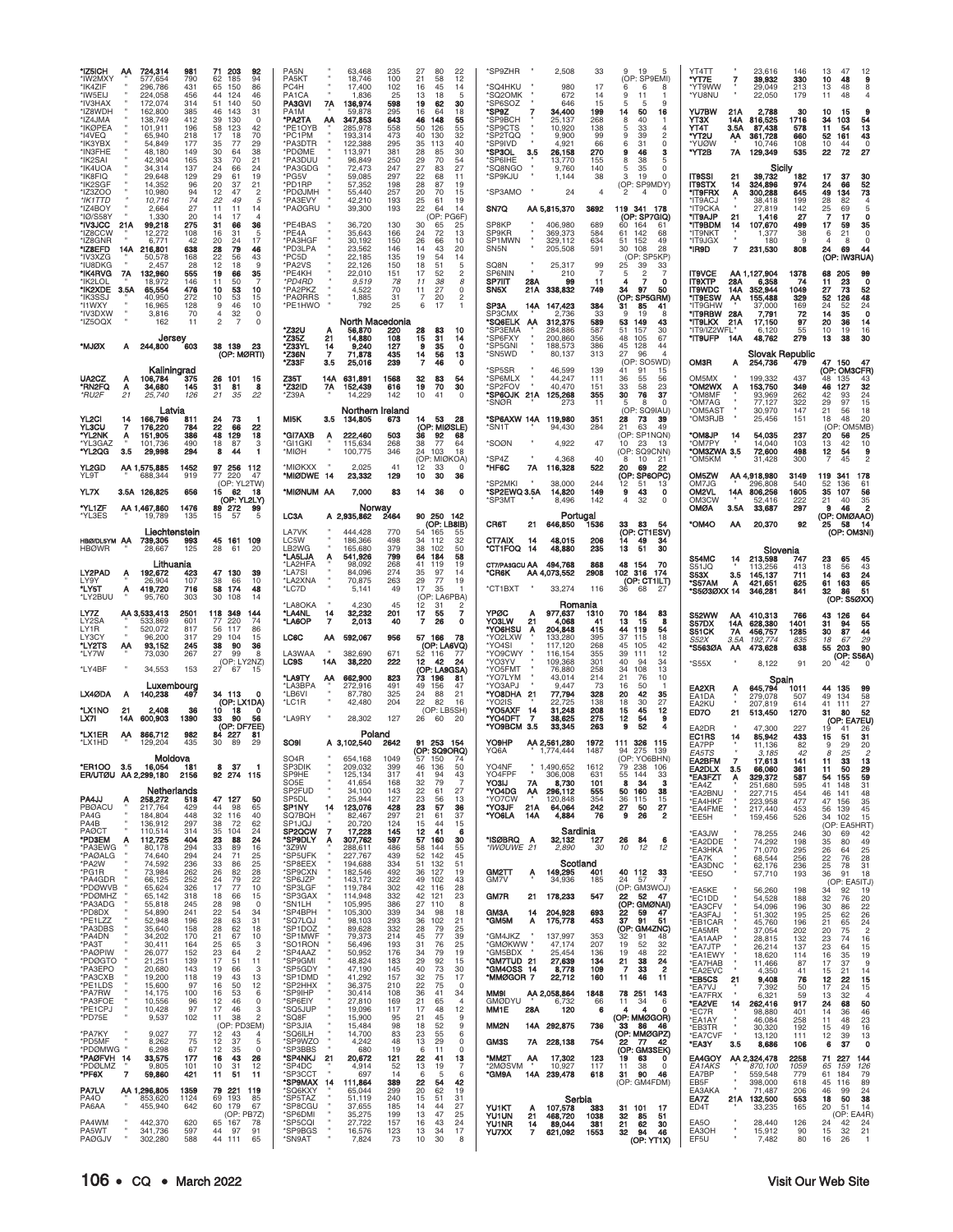*IZ5ICH AA 724,314 981 71 203 92
*IW2MXY " 577,654 790 62 185 94
*IK4ZIF " 296,786 431 65 150 86
*IW5EIJ " 224,058 456 44 124 46
*IV3HAX " 172,074 314 51 140 50
*IZ8WDH " 162,800 385 46 143 31
*IZ4JMA " 138,749 412 39 130 0
*IKØPEA " 101,911 196 58 123 42
*I4VEQ " 65,940 218 17 18 70
*IK3YBX " 54,849 177 35 77 29
*IN3FHE " 48,180 149 30 64 38
*IK2SAI " 42,904 165 33 70 21
*IK4UOA " 34,314 137 24 66 24
*IK8FIQ " 29,648 129 29 61 19
*IK2SGF " 14,352 96 20 37 21
*IZ3ZOO " 10,980 94 12 47 2
*IK1TTD " 10,716 74 22 49 5
*IZ4BOY " 2,664 27 11 11 14
*IØ/S58Y " 1,330 20 14 17 4
*IV3JCC 21A 99,218 275 31 66 36
*IZ8CCW " 12,272 108 16 31 5
*IZ8GNR " 6,771 42 20 24 17
*IZ8EFD 14A 216,801 638 28 79 46
*IV3XZG " 50,578 168 22 56 43
*IU8DKG " 2,457 28 12 18 9
*IK4RVG 7A 132,960 555 19 66 35
*IK2LOL " 18,972 146 11 50 7
*IK2XDE 3.5A 65,554 476 10 53 10
*IK3SSJ " 40,950 272 10 53 15
*I1WXY " 16,965 128 9 46 10
*IV3DXW " 3,816 70 4 32 0
*IZ5OQX " 162 11 2 7 0

## Jersey

*MJØX A 244,800 603 38 139 23 (OP: MØRTI)

## Kaliningrad

UA2CZ A 106,784 375 26 101 15
*RN2FQ A 34,680 145 31 81 8
*RU2F 21 25,740 126 21 35 22

## Latvia

YL2CI 14 166,796 811 24 73 1
YL3CU 7 176,220 784 22 66 22
*YL2NK A 151,905 386 48 129 18
*YL3GAZ " 101,736 490 18 87 3
*YL2QG 3.5 29,998 294 8 44 1

YL2GD AA 1,575,885 1452 97 256 112
YL9T " 688,344 919 77 220 47 (OP: YL2TW)
YL7X 3.5A 126,825 656 15 62 18 (OP: YL2LY)
*YL1ZF AA 1,447,860 1476 89 272 99
*YL3ES " 19,789 135 15 57 5

## Liechtenstein

HBØ/DL5YM AA 739,305 993 45 161 109
HBØWR " 28,667 125 28 61 20

## Lithuania

LY2PAD A 192,672 423 47 130 39
LY9Y " 26,904 107 38 66 10
*LY5T A 419,720 716 58 174 48
*LY2BUU " 95,760 303 30 108 14

LY7Z AA 3,533,413 2501 118 349 144
LY2SA " 533,869 601 77 220 74
LY1R " 520,072 817 56 117 86
LY3CY " 96,200 317 29 104 15
*LY2TS AA 91,152 245 38 90 36
*LY7W " 73,030 267 27 99 8 (OP: LY2NZ)
*LY4BF " 34,553 153 27 67 15

## Luxembourg

LX4ØDA A 140,238 497 34 113 0 (OP: LX1DA)
*LX1NO 21 2,408 36 10 18 0
LX7I 14A 600,903 1390 33 90 56 (OP: DF7EE)
*LX1ER AA 866,712 982 84 227 81
*LX1HD " 129,204 435 30 89 29

## Moldova

*ER1OO 3.5 16,054 181 8 37 1
ER/UT0U AA 2,299,180 2156 92 274 115

## Netherlands

PA4JJ A 258,272 518 47 127 50
PBØACU " 217,764 429 44 98 65
PA4G " 184,804 448 32 116 40
PA4B " 136,912 297 38 72 62
PAØCT " 110,514 314 35 104 24
*PD3EM A 112,725 404 23 88 24
*PA3EWG " 80,178 294 33 89 16
*PAØALG " 74,640 294 24 71 25
*PA2W " 74,592 236 33 86 25
*PG1R " 73,984 262 26 82 28
*PA4GDR " 66,125 252 24 79 22
*PDØWVB " 65,624 326 17 77 10
*PDØMIZ " 65,142 318 18 66 15
*PA3ADG " 55,818 245 28 98 0
*PD8DX " 54,890 241 22 54 34
*PE1LZZ " 52,948 196 28 63 31
*PA3DBS " 35,640 158 28 62 18
*PA4DN " 34,202 170 21 67 10
*PA3T " 30,411 164 25 65 3
*PAØPIW " 26,077 152 23 64 2
*PDØGTO " 21,251 139 17 51 11
*PA3EPO " 20,680 143 19 66 3
*PA3CXB " 19,200 118 19 43 13
*PE1LDS " 15,600 97 16 50 12
*PA7RW " 14,175 100 16 53 6
*PA3FOE " 10,556 96 12 46 0
*PE1CPJ " 10,428 97 17 46 3
*PD7SE " 9,537 102 11 38 2 (OP: PD3EM)
*PA7KY " 9,027 77 12 43 4
*PD5MF " 8,262 75 12 37 5
*PDØMWG " 6,298 67 12 35 0
*PAØFVH 14 33,575 177 16 43 26
*PDØLMZ " 9,805 101 10 31 12
*PF6X 7 59,860 421 11 51 11

PA7LV AA 1,296,805 1359 79 221 119
PA4O " 853,620 1124 69 193 85
PA6AA " 455,940 642 60 179 67 (OP: PB7Z)
PA4WM " 442,370 620 65 167 78
PA5WT " 341,736 597 44 97 91
PAØGJV " 302,280 588 44 111 65
PA5N " 63,468 235 27 80 22
PA5KT " 18,746 100 21 58 12
PC4H " 17,400 102 16 45 14
PA1CA " 1,836 25 13 18 5
PA3GVI 7A 136,974 598 19 62 30
PA1M " 59,878 295 16 64 18
*PA2TA AA 347,853 643 46 148 55
*PE1OYB " 285,978 558 50 126 55
*PC1PM " 193,314 473 40 130 32
*PA3DTR " 122,388 295 35 113 40
*PDØME " 113,971 381 28 85 30
*PA3DUU " 96,849 250 29 70 54
*PA3GDG " 72,473 247 27 83 27
*PG5V " 59,085 297 22 68 11
*PD1RP " 57,352 198 28 87 19
*PDØJMH " 55,440 257 20 70 15
*PA3EVY " 42,210 193 25 61 19
*PAØGRU " 39,300 193 22 64 14 (OP: PG6F)
*PE4BAS " 36,720 130 30 65 25
*PE4A " 35,643 166 24 72 13
*PA3HGF " 30,192 150 26 66 10
*PD3LPA " 23,562 146 14 43 20
*PC5D " 22,185 135 19 54 14
*PA2VS " 22,126 150 18 51 5
*PE4KH " 22,010 151 17 52 2
*PD4RD " 9,519 78 11 38 8
*PA2PKZ " 4,522 70 11 27 0
*PAØRRS " 1,885 31 7 20 2
*PE1HWO " 792 25 6 17 1

## North Macedonia

*Z32U A 56,870 220 28 83 10
*Z35Z 21 14,880 108 15 31 14
*Z33YL 14 9,240 127 9 35 0
*Z36N 7 71,878 435 14 56 13
*Z33F 3.5 25,016 239 7 46 0

Z35T 14A 631,891 1568 32 83 54
*Z32ID 7A 152,439 616 19 70 30
*Z39A " 14,229 142 10 41 0

## Northern Ireland

MI5K 3.5 134,805 673 14 53 28 (OP: MIØSLE)
*GI7AXB A 222,460 503 36 92 68
*GI1GKI " 115,634 268 38 77 64
*MIØH " 100,775 346 24 103 18 (OP: MIØKOA)
*MIØKXX " 2,025 41 12 33 0
*MIØDWE 14 23,332 129 10 30 36
*MIØNUM AA 7,000 83 14 36 0

## Norway

LC3A A 2,935,862 2464 90 250 142 (OP: LB8IB)
LA7VK " 444,428 770 54 165 55
LC5W " 186,366 498 34 112 32
LB2WG " 165,680 379 38 102 50
*LA5LJA A 541,926 799 64 184 58
*LA2HFA " 98,092 268 41 119 19
*LA7SI " 84,096 274 35 97 14
*LA2XNA " 70,875 263 29 77 19
*LC7D " 5,141 49 17 35 1 (OP: LA6PBA)
*LA8OKA " 4,230 45 12 31 2
*LA4NL 14 32,232 201 17 55 7
*LA6OP 7 2,013 40 7 26 0

LC6C AA 592,067 956 57 166 78 (OP: LA6VQ)
LA3WAA " 382,690 671 52 116 77
LC8S 14A 38,220 222 12 42 24 (OP: LA9GSA)
*LA9TY AA 662,900 823 73 196 81
*LA3BPA " 272,916 491 49 156 47
*LB6VI " 87,780 325 24 88 21
*LC1R " 42,480 204 22 82 16 (OP: LB5SH)
*LA9RY " 28,302 127 26 60 20

## Poland

SO9I A 3,102,540 2642 91 253 154 (OP: SQ9ORQ)
SO4R " 654,168 1049 57 150 74
SP3DIK " 209,032 399 46 136 50
SP9HE " 125,134 317 41 94 43
SO5E " 41,654 168 32 79 7
SP2FUD " 34,100 143 22 61 27
SP5DL " 25,944 127 23 56 13
SP1NY 14 123,076 428 23 57 36
SQ7BOH " 82,467 297 21 61 37
SP1JQJ " 20,720 124 15 44 15
SP2QCW 7 17,228 145 12 41 6
*SP8DLY A 307,762 587 57 160 30
*SP3AWH " 288,611 486 58 144 55
*SP5UFK " 227,767 489 52 142 45
*SP8EEX " 194,688 334 51 132 51
*SP9CXN " 182,546 492 36 127 19
*SP6JZP " 143,172 322 49 102 43
*SP3GLF " 119,784 302 42 116 28
*SP3GAX " 114,948 332 42 121 23
*SN1LH " 105,995 386 27 110 8
*SP4BPH " 105,300 339 34 98 18
*SQ7LQJ " 98,103 293 36 102 21
*SP1DOZ " 89,628 332 28 79 25
*SP1MWF " 79,373 214 45 77 19
*SO1RON " 56,496 193 31 76 25
*SP4AAZ " 50,952 176 34 79 19
*SP9GMI " 48,824 183 29 92 15
*SP5GDY " 47,190 145 40 73 30
*SP1DMD " 41,292 157 32 75 17
*SP2HHX " 36,375 210 22 75 0
*SP9IHP " 30,414 108 36 41 34
*SP6EIY " 27,810 169 21 65 4
*SQ5JUP " 19,096 117 17 48 12
*SQ8F " 15,900 95 21 45 9
*SP3JIA " 15,484 98 18 52 9
*SQ6ILH " 14,700 83 23 55 6
*SP9WZO " 4,242 48 13 29 0
*SP3BBS " 680 19 6 11 0
*SP4NKJ 21 20,672 121 22 41 13
*SP4DC " 4,914 52 13 19 7
*SP3CCT " 697 14 6 5 6
*SP9MAX 14 111,864 389 22 54 42
*SQ6KXY " 65,044 299 20 62 19
*SP5TAZ " 51,119 240 15 51 31
*SP8CGU " 37,655 185 14 44 27
*SP6DMI " 35,275 199 13 47 25
*SP5CQI " 27,722 157 16 43 24
*SP9BGS " 16,576 123 13 34 17
*SN9AT " 7,824 73 10 30 8
*SP9ZHR " 2,508 33 9 19 5 (OP: SP9EMI)
*SQ4HKU " 980 17 6 6 8
*SQ2OMK " 672 14 9 11 1
*SP6SOZ " 646 15 5 5 9
*SP9Z 7 34,400 199 14 50 16
*SP9BCH " 25,137 268 8 40 1
*SP9CTS " 10,920 138 5 33 4
*SP2TQQ " 9,900 99 9 39 2
*SP9IVD " 4,921 66 6 31 0
*SP3OL 3.5 26,158 270 9 46 3
*SP6IHE " 13,770 155 8 38 5
*SQ8NGO " 9,760 140 5 35 0
*SP9KJU " 1,144 38 3 19 0 (OP: SP9MDY)
*SP3AMO " 24 4 2 4 0

SN7Q AA 5,815,370 3692 119 341 178 (OP: SP9GIQ)
SP8KP " 406,980 689 60 164 61
SP9KR " 369,373 584 61 142 68
SP1MWN " 329,112 634 51 152 49
SN5N " 205,508 591 30 108 28 (OP: SP5KP)
SQ8N " 25,317 99 25 39 33
SP6NIN " 210 7 5 2 7
SP7IIT 28A 99 11 4 7 0
SN5X 21A 338,832 749 34 97 50 (OP: SP5GRM)
SP3A 14A 147,423 384 31 85 41
SP3CMX " 2,736 33 9 19 8
*SQ6ELK AA 312,375 589 53 149 43
*SP3EMA " 284,886 587 51 157 30
*SP6FXY " 200,860 356 48 105 67
*SP5GNI " 188,573 386 45 128 44
*SN5WD " 80,137 313 27 96 4 (OP: SO5WD)
*SP5SR " 46,599 139 41 91 15
*SP6MLX " 44,247 111 36 55 56
*SP2FOV " 40,470 151 33 58 23
*SP6OJK 21A 125,268 355 30 76 37
*SNØR " 273 11 5 8 0 (OP: SQ9IAU)
*SP6AXW 14A 119,980 351 28 73 39
*SN1T " 94,430 284 21 63 49 (OP: SP1NQN)
*SOØN " 4,922 47 10 23 13 (OP: SQ9CNN)
*SP4Z " 4,368 40 8 10 21
*HF6C 7A 116,328 522 20 69 22 (OP: SP6OPC)
*SP2MKI " 38,000 244 12 51 13
*SP2EWQ 3.5A 14,820 149 9 43 0
*SP3MT " 8,496 142 4 32 0

## Portugal

CR6T 21 646,850 1536 33 83 54 (OP: CT1ESV)
CT7AIX 14 48,015 206 14 49 34
*CT1FOQ 14 48,880 235 13 51 30

CT7/PA3GCU AA 494,768 868 48 154 70
*CR6K AA 4,073,552 2908 102 316 174 (OP: CT1ILT)
*CT1BXT " 33,274 116 36 68 27

## Romania

YPØC A 977,637 1310 70 184 83
YO3LW 21 4,068 41 13 15 8
*YO6HSU A 204,848 415 44 119 54
*YO2LXW " 133,280 395 37 115 18
*YO4SI " 117,120 268 45 105 42
*YO9CWY " 116,154 355 39 111 12
*YO3YV " 109,368 301 40 94 34
*YO5FMT " 76,880 258 34 108 13
*YO7LYM " 43,014 214 21 76 10
*YO3APJ " 9,447 73 16 50 1
*YO8DHA 21 77,794 328 20 42 35
*YO2IS " 22,725 138 18 30 27
*YO5AXF 14 31,248 208 15 45 12
*YO4DFT 7 38,625 275 12 54 9
*YO9BCM 3.5 33,345 263 9 52 4

YO9HP AA 2,561,280 1972 111 326 115
YQ6A " 1,774,441 1487 94 275 139 (OP: YO6BHN)
YO4NF " 1,490,652 1612 79 238 106
YO4FPF " 306,008 631 55 144 33
YO3IJ 7A 8,730 101 8 34 3
*YO4DG AA 296,112 555 44 119 54
*YO7CW " 120,848 354 36 115 15
*YO3JF 21A 64,064 242 27 50 27
*YO6LA 14A 4,884 76 9 26 2

## Sardinia

*ISØBRQ A 32,132 127 26 84 6
*IWØUWE 21 2,890 30 10 12 12

## Scotland

GM2TT A 149,295 401 40 112 33
GM7V " 34,936 185 24 57 7 (OP: GM3WOJ)
GM7R 21 178,233 547 22 52 47 (OP: GMØNAI)
GM3A 14 204,928 693 22 59 47 (OP: GM4ZNC)
*GM5M A 175,778 453 37 91 51
*GM4JKZ " 137,997 353 32 91 48
*GMØKWW " 47,174 207 19 52 32
*GM5BDX " 25,454 136 19 48 22
*GM7TUD 21 27,639 134 21 38 24
*GM4OSS 14 8,778 109 7 33 2
*MMØGOR 7 22,712 160 11 46 11

MM9I AA 2,058,864 1848 78 251 143
GMØDYU " 6,732 66 11 34 6
MM1E 28A 120 6 4 4 0 (OP: MMØGOR)
MM2N 14A 292,875 736 33 86 46 (OP: MMØGPZ)
GM3S 7A 228,138 754 22 77 42 (OP: GM3SEK)
*MM2T AA 17,302 123 19 63 0
*2MØSVM " 10,927 117 11 38 0
*GM9A 14A 239,478 618 31 90 46 (OP: GM4FDM)

## Serbia

YU1KT A 107,578 383 31 101 17
YU1UN 21 468,720 1038 32 85 51
YU1NR 14 89,044 381 21 62 30
YU7XX 7 621,092 1553 32 94 46 (OP: YT1X)
YT4TT " 23,616 146 13 47 12
*YT7E 7 39,932 330 10 48 9
*YT9WW " 29,049 213 13 48 8
*YU8NU " 22,050 179 11 48 4

YU7BW 21A 2,788 30 10 15 9
YT3X 14A 816,525 1716 34 103 54
YT4T 3.5A 87,438 578 11 54 13
*YT2U AA 361,728 660 52 161 43
*YUØW " 10,746 108 10 44 0
*YT2B 7A 129,349 535 22 72 27

## Sicily

IT9SSI 21 39,732 182 17 37 30
IT9STX 14 324,896 974 24 66 52
*IT9FRX A 300,288 645 49 134 73
*IT9ACJ " 38,418 199 28 82 4
*IT9CKA " 27,819 142 25 69 5
*IT9AJP 21 1,416 27 7 17 0
*IT9BDM 14 107,670 499 17 59 35
*IT9NKT " 1,377 38 6 21 0
*IT9JGX " 180 9 4 8 0
*IR9D 7 231,530 808 24 69 44 (OP: IW3RUA)

IT9VCE AA 1,127,904 1378 68 205 99
IT9XTP 28A 6,358 74 11 23 0
IT9WDC 14A 352,944 1049 27 73 52
*IT9ESW AA 155,488 329 52 126 48
*IT9GHW " 37,000 169 24 52 24
*IT9RBW 28A 7,791 72 14 35 0
*IT9LKX 21A 17,150 97 20 36 14
*IT9/IZ2WFL* " 6,120 55 10 19 16
*IT9UFP 14A 48,762 279 13 38 30

## Slovak Republic

OM3R A 254,736 479 47 150 47 (OP: OM3CFR)
OM5MX " 199,332 437 48 135 43
*OM2WX A 153,750 349 46 127 32
*OM8MF " 93,969 262 42 93 24
*OM7AG " 77,127 322 29 97 15
*OM5AST " 30,970 147 21 56 18
*OM3RJB " 25,456 151 18 48 20 (OP: OM5MB)
*OM8JP 14 54,035 237 20 66 25
*OM7PY " 14,040 103 13 42 10
*OM3ZWA 3.5 72,600 498 12 54 9
*OM5KM " 31,428 300 7 45 2

OM5ZW AA 4,918,980 3149 119 341 178
OM7JG " 296,808 540 52 136 61
OM2VL 14A 806,256 1605 35 107 56
OM3CW " 52,416 222 21 40 35
OMØA 3.5A 33,687 297 9 46 2 (OP: OMØAAO)
*OM4O AA 20,370 92 25 58 14 (OP: OM3NI)

## Slovenia

S54MC 14 213,598 747 23 65 45
S51JQ " 113,256 413 18 56 43
S53X 3.5 145,137 711 14 63 24
*S57AM A 421,651 625 61 163 65
*S5Ø3ØXX 14 346,281 841 32 86 51 (OP: S5ØXX)

S52WW AA 410,313 766 43 126 64
S57DX 14A 628,380 1401 31 94 55
S51CK 7A 456,757 1285 30 87 44
S52X 3.5A 192,774 835 18 67 29
*S563ØA AA 473,628 638 55 203 90 (OP: S56A)
*S55X " 8,122 91 20 42 0

## Spain

EA2XR A 645,794 1011 44 135 99
EA1DA " 279,078 507 49 134 58
EA2KU " 207,819 614 41 111 27
ED7O 21 513,450 1270 31 80 52 (OP: EA7EU)
EA2DR " 47,300 227 19 41 26
EC1RS 14 85,942 433 15 51 31
EA7PP " 11,136 82 9 29 20
EA5TS " 3,185 42 8 25 2
EA2BFM 7 17,613 141 11 33 13
EA2DLX 3.5 66,060 361 11 50 29
*EA3FZT A 329,372 587 54 155 59
*EA4Z " 251,680 595 41 148 31
*EA2BNU " 227,715 454 46 141 48
*EA4HKF " 223,958 477 47 156 35
*EA4FME " 217,440 453 56 139 45
*EE5H " 159,456 526 34 102 15 (OP: EA5HRT)
*EA3JW " 78,255 246 30 69 42
*EA2DDE " 74,292 198 35 80 49
*EA3HKA " 71,070 295 26 64 25
*EA7K " 68,544 256 22 76 28
*EA3DNC " 62,176 236 25 78 31
*EE5O " 57,710 193 36 91 18 (OP: EA5ITJ)
*EA5KE " 56,260 198 34 92 19
*EC1DD " 54,528 188 32 76 20
*EA3CFV " 54,096 196 30 86 22
*EA3FAJ " 51,302 195 25 62 26
*EB1CAR " 45,760 196 21 65 24
*EA5MR " 37,054 202 20 75 2
*EA1AAP " 28,815 132 23 74 16
*EA7JTP " 26,214 137 23 64 15
*EA1EWY " 18,620 114 16 35 19
*EA7HAB " 11,466 87 17 37 9
*EA2EVC " 4,350 41 15 21 14
*EB5CS 21 9,408 76 12 22 15
*EA7VJ " 7,392 50 17 24 15
*EA7FRX " 6,321 59 13 32 4
*EA2VE 14 262,416 917 24 68 50
*EC7R " 98,880 401 14 36 46
*EA1AY " 46,084 258 11 48 23
*EB3TR " 30,320 192 15 49 16
*EA7CVF " 13,120 111 12 39 13
*EA3Y 3.5 8,686 106 6 37 0

EA4GOY AA 2,324,478 2258 71 227 144
EA1AKS " 870,100 1059 65 159 126
EA7BP " 559,548 779 61 184 79
EB5F " 398,000 618 45 116 89
EA3AKA " 71,487 206 46 99 24
EA7Z 21A 132,500 553 18 50 38
ED4T " 33,235 165 20 51 14 (OP: EA4R)
EA5O " 28,440 126 24 42 24
EA3OH " 15,912 90 15 32 21
EF5U " 7,482 80 16 26 1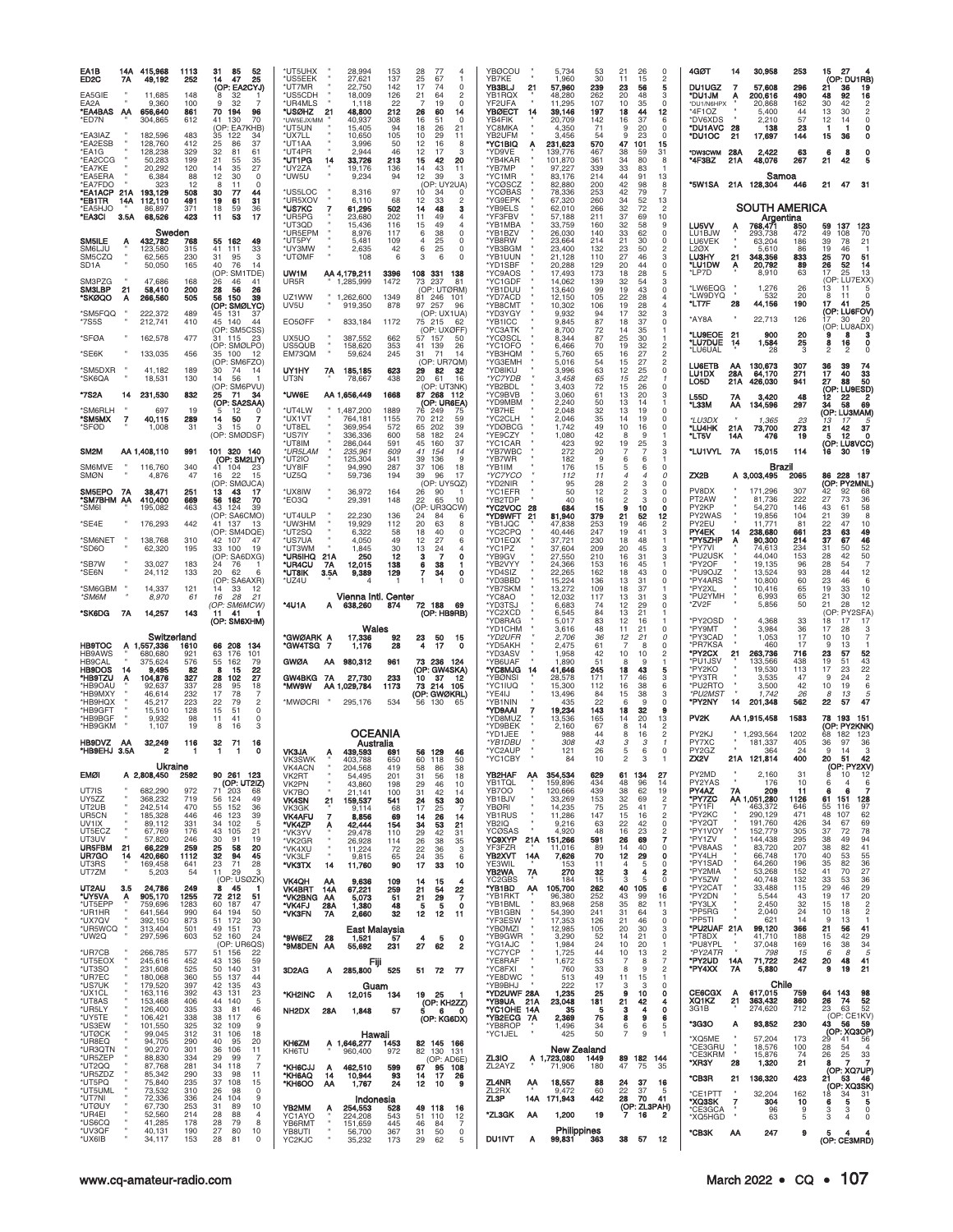| | | | | | | | |
|---|---|---|---|---|---|---|---|
| EA1B | 14A | 415,968 | 1113 | 31 | 85 | 52 | |
| ED2C | 7A | 49,192 | 252 | 14 | 47 | 25 | (OP: EA2CYJ) |
| EA5GIE | " | 11,685 | 148 | 8 | 32 | 1 | |
| EA2A | " | 9,360 | 100 | 9 | 32 | 7 | |
| *EA4BAS | AA | 656,640 | 861 | 70 | 194 | 96 | |
| *ED7N | " | 304,865 | 612 | 41 | 130 | 70 | (OP: EA7KHB) |
| *EA3IAZ | " | 182,596 | 483 | 35 | 122 | 34 | |
| *EA2ESB | " | 128,760 | 412 | 25 | 86 | 37 | |
| *EA1G | " | 128,238 | 329 | 32 | 81 | 61 | |
| *EA2CCG | " | 50,283 | 199 | 21 | 55 | 35 | |
| *EA7KE | " | 20,292 | 120 | 14 | 35 | 27 | |
| *EA5ERA | " | 6,384 | 88 | 12 | 30 | 0 | |
| *EA7FDO | " | 323 | 12 | 8 | 11 | 0 | |
| *EA1ACP | 21A | 193,129 | 508 | 30 | 77 | 44 | |
| *EB1TR | 14A | 112,110 | 491 | 19 | 61 | 31 | |
| *EA5HJO | " | 86,897 | 371 | 18 | 59 | 36 | |
| *EA3CI | 3.5A | 68,526 | 423 | 11 | 53 | 17 | |

### Sweden

| | | | | | | | |
|---|---|---|---|---|---|---|---|
| SM5ILE | A | 432,782 | 768 | 55 | 162 | 49 | |
| SM6LJU | " | 123,580 | 315 | 41 | 111 | 33 | |
| SM5CZQ | " | 62,565 | 230 | 31 | 95 | 3 | |
| SD1A | " | 50,050 | 165 | 40 | 76 | 14 | (OP: SM1TDE) |
| SM3PZG | " | 47,686 | 168 | 26 | 46 | 41 | |
| SM3LBP | 21 | 58,410 | 200 | 28 | 56 | 26 | |
| *SKØQO | A | 266,560 | 505 | 56 | 150 | 39 | (OP: SMØLYC) |
| *SM5FQQ | " | 222,372 | 489 | 45 | 131 | 37 | |
| *7S5S | " | 212,741 | 410 | 45 | 140 | 44 | (OP: SM5CSS) |
| *SFØA | " | 162,578 | 477 | 31 | 115 | 23 | (OP: SMØLPO) |
| *SE6K | " | 133,035 | 456 | 35 | 100 | 12 | (OP: SM6FZO) |
| *SM5DXR | " | 41,182 | 189 | 30 | 74 | 14 | |
| *SK6QA | " | 18,531 | 130 | 14 | 56 | 1 | (OP: SM6PVU) |
| *7S2A | 14 | 231,530 | 832 | 25 | 71 | 34 | (OP: SA2SAA) |
| *SM6RLH | " | 697 | 19 | 5 | 12 | 0 | |
| *SM5MX | 7 | 40,115 | 289 | 14 | 50 | 7 | |
| *SFØD | " | 1,008 | 31 | 3 | 15 | 0 | (OP: SMØDSF) |
| SM2M | AA | 1,408,110 | 991 | 101 | 320 | 140 | (OP: SM2LIY) |
| SM6MVE | " | 116,760 | 340 | 41 | 104 | 23 | |
| SMØN | " | 4,876 | 47 | 16 | 22 | 15 | (OP: SMØJCA) |
| SM5EPO | 7A | 38,471 | 251 | 13 | 43 | 17 | |
| *SM7BHM | AA | 410,400 | 669 | 56 | 162 | 70 | |
| *SM6I | " | 195,082 | 463 | 43 | 124 | 39 | (OP: SA6CMO) |
| *SE4E | " | 176,293 | 442 | 41 | 137 | 13 | (OP: SM4DQE) |
| *SM6NET | " | 138,768 | 310 | 42 | 107 | 47 | |
| *SD6O | " | 62,320 | 195 | 33 | 100 | 19 | (OP: SA6DXG) |
| *SB7W | " | 33,027 | 183 | 24 | 76 | 1 | |
| *SE6N | " | 24,112 | 133 | 20 | 62 | 6 | (OP: SA6AXR) |
| *SM6GBM | " | 14,337 | 121 | 14 | 33 | 12 | |
| *SM6M | " | 8,970 | 61 | 16 | 28 | 21 | (OP: SM6MCW) |
| *SK6DG | 7A | 14,257 | 143 | 11 | 41 | 1 | (OP: SM6XHM) |

### Switzerland

| | | | | | | | |
|---|---|---|---|---|---|---|---|
| HB9TOC | A | 1,557,336 | 1610 | 66 | 208 | 134 | |
| HB9AWS | " | 680,680 | 921 | 63 | 176 | 101 | |
| HB9CAL | " | 375,624 | 576 | 55 | 162 | 79 | |
| HB9DOS | 14 | 9,495 | 82 | 8 | 15 | 22 | |
| *HB9TZU | A | 104,876 | 327 | 28 | 102 | 27 | |
| *HB9OAU | " | 92,637 | 337 | 28 | 95 | 18 | |
| *HB9MXY | " | 46,614 | 232 | 17 | 78 | 7 | |
| *HB9HQX | " | 45,217 | 223 | 22 | 79 | 2 | |
| *HB9GFT | " | 15,510 | 128 | 15 | 51 | 0 | |
| *HB9BGF | " | 9,932 | 98 | 11 | 41 | 0 | |
| *HB9GKM | " | 1,107 | 19 | 8 | 16 | 3 | |
| HB9DVZ | AA | 32,249 | 116 | 32 | 71 | 16 | |
| *HB9EHJ | 3.5A | 2 | 1 | 1 | 1 | 0 | |

### Ukraine

| | | | | | | | |
|---|---|---|---|---|---|---|---|
| EMØI | A | 2,808,450 | 2592 | 90 | 261 | 123 | (OP: UT2IZ) |
| UT7IS | " | 682,290 | 972 | 71 | 203 | 68 | |
| UY5ZZ | " | 368,232 | 719 | 56 | 124 | 49 | |
| UT2UB | " | 242,514 | 470 | 55 | 152 | 36 | |
| UR5CN | " | 185,328 | 446 | 46 | 123 | 39 | |
| UV1IX | " | 89,112 | 331 | 34 | 102 | 5 | |
| UT5ECZ | " | 67,769 | 176 | 43 | 105 | 21 | |
| UT3UV | " | 57,820 | 246 | 30 | 91 | 19 | |
| UR5FBM | 21 | 66,229 | 259 | 25 | 58 | 20 | |
| UR7GO | 14 | 420,660 | 1112 | 32 | 94 | 45 | |
| UT3RS | " | 169,458 | 641 | 23 | 71 | 28 | |
| UT7ZM | " | 5,203 | 54 | 11 | 29 | 3 | (OP: USØZK) |
| UT2AU | 3.5 | 24,786 | 249 | 8 | 45 | 1 | |
| *UY5VA | A | 905,170 | 1255 | 72 | 212 | 51 | |
| *UT5EPP | " | 759,696 | 1283 | 60 | 187 | 47 | |
| *UR1HR | " | 641,564 | 990 | 64 | 194 | 50 | |
| *UX7QV | " | 392,150 | 873 | 51 | 172 | 30 | |
| *UR5WCQ | " | 313,404 | 501 | 49 | 151 | 73 | |
| *UW2Q | " | 297,596 | 603 | 52 | 160 | 24 | (OP: UR6QS) |
| *UR7CB | " | 266,785 | 577 | 51 | 156 | 22 | |
| *UT5EOX | " | 245,616 | 452 | 43 | 136 | 59 | |
| *UT3SO | " | 231,608 | 525 | 50 | 140 | 31 | |
| *UR7EC | " | 180,068 | 360 | 55 | 137 | 44 | |
| *US7UK | " | 179,520 | 397 | 42 | 135 | 43 | |
| *UX1CL | " | 163,116 | 392 | 43 | 131 | 23 | |
| *UT8AS | " | 153,468 | 406 | 44 | 140 | 5 | |
| *UR5LY | " | 126,400 | 335 | 33 | 81 | 46 | |
| *UY5TE | " | 106,421 | 338 | 38 | 117 | 6 | |
| *US3EW | " | 101,550 | 325 | 32 | 109 | 9 | |
| *UTØCK | " | 99,045 | 312 | 31 | 106 | 18 | |
| *UR8EQ | " | 94,705 | 290 | 40 | 95 | 20 | |
| *UR3QTN | " | 90,270 | 301 | 36 | 106 | 11 | |
| *UR5ZEP | " | 88,830 | 334 | 29 | 99 | 7 | |
| *UT2QQ | " | 87,768 | 281 | 34 | 118 | 7 | |
| *UR5ZDZ | " | 85,342 | 290 | 33 | 98 | 11 | |
| *UT5PQ | " | 75,840 | 235 | 37 | 108 | 15 | |
| *UT5UML | " | 73,532 | 310 | 26 | 98 | 0 | |
| *UT7NI | " | 72,336 | 336 | 24 | 104 | 9 | |
| *UTØUY | " | 67,730 | 253 | 31 | 89 | 10 | |
| *UR4EI | " | 52,560 | 214 | 28 | 88 | 4 | |
| *US6CQ | " | 41,285 | 178 | 28 | 79 | 8 | |
| *UV3QF | " | 40,131 | 190 | 27 | 80 | 10 | |
| *UX6IB | " | 34,117 | 153 | 28 | 81 | 0 | |
| *UT5UHX | " | 28,994 | 153 | 28 | 77 | 4 | |
| *US5EEK | " | 27,621 | 137 | 25 | 67 | 1 | |
| *UT7MR | " | 22,750 | 142 | 17 | 74 | 0 | |
| *US5CDH | " | 18,009 | 126 | 21 | 64 | 2 | |
| *UR4MLS | " | 1,118 | 22 | 7 | 19 | 0 | |
| *USØHZ | 21 | 48,800 | 212 | 26 | 60 | 14 | |
| *UW5EJX/MM | " | 40,937 | 308 | 16 | 51 | 0 | |
| *UT5UN | " | 15,405 | 94 | 18 | 26 | 21 | |
| *UX7LL | " | 10,650 | 105 | 10 | 29 | 11 | |
| *UT1AA | " | 3,996 | 50 | 12 | 16 | 8 | |
| *UT4PR | " | 2,944 | 46 | 12 | 17 | 3 | |
| *UT1PG | 14 | 33,726 | 213 | 15 | 42 | 20 | |
| *UY2ZA | " | 19,176 | 136 | 14 | 43 | 11 | |
| *UW5U | " | 9,234 | 94 | 12 | 39 | 3 | (OP: UY2UA) |
| *US5LOC | " | 8,316 | 97 | 10 | 34 | 0 | |
| *UR5XOV | " | 6,110 | 68 | 12 | 33 | 2 | |
| *US7KC | 7 | 61,295 | 502 | 14 | 48 | 3 | |
| *UR5PG | " | 23,680 | 202 | 11 | 49 | 4 | |
| *UT3QD | " | 15,436 | 116 | 15 | 49 | 4 | |
| *UR5EPM | " | 8,976 | 117 | 6 | 38 | 0 | |
| *UT5PY | " | 5,481 | 109 | 4 | 25 | 0 | |
| *UY3MW | " | 2,635 | 42 | 6 | 25 | 0 | |
| *UTØMF | " | 108 | 6 | 3 | 6 | 0 | |
| UW1M | AA | 4,179,211 | 3396 | 108 | 331 | 138 | |
| UR5R | " | 1,285,999 | 1472 | 73 | 237 | 81 | (OP: UTØRM) |
| UZ1WW | " | 1,262,600 | 1349 | 81 | 246 | 101 | |
| UV5U | " | 919,350 | 878 | 97 | 257 | 96 | (OP: UX1UA) |
| EO5ØFF | " | 833,184 | 1172 | 75 | 215 | 62 | (OP: UXØFF) |
| UX5UO | " | 387,552 | 662 | 57 | 157 | 50 | |
| US5QUB | " | 158,620 | 353 | 41 | 139 | 26 | |
| EM73QM | " | 59,624 | 245 | 31 | 71 | 14 | (OP: UR7QM) |
| UY1HY | 7A | 185,185 | 623 | 29 | 82 | 32 | |
| UT3N | " | 78,667 | 438 | 20 | 61 | 16 | (OP: UT3NK) |
| *UW6E | AA | 1,656,449 | 1668 | 87 | 268 | 112 | (OP: UR6EA) |
| *UT4LW | " | 1,487,200 | 1889 | 76 | 249 | 75 | |
| *UX1VT | " | 764,181 | 1155 | 70 | 212 | 59 | |
| *UT8EL | " | 369,954 | 572 | 65 | 202 | 39 | |
| *US7IY | " | 336,336 | 600 | 58 | 182 | 24 | |
| *UT8IM | " | 286,044 | 591 | 45 | 160 | 37 | |
| *UR5LAM | " | 235,961 | 609 | 41 | 154 | 14 | |
| *UT2IO | " | 125,304 | 341 | 39 | 136 | 9 | |
| *UY8IF | " | 94,990 | 287 | 37 | 106 | 18 | |
| *UZ5Q | " | 59,736 | 194 | 39 | 96 | 17 | (OP: UY5QZ) |
| *UX8IW | " | 36,972 | 164 | 26 | 60 | 1 | |
| *EO3Q | " | 29,291 | 148 | 22 | 65 | 10 | (OP: UR3QCW) |
| *UT4ULP | " | 22,230 | 136 | 24 | 84 | 6 | |
| *UW3HM | " | 19,929 | 112 | 20 | 63 | 8 | |
| *UT2SQ | " | 6,322 | 58 | 18 | 40 | 0 | |
| *US7UA | " | 4,050 | 49 | 12 | 27 | 6 | |
| *UT3WM | " | 1,845 | 30 | 13 | 24 | 4 | |
| *UR5IHQ | 21A | 250 | 12 | 3 | 7 | 0 | |
| *UR4CU | 7A | 12,015 | 138 | 6 | 38 | 1 | |
| *UT8IK | 3.5A | 9,389 | 129 | 7 | 34 | 0 | |
| *UZ4U | " | 4 | 1 | 1 | 1 | 0 | |

### Vienna Int. Center

| | | | | | | | |
|---|---|---|---|---|---|---|---|
| *4U1A | A | 638,260 | 874 | 72 | 188 | 69 | (OP: HB9FB) |

### Wales

| | | | | | | | |
|---|---|---|---|---|---|---|---|
| *GWØARK | A | 17,336 | 92 | 23 | 50 | 15 | |
| *GW4TSG | 7 | 1,176 | 28 | 4 | 17 | 0 | |
| GWØA | AA | 980,312 | 961 | 73 | 236 | 124 | (OP: GW4SKA) |
| GW4BKG | 7A | 27,730 | 233 | 10 | 37 | 12 | |
| *MWØW | AA | 1,029,784 | 1173 | 73 | 214 | 105 | (OP: GWØKRL) |
| *MWØCRI | " | 295,176 | 534 | 56 | 130 | 65 | |

## OCEANIA

### Australia

| | | | | | | | |
|---|---|---|---|---|---|---|---|
| VK3JA | A | 439,593 | 691 | 56 | 129 | 46 | |
| VK3SWK | " | 403,788 | 650 | 60 | 118 | 50 | |
| VK4ACN | " | 204,568 | 419 | 58 | 86 | 38 | |
| VK2RT | " | 54,495 | 201 | 31 | 56 | 18 | |
| VK2PN | " | 43,860 | 198 | 29 | 46 | 10 | |
| VK7BO | " | 21,141 | 100 | 32 | 42 | 14 | |
| VK4SN | 21 | 159,537 | 541 | 24 | 53 | 30 | |
| VK3GK | " | 9,114 | 68 | 17 | 25 | 7 | |
| VK4AFU | 7 | 8,856 | 69 | 14 | 26 | 14 | |
| *VK4ZP | A | 42,444 | 154 | 34 | 53 | 21 | |
| *VK3YV | " | 29,478 | 110 | 29 | 42 | 31 | |
| *VK2GR | " | 26,928 | 114 | 26 | 38 | 35 | |
| *VK4XU | " | 11,224 | 72 | 22 | 36 | 3 | |
| *VK3LF | " | 9,815 | 65 | 24 | 35 | 6 | |
| *VK3TX | 14 | 11,760 | 90 | 17 | 33 | 10 | |
| VK4QH | AA | 9,636 | 109 | 14 | 15 | 4 | |
| VK4BRT | 14A | 67,221 | 259 | 21 | 54 | 22 | |
| *VK2BNG | AA | 5,073 | 51 | 21 | 29 | 7 | |
| *VK4FJ | 28A | 1,380 | 48 | 5 | 5 | 0 | |
| *VK3FN | 7A | 2,660 | 32 | 12 | 12 | 11 | |

### East Malaysia

| | | | | | | | |
|---|---|---|---|---|---|---|---|
| *9W6EZ | 28 | 1,521 | 57 | 4 | 5 | 0 | |
| *9M8DEN | AA | 55,692 | 231 | 27 | 62 | 2 | |

### Fiji

| | | | | | | | |
|---|---|---|---|---|---|---|---|
| 3D2AG | A | 285,800 | 525 | 51 | 72 | 77 | |

### Guam

| | | | | | | | |
|---|---|---|---|---|---|---|---|
| *KH2INC | A | 12,015 | 134 | 19 | 25 | 1 | (OP: KH2ZZ) |
| NH2DX | 28A | 1,848 | 57 | 5 | 6 | 0 | (OP: KG6DX) |

### Hawaii

| | | | | | | | |
|---|---|---|---|---|---|---|---|
| KH6ZM | A | 1,646,277 | 1453 | 82 | 145 | 166 | |
| KH6TU | " | 960,400 | 972 | 82 | 130 | 131 | (OP: AD6E) |
| *KH6CJJ | A | 462,510 | 599 | 67 | 95 | 108 | |
| *KH6AQ | 14 | 10,944 | 93 | 14 | 17 | 26 | |
| *KH6OO | AA | 1,767 | 24 | 12 | 10 | 9 | |

### Indonesia

| | | | | | | | |
|---|---|---|---|---|---|---|---|
| YB2MM | A | 254,553 | 528 | 49 | 118 | 16 | |
| YC1AYO | " | 224,208 | 543 | 51 | 110 | 12 | |
| YB6RMT | " | 151,659 | 445 | 46 | 84 | 7 | |
| YB8UTI | " | 56,700 | 367 | 31 | 50 | 0 | |
| YC2KJC | " | 35,232 | 173 | 29 | 62 | 5 | |
| YBØCOU | " | 5,734 | 53 | 21 | 26 | 0 | |
| YB7KE | " | 1,960 | 30 | 11 | 15 | 2 | |
| YB3BLJ | 21 | 57,960 | 239 | 23 | 56 | 5 | |
| YB1RQX | " | 48,280 | 262 | 20 | 48 | 3 | |
| YF2UFA | " | 11,295 | 107 | 10 | 35 | 0 | |
| YBØECT | 14 | 39,146 | 197 | 18 | 44 | 12 | |
| YB4FIK | " | 20,709 | 142 | 16 | 37 | 6 | |
| YC8MKA | " | 4,350 | 71 | 9 | 20 | 0 | |
| YB2UFM | " | 3,456 | 54 | 9 | 23 | 0 | |
| *YC1BIQ | A | 231,623 | 570 | 47 | 101 | 15 | |
| *YD9VE | " | 139,776 | 467 | 38 | 59 | 31 | |
| *YB4KAR | " | 101,870 | 361 | 34 | 80 | 8 | |
| *YB7MP | " | 97,227 | 339 | 33 | 83 | 1 | |
| *YC1MR | " | 83,176 | 214 | 44 | 91 | 13 | |
| *YCØSCZ | " | 82,880 | 200 | 42 | 98 | 8 | |
| *YCØBAS | " | 78,336 | 253 | 42 | 79 | 7 | |
| *YG9EPK | " | 67,320 | 260 | 34 | 52 | 13 | |
| *YB9ELS | " | 62,010 | 266 | 32 | 72 | 2 | |
| *YF3FBV | " | 57,188 | 211 | 37 | 69 | 10 | |
| *YB1MBA | " | 33,759 | 160 | 32 | 58 | 9 | |
| *YB1BZV | " | 26,030 | 140 | 33 | 62 | 0 | |
| *YB8RW | " | 23,664 | 214 | 21 | 30 | 0 | |
| *YB3BGM | " | 23,400 | 132 | 23 | 50 | 2 | |
| *YB1UUN | " | 21,128 | 110 | 27 | 46 | 3 | |
| *YD1SBF | " | 20,288 | 129 | 20 | 44 | 0 | |
| *YC9AOS | " | 17,493 | 173 | 18 | 28 | 5 | |
| *YC1GDF | " | 14,062 | 139 | 32 | 54 | 3 | |
| *YB1DUU | " | 13,640 | 99 | 19 | 43 | 0 | |
| *YD7ACD | " | 12,150 | 105 | 22 | 28 | 4 | |
| *YB8CMT | " | 10,302 | 106 | 19 | 28 | 4 | |
| *YD3YGY | " | 9,932 | 94 | 17 | 32 | 3 | |
| *YB1ICC | " | 9,845 | 87 | 18 | 37 | 0 | |
| *YC3ATK | " | 8,700 | 72 | 14 | 35 | 1 | |
| *YCØSCL | " | 8,344 | 87 | 25 | 30 | 1 | |
| *YC1OFO | " | 6,466 | 70 | 19 | 32 | 2 | |
| *YB3HQM | " | 5,760 | 65 | 16 | 27 | 2 | |
| *YG3EMH | " | 5,016 | 54 | 15 | 27 | 2 | |
| *YD8IKU | " | 3,996 | 63 | 12 | 25 | 0 | |
| *YC7YDB | " | 3,458 | 65 | 15 | 22 | 1 | |
| *YB2BDL | " | 3,403 | 72 | 15 | 26 | 0 | |
| *YC9BVB | " | 3,060 | 61 | 13 | 20 | 3 | |
| *YD9MBM | " | 2,240 | 50 | 13 | 14 | 1 | |
| *YB7HE | " | 2,048 | 32 | 13 | 19 | 0 | |
| *YC2CLH | " | 2,046 | 35 | 14 | 19 | 0 | |
| *YDØBCG | " | 1,742 | 49 | 10 | 16 | 0 | |
| *YE9CZY | " | 1,080 | 42 | 8 | 9 | 1 | |
| *YC1CAR | " | 423 | 92 | 19 | 25 | 3 | |
| *YB7WBC | " | 272 | 20 | 7 | 7 | 3 | |
| *YB7WR | " | 182 | 9 | 6 | 6 | 1 | |
| *YB1IM | " | 176 | 15 | 5 | 6 | 0 | |
| *YC7YCO | " | 112 | 11 | 4 | 4 | 0 | |
| *YD2NIR | " | 95 | 28 | 2 | 3 | 0 | |
| *YC1EFR | " | 50 | 12 | 2 | 3 | 0 | |
| *YB2TDP | " | 40 | 16 | 2 | 3 | 0 | |
| *YC2VOC | 28 | 684 | 15 | 9 | 10 | 0 | |
| *YD9WFT | 21 | 81,940 | 379 | 21 | 52 | 12 | |
| *YB1JQC | " | 47,838 | 253 | 19 | 48 | 5 | |
| *YC2CPQ | " | 40,446 | 247 | 19 | 41 | 3 | |
| *YD1EOX | " | 37,721 | 230 | 18 | 48 | 1 | |
| *YC1PZ | " | 37,604 | 209 | 20 | 45 | 3 | |
| *YB9GV | " | 27,550 | 210 | 16 | 31 | 3 | |
| *YB2VYY | " | 24,366 | 153 | 16 | 45 | 1 | |
| *YD4SIZ | " | 22,265 | 162 | 18 | 43 | 0 | |
| *YD3BBD | " | 15,224 | 136 | 13 | 31 | 0 | |
| *YB7SKM | " | 13,272 | 109 | 18 | 37 | 1 | |
| *YC6AO | " | 12,032 | 117 | 13 | 31 | 3 | |
| *YD3TSJ | " | 6,683 | 74 | 12 | 29 | 0 | |
| *YC2XCD | " | 6,545 | 84 | 13 | 21 | 1 | |
| *YD8RAG | " | 5,017 | 83 | 12 | 16 | 1 | |
| *YD1CHM | " | 3,616 | 48 | 11 | 21 | 0 | |
| *YD2UFR | " | 2,706 | 36 | 12 | 21 | 0 | |
| *YD5AKH | " | 2,475 | 61 | 7 | 8 | 0 | |
| *YD3ASV | " | 1,958 | 42 | 10 | 10 | 2 | |
| *YB6UAF | " | 1,890 | 51 | 8 | 9 | 1 | |
| *YC8MJG | 14 | 41,646 | 245 | 18 | 43 | 5 | |
| *YBØNSI | " | 28,578 | 171 | 17 | 46 | 3 | |
| *YC1IUQ | " | 15,300 | 112 | 16 | 38 | 6 | |
| *YE4IJ | " | 13,496 | 84 | 15 | 38 | 3 | |
| *YB1NIN | " | 435 | 22 | 6 | 9 | 0 | |
| *YD9AAI | 7 | 19,234 | 143 | 18 | 32 | 9 | |
| *YD8MUZ | " | 13,536 | 165 | 14 | 20 | 13 | |
| *YD9BEK | " | 2,160 | 67 | 8 | 14 | 2 | |
| *YD1JEE | " | 988 | 44 | 8 | 16 | 2 | |
| *YB1DBU | " | 308 | 43 | 3 | 3 | 1 | |
| *YC2AUP | " | 121 | 26 | 5 | 6 | 0 | |
| *YC1CBY | " | 84 | 10 | 2 | 3 | 1 | |
| YB2HAF | AA | 354,534 | 629 | 61 | 134 | 27 | |
| YB1TQL | " | 159,896 | 434 | 48 | 96 | 14 | |
| YB7OO | " | 120,666 | 439 | 38 | 62 | 19 | |
| YB1BJV | " | 33,269 | 153 | 32 | 69 | 2 | |
| YBØRI | " | 14,235 | 75 | 25 | 41 | 7 | |
| YB1RUS | " | 11,286 | 147 | 15 | 16 | 2 | |
| YB2IQ | " | 9,216 | 63 | 22 | 42 | 0 | |
| YCØSAS | " | 4,920 | 48 | 16 | 23 | 2 | |
| YC9XYP | 21A | 151,266 | 591 | 26 | 69 | 7 | |
| YF3FZR | " | 11,016 | 89 | 14 | 40 | 0 | |
| YB2XVT | 14A | 7,626 | 70 | 12 | 29 | 0 | |
| YE3WIL | " | 153 | 11 | 4 | 5 | 0 | |
| YB2WA | 7A | 270 | 32 | 3 | 4 | 2 | |
| YC2GBS | " | 184 | 15 | 3 | 5 | 0 | |
| *YB1BD | AA | 105,700 | 282 | 40 | 105 | 6 | |
| *YB1RKT | " | 96,380 | 252 | 43 | 99 | 16 | |
| *YB1BML | " | 83,968 | 258 | 35 | 82 | 11 | |
| *YB1GBN | " | 54,390 | 241 | 31 | 64 | 3 | |
| *YF3ESW | " | 17,353 | 126 | 21 | 46 | 0 | |
| *YBØMZI | " | 12,985 | 105 | 20 | 30 | 3 | |
| *YB9GWR | " | 3,290 | 52 | 14 | 21 | 0 | |
| *YG1AJC | " | 1,984 | 24 | 10 | 20 | 1 | |
| *YC7YCP | " | 1,725 | 44 | 10 | 13 | 2 | |
| *YE8RAF | " | 1,672 | 53 | 7 | 8 | 7 | |
| *YC8FXI | " | 760 | 33 | 8 | 9 | 2 | |
| *YE8DWC | " | 513 | 49 | 11 | 15 | 1 | |
| *YB9BHJ | " | 222 | 17 | 3 | 3 | 0 | |
| *YD2UWF | 28A | 1,235 | 25 | 9 | 10 | 0 | |
| *YB3UA | 21A | 23,048 | 181 | 21 | 42 | 4 | |
| *YC1OHE | 14A | 35 | 5 | 3 | 4 | 0 | |
| *YB2ECG | 7A | 2,369 | 75 | 8 | 9 | 6 | |
| *YB8ROP | " | 1,496 | 34 | 6 | 6 | 5 | |
| *YC1JEL | " | 425 | 50 | 7 | 9 | 1 | |

### New Zealand

| | | | | | | | |
|---|---|---|---|---|---|---|---|
| ZL3IO | A | 1,723,080 | 1449 | 89 | 182 | 144 | |
| ZL2AYZ | " | 71,906 | 180 | 47 | 75 | 35 | |
| ZL4NR | AA | 18,557 | 88 | 24 | 37 | 16 | |
| ZL2RX | " | 9,472 | 60 | 22 | 37 | 5 | |
| ZL3P | 14A | 171,943 | 442 | 28 | 70 | 41 | (OP: ZL3PAH) |
| *ZL3GK | AA | 1,200 | 19 | 7 | 16 | 2 | |

### Philippines

| | | | | | | | |
|---|---|---|---|---|---|---|---|
| DU1IVT | A | 99,831 | 363 | 38 | 57 | 12 | |
| 4GØT | 14 | 30,958 | 253 | 15 | 27 | 4 | (OP: DU1RB) |
| DU1UGZ | 7 | 57,608 | 296 | 21 | 36 | 19 | |
| *DU1JM | A | 200,616 | 490 | 48 | 92 | 16 | |
| *DU1/N6HPX | " | 20,868 | 162 | 30 | 42 | 2 | |
| *4F1OZ | " | 5,400 | 44 | 13 | 30 | 2 | |
| *DV6XDS | " | 2,210 | 57 | 12 | 14 | 0 | |
| *DU1AVC | 28 | 138 | 23 | 1 | 1 | 0 | |
| *DU1OC | 21 | 17,697 | 144 | 15 | 36 | 0 | |
| *DW3CWM | 28A | 2,422 | 63 | 6 | 8 | 0 | |
| *4F3BZ | 21A | 48,076 | 267 | 21 | 42 | 5 | |

### Samoa

| | | | | | | | |
|---|---|---|---|---|---|---|---|
| *5W1SA | 21A | 128,304 | 446 | 21 | 47 | 31 | |

## SOUTH AMERICA

### Argentina

| | | | | | | | |
|---|---|---|---|---|---|---|---|
| LU5VV | A | 768,471 | 850 | 59 | 137 | 123 | |
| LU1BJW | " | 293,738 | 472 | 49 | 108 | 70 | |
| LU6VEK | " | 63,204 | 186 | 39 | 78 | 21 | |
| L2ØX | " | 5,610 | 86 | 19 | 46 | 1 | |
| LU3HY | 21 | 348,356 | 833 | 25 | 70 | 51 | |
| *LU1DW | A | 20,792 | 89 | 26 | 52 | 14 | |
| *LP7D | " | 8,910 | 63 | 17 | 25 | 13 | (OP: LU7EXX) |
| *LW6EQG | " | 1,276 | 26 | 13 | 11 | 5 | |
| *LW9DYQ | " | 532 | 20 | 8 | 11 | 0 | |
| *LT7F | 28 | 44,156 | 190 | 17 | 41 | 25 | (OP: LU6FOV) |
| *AY8A | " | 22,713 | 126 | 17 | 30 | 20 | (OP: LU8ADX) |
| *LU9EOE | 21 | 900 | 20 | 9 | 8 | 3 | |
| *LU7DUE | 14 | 1,584 | 25 | 8 | 16 | 0 | |
| *LU6UAL | " | 28 | 3 | 2 | 2 | 0 | |
| LU6ETB | AA | 130,673 | 307 | 36 | 39 | 74 | |
| LU1DX | 28A | 64,170 | 271 | 17 | 40 | 33 | |
| LO5D | 21A | 426,030 | 941 | 27 | 88 | 50 | (OP: LU9ESD) |
| L55D | 7A | 3,420 | 48 | 12 | 22 | 2 | |
| *L33M | AA | 134,596 | 297 | 34 | 58 | 69 | (OP: LU3MAM) |
| *LU3DX | " | 1,365 | 23 | 13 | 17 | 5 | |
| *LU4HK | 21A | 73,700 | 273 | 21 | 42 | 37 | |
| *LT5V | 14A | 476 | 19 | 5 | 12 | 0 | (OP: LU8VCC) |
| *LU1VYL | 7A | 15,015 | 114 | 16 | 30 | 19 | |

### Brazil

| | | | | | | | |
|---|---|---|---|---|---|---|---|
| ZX2B | A | 3,003,495 | 2065 | 86 | 228 | 187 | (OP: PY2MNL) |
| PV8DX | " | 171,296 | 307 | 42 | 92 | 68 | |
| PT2AW | " | 81,736 | 222 | 27 | 73 | 36 | |
| PY2KP | " | 54,270 | 146 | 43 | 61 | 58 | |
| PY2WAS | " | 19,856 | 104 | 21 | 39 | 8 | |
| PY2EU | " | 11,771 | 81 | 22 | 47 | 10 | |
| PY4EK | 14 | 238,680 | 661 | 23 | 63 | 49 | |
| *PY5ZHP | A | 90,300 | 214 | 37 | 67 | 46 | |
| *PY7VI | " | 74,613 | 234 | 31 | 50 | 52 | |
| *PU2USK | " | 44,040 | 153 | 28 | 42 | 50 | |
| *PY2OF | " | 19,135 | 96 | 28 | 54 | 7 | |
| *PU9OJZ | " | 13,524 | 93 | 28 | 44 | 12 | |
| *PY4ARS | " | 10,800 | 60 | 23 | 46 | 6 | |
| *PY2XL | " | 10,416 | 65 | 19 | 33 | 10 | |
| *PU2YMH | " | 6,993 | 65 | 21 | 30 | 12 | |
| *ZV2F | " | 5,856 | 50 | 21 | 28 | 12 | (OP: PY2SFA) |
| *PY2OSD | " | 4,368 | 33 | 18 | 17 | 17 | |
| *PY9MT | " | 3,984 | 36 | 17 | 28 | 3 | |
| *PY3CAD | " | 1,053 | 17 | 10 | 10 | 7 | |
| *PR7KSA | " | 460 | 17 | 9 | 13 | 1 | |
| *PY2CX | 21 | 263,736 | 716 | 23 | 57 | 52 | |
| *PU1JSV | " | 133,566 | 438 | 19 | 51 | 43 | |
| *PY2KO | " | 19,530 | 113 | 17 | 23 | 22 | |
| *PY3TR | " | 3,535 | 47 | 9 | 24 | 2 | |
| *PU2RTO | " | 3,500 | 42 | 10 | 19 | 6 | |
| *PU2MST | " | 1,742 | 26 | 8 | 13 | 5 | |
| *PY2NY | 14 | 201,348 | 562 | 22 | 57 | 47 | |
| PV2K | AA | 1,915,458 | 1583 | 78 | 193 | 151 | (OP: PY2KNK) |
| PY2KJ | " | 1,293,564 | 1202 | 68 | 182 | 123 | |
| PY7XC | " | 181,337 | 405 | 36 | 97 | 36 | |
| PY2GZ | " | 364 | 24 | 9 | 14 | 3 | |
| ZX2V | 21A | 121,814 | 400 | 20 | 51 | 42 | (OP: PY2XV) |
| PY2MD | " | 2,160 | 31 | 8 | 10 | 12 | |
| PY2YAS | " | 176 | 10 | 6 | 4 | 6 | |
| PY4AZ | 7A | 209 | 11 | 6 | 6 | 7 | |
| *PY7ZC | AA | 1,051,280 | 1126 | 61 | 151 | 128 | |
| *PY1FI | " | 463,372 | 646 | 55 | 116 | 97 | |
| *PY2KC | " | 290,129 | 471 | 48 | 107 | 62 | |
| *PY2QT | " | 191,760 | 426 | 34 | 67 | 69 | |
| *PY1VOY | " | 152,779 | 305 | 37 | 72 | 78 | |
| *PY1ZV | " | 144,438 | 295 | 38 | 49 | 94 | |
| *PY8AAS | " | 83,720 | 207 | 38 | 82 | 41 | |
| *PY4LH | " | 66,748 | 170 | 40 | 53 | 55 | |
| *PY1SAD | " | 64,260 | 196 | 35 | 82 | 36 | |
| *PY2MIA | " | 53,268 | 152 | 41 | 70 | 27 | |
| *PY5ZW | " | 40,748 | 132 | 33 | 53 | 36 | |
| *PY2CAT | " | 33,488 | 115 | 29 | 46 | 29 | |
| *PY2DN | " | 5,544 | 43 | 19 | 17 | 20 | |
| *PY3LX | " | 2,450 | 32 | 15 | 18 | 2 | |
| *PP5RG | " | 2,040 | 24 | 10 | 18 | 2 | |
| *PP5TI | " | 621 | 14 | 9 | 13 | 1 | |
| *PU2UAF | 21A | 99,120 | 366 | 21 | 56 | 41 | |
| *PT8DX | " | 41,710 | 188 | 15 | 42 | 29 | |
| *PU8YPL | " | 37,048 | 169 | 16 | 38 | 34 | |
| *PY2ATR | " | 798 | 15 | 6 | 8 | 5 | |
| *PY2UD | 14A | 71,722 | 242 | 20 | 48 | 41 | |
| *PY4XX | 7A | 5,880 | 47 | 9 | 19 | 21 | |

### Chile

| | | | | | | | |
|---|---|---|---|---|---|---|---|
| CE6CGX | A | 617,015 | 759 | 64 | 143 | 98 | |
| XQ1KZ | 21 | 363,432 | 860 | 26 | 74 | 52 | |
| 3G1B | " | 274,620 | 712 | 23 | 63 | 52 | (OP: CE1KV) |
| *3G3O | A | 93,852 | 230 | 43 | 56 | 59 | (OP: XQ3OP) |
| *XQ5ME | " | 57,204 | 173 | 29 | 41 | 56 | |
| *CE3GRU | " | 18,576 | 100 | 28 | 54 | 4 | |
| *CE3KRM | " | 15,876 | 74 | 26 | 25 | 33 | |
| *XR3Y | 28 | 1,320 | 21 | 8 | 7 | 7 | (OP: XQ7UP) |
| *CB3R | 21 | 136,320 | 423 | 21 | 53 | 46 | (OP: XQ3SK) |
| *CE1PTT | " | 32,204 | 162 | 18 | 34 | 31 | |
| *XQ3SK | 7 | 304 | 10 | 6 | 5 | 5 | |
| *CE3GCA | " | 96 | 9 | 3 | 3 | 0 | |
| *XQ5HGD | " | 63 | 5 | 3 | 4 | 0 | |
| *CB3K | AA | 247 | 9 | 5 | 4 | 4 | (OP: CE3MRD) |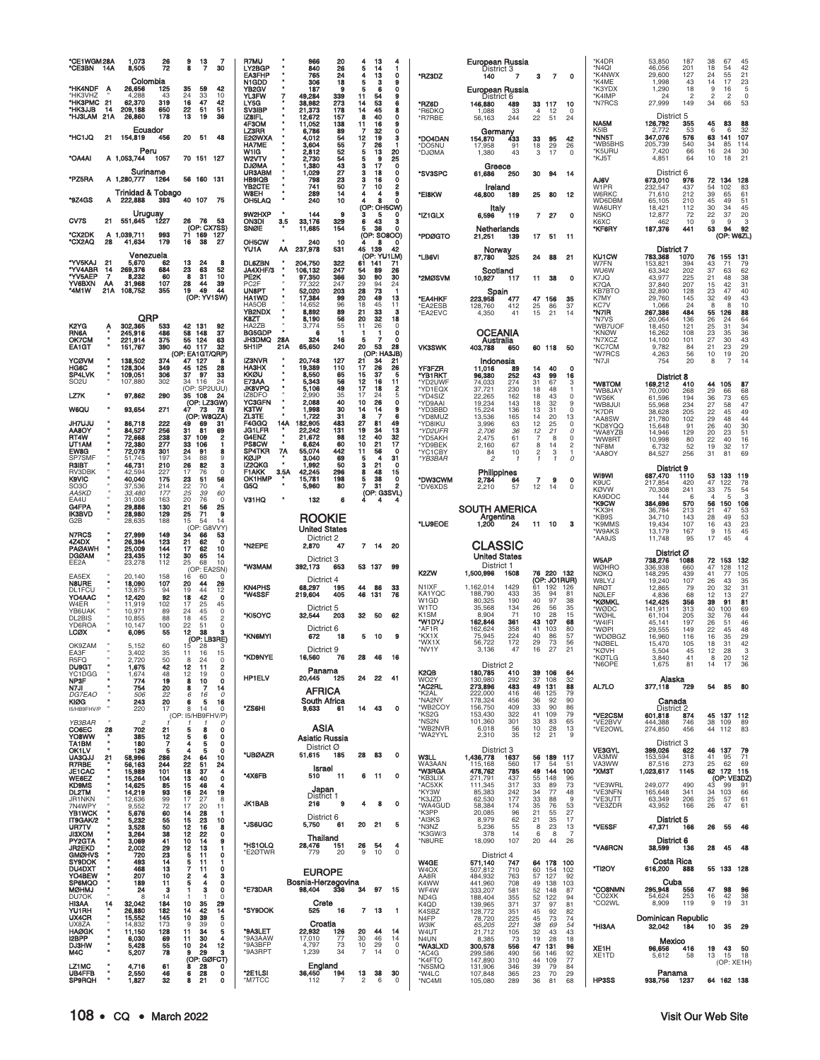| Call | Cat | Score | QSOs | Zones | Countries | Mults | Note |
|---|---|---|---|---|---|---|---|
| *CE1WGM | 28A | 1,073 | 26 | 9 | 13 | 7 | |
| *CE3BN | 14A | 8,505 | 72 | 8 | 7 | 30 | |
| **Colombia** | | | | | | | |
| *HK4NDF | A | 26,656 | 125 | 35 | 59 | 42 | |
| *HK3VHZ | " | 4,288 | 43 | 24 | 33 | 10 | |
| *HK3PMC | 21 | 62,370 | 319 | 16 | 47 | 42 | |
| *HK3JJB | 14 | 209,188 | 650 | 22 | 51 | 51 | |
| *HJ3LAM | 21A | 26,860 | 178 | 13 | 19 | 36 | |
| **Ecuador** | | | | | | | |
| *HC1JQ | 21 | 154,819 | 456 | 20 | 51 | 48 | |
| **Peru** | | | | | | | |
| *OA4AI | A | 1,053,744 | 1057 | 70 | 151 | 127 | |
| **Suriname** | | | | | | | |
| *PZ5RA | A | 1,280,777 | 1264 | 56 | 160 | 131 | |
| **Trinidad & Tobago** | | | | | | | |
| *9Z4GS | A | 222,888 | 393 | 40 | 107 | 75 | |
| **Uruguay** | | | | | | | |
| CV7S | 21 | 551,645 | 1227 | 26 | 76 | 53 | (OP: CX7SS) |
| *CX2DK | A | 1,039,711 | 993 | 71 | 169 | 127 | |
| *CX2AQ | 28 | 41,634 | 179 | 16 | 38 | 27 | |
| **Venezuela** | | | | | | | |
| *YV5KAJ | 21 | 5,670 | 62 | 13 | 24 | 8 | |
| *YV4ABR | 14 | 269,376 | 684 | 23 | 63 | 52 | |
| *YV5AEP | 7 | 8,232 | 60 | 8 | 31 | 10 | |
| YV6BXN | AA | 31,968 | 107 | 28 | 44 | 39 | |
| *4M1W | 21A | 108,752 | 355 | 19 | 49 | 44 | (OP: YV1SW) |
| **QRP** | | | | | | | |
| K2YG | A | 302,365 | 533 | 42 | 131 | 92 | |
| RN6A | " | 245,916 | 486 | 58 | 148 | 37 | |
| OK7CM | " | 221,914 | 375 | 55 | 124 | 63 | |
| EA1GT | " | 151,767 | 390 | 40 | 117 | 32 | (OP: EA1GT/QRP) |
| YC0VM | " | 138,502 | 374 | 47 | 127 | 8 | |
| HG6C | " | 128,304 | 349 | 45 | 125 | 28 | |
| SP4LVK | " | 109,051 | 306 | 37 | 97 | 33 | |
| SO2U | " | 107,880 | 302 | 34 | 116 | 24 | (OP: SP2UUU) |
| LZ7K | " | 97,862 | 290 | 35 | 108 | 24 | (OP: LZ3GW) |
| W6QU | " | 93,654 | 271 | 47 | 73 | 78 | (OP: W8QZA) |
| JH7UJU | " | 86,718 | 222 | 49 | 69 | 31 | |
| AA8OY | " | 84,527 | 256 | 31 | 81 | 69 | |
| RT4W | " | 72,668 | 238 | 37 | 109 | 2 | |
| UT1AM | " | 72,380 | 277 | 33 | 106 | 1 | |
| EW8G | " | 72,078 | 301 | 24 | 91 | 8 | |
| SP7SMF | " | 51,745 | 197 | 34 | 88 | 9 | |
| R3IBT | " | 46,731 | 210 | 26 | 82 | 3 | |
| RV3DBK | " | 42,594 | 227 | 17 | 76 | 0 | |
| K9VIC | " | 40,040 | 175 | 23 | 51 | 56 | |
| SO3O | " | 37,536 | 214 | 22 | 70 | 4 | |
| *AA5KD* | " | *33,480* | *177* | *25* | *39* | *60* | |
| EA4U | " | 31,008 | 163 | 20 | 76 | 0 | |
| G4FPA | " | 29,886 | 130 | 21 | 56 | 25 | |
| IK3BVD | " | 28,980 | 129 | 25 | 71 | 9 | |
| G2B | " | 28,635 | 188 | 15 | 54 | 14 | (OP: G8VVY) |
| N7RCS | " | 27,999 | 149 | 34 | 66 | 53 | |
| 4Z4DX | " | 26,394 | 123 | 21 | 62 | 0 | |
| PA0AWH | " | 25,009 | 144 | 17 | 62 | 10 | |
| DG0AM | " | 23,435 | 112 | 30 | 65 | 14 | |
| EE2A | " | 23,278 | 112 | 25 | 68 | 10 | (OP: EA2SN) |
| EA5EX | " | 20,140 | 158 | 16 | 60 | 0 | |
| N8URE | " | 18,090 | 107 | 20 | 44 | 26 | |
| DL1FCU | " | 13,875 | 94 | 19 | 44 | 12 | |
| YO4AAC | " | 12,420 | 92 | 18 | 42 | 0 | |
| W4ER | " | 11,919 | 102 | 17 | 25 | 45 | |
| YB6UAK | " | 10,971 | 89 | 24 | 45 | 0 | |
| DL2BIS | " | 10,855 | 88 | 18 | 45 | 2 | |
| YD6ROA | " | 10,147 | 100 | 22 | 51 | 0 | |
| LC0X | " | 6,095 | 55 | 12 | 38 | 3 | (OP: LB3RE) |
| OK9ZAM | " | 5,152 | 60 | 15 | 28 | 3 | |
| EA3F | " | 3,402 | 35 | 11 | 16 | 15 | |
| R5FQ | " | 2,720 | 50 | 8 | 24 | 0 | |
| DU9GT | " | 1,675 | 42 | 12 | 11 | 2 | |
| YC1DGG | " | 1,674 | 48 | 12 | 19 | 0 | |
| NP3F | " | 774 | 19 | 8 | 10 | 0 | |
| N7JI | " | 754 | 20 | 8 | 7 | 14 | |
| *DG7EAO* | " | *506* | *22* | *6* | *16* | *0* | |
| KI0G | " | 243 | 20 | 6 | 5 | 16 | |
| I5/HB9FHV/P | " | 220 | 17 | 8 | 14 | 0 | (OP: I5/HB9FHV/P) |
| *YB3BAR* | " | *2* | *1* | *1* | *1* | *0* | |
| CO8EC | 28 | 702 | 21 | 5 | 8 | 0 | |
| YO8WW | " | 385 | 12 | 5 | 6 | 0 | |
| TA1BM | " | 180 | 7 | 4 | 5 | 0 | |
| OK1LV | " | 126 | 5 | 4 | 5 | 0 | |
| UA3QJJ | 21 | 58,996 | 286 | 24 | 64 | 10 | |
| R7RBE | " | 56,163 | 244 | 22 | 51 | 24 | |
| JE1CAC | " | 15,989 | 101 | 18 | 37 | 4 | |
| WE6EZ | " | 15,264 | 104 | 13 | 40 | 0 | |
| KD9MS | " | 14,625 | 85 | 15 | 46 | 4 | |
| DL2TM | " | 14,219 | 93 | 16 | 24 | 19 | |
| JR1NKN | " | 12,636 | 99 | 17 | 27 | 8 | |
| 7N4WPY | " | 9,552 | 72 | 17 | 20 | 11 | |
| YB1WCK | " | 5,676 | 60 | 14 | 28 | 1 | |
| IT9GAK/2 | " | 5,232 | 55 | 15 | 23 | 10 | |
| UR7TV | " | 3,528 | 50 | 12 | 16 | 8 | |
| JI3XOM | " | 3,264 | 38 | 12 | 22 | 0 | |
| PY2GTA | " | 3,069 | 41 | 10 | 14 | 9 | |
| JR2EKD | " | 2,002 | 29 | 12 | 13 | 1 | |
| GM0HVS | " | 720 | 23 | 5 | 11 | 0 | |
| SY9DOK | " | 493 | 14 | 5 | 11 | 1 | |
| DU4DXT | " | 468 | 13 | 5 | 11 | 0 | |
| YO4BEW | " | 207 | 10 | 2 | 4 | 3 | |
| SP6MQO | " | 189 | 11 | 5 | 4 | 0 | |
| M0HMJ | " | 24 | 3 | 1 | 3 | 0 | |
| DU7OK | " | 8 | 14 | 1 | 1 | 0 | |
| HI3AA | 14 | 32,042 | 184 | 10 | 35 | 29 | |
| YU1RH | " | 26,880 | 182 | 14 | 42 | 14 | |
| UX4CR | " | 15,552 | 145 | 10 | 39 | 5 | |
| UX8ZA | " | 14,832 | 173 | 9 | 39 | 0 | |
| HA0GK | " | 11,150 | 128 | 11 | 34 | 5 | |
| I2BPP | " | 6,030 | 69 | 11 | 30 | 4 | |
| DJ3HW | " | 5,428 | 55 | 10 | 24 | 12 | |
| M4C | " | 5,207 | 78 | 9 | 29 | 3 | (OP: G0FCT) |
| LZ1MC | " | 4,716 | 61 | 8 | 28 | 0 | |
| UB4FFB | " | 2,550 | 46 | 6 | 28 | 0 | |
| SP9RQH | " | 1,827 | 32 | 8 | 21 | 0 | |
| R7MU | " | 966 | 20 | 4 | 13 | 4 | |
| LY2BGP | " | 840 | 26 | 5 | 14 | 1 | |
| EA3FHP | " | 765 | 24 | 4 | 13 | 0 | |
| N1GDD | " | 306 | 18 | 5 | 3 | 9 | |
| YB2GV | " | 187 | 9 | 5 | 6 | 0 | |
| YL3FW | 7 | 49,284 | 339 | 11 | 54 | 9 | |
| LY5G | " | 38,982 | 273 | 14 | 53 | 6 | |
| SV3IBP | " | 21,373 | 178 | 14 | 45 | 8 | |
| IZ8IFL | " | 12,672 | 157 | 8 | 40 | 0 | |
| 4F3OM | " | 11,052 | 138 | 11 | 16 | 9 | |
| LZ3RR | " | 6,786 | 89 | 7 | 32 | 0 | |
| E2OWXA | " | 4,012 | 54 | 12 | 19 | 3 | |
| HA7ME | " | 3,604 | 55 | 7 | 26 | 1 | |
| W1IG | " | 2,812 | 52 | 5 | 13 | 20 | |
| W2VTV | " | 2,730 | 54 | 5 | 9 | 25 | |
| DJ0MA | " | 1,380 | 43 | 3 | 17 | 0 | |
| UR3ABM | " | 1,029 | 27 | 3 | 18 | 0 | |
| HB9IQB | " | 798 | 23 | 3 | 16 | 0 | |
| YB2CTE | " | 741 | 50 | 7 | 10 | 2 | |
| W8EH | " | 289 | 14 | 4 | 4 | 9 | |
| OH5LAQ | " | 240 | 10 | 4 | 8 | 0 | (OP: OH5CW) |
| 9W2HXP | " | 144 | 9 | 3 | 5 | 0 | |
| ON3DI | 3.5 | 33,176 | 329 | 6 | 43 | 3 | |
| SN0E | " | 11,685 | 154 | 5 | 36 | 0 | (OP: SO8OO) |
| OH5CW | " | 240 | 10 | 4 | 8 | 0 | (OP: YU1LM) |
| YU1A | AA | 237,978 | 531 | 45 | 139 | 42 | |
| DL6ZBN | " | 204,750 | 322 | 61 | 141 | 71 | |
| JA4XHF/3 | " | 106,132 | 247 | 54 | 89 | 26 | |
| PE2K | " | 97,350 | 366 | 30 | 90 | 30 | |
| PC2F | " | 77,322 | 247 | 29 | 94 | 24 | |
| UN8PT | " | 52,020 | 203 | 28 | 73 | 1 | |
| HA1WD | " | 17,384 | 99 | 20 | 49 | 13 | |
| HA5OB | " | 14,652 | 96 | 18 | 45 | 11 | |
| YB2NDX | " | 8,892 | 89 | 21 | 33 | 3 | |
| K8ZT | " | 8,190 | 56 | 20 | 32 | 18 | |
| HA2ZB | " | 3,774 | 55 | 11 | 26 | 0 | |
| BG5GDP | " | 6 | 1 | 1 | 1 | 0 | |
| JH3DMQ | 28A | 324 | 16 | 5 | 7 | 0 | |
| 5H1IP | 21A | 65,650 | 240 | 20 | 53 | 28 | (OP: HA3JB) |
| IZ3NVR | " | 20,748 | 127 | 21 | 34 | 21 | |
| HA3HX | " | 19,389 | 110 | 17 | 26 | 26 | |
| KK0U | " | 8,550 | 65 | 15 | 37 | 5 | |
| E73AA | " | 5,343 | 56 | 12 | 16 | 11 | |
| JK8VPQ | " | 5,106 | 49 | 17 | 18 | 2 | |
| IZ8DFO | " | 2,990 | 35 | 17 | 24 | 5 | |
| YC3GFN | " | 2,088 | 40 | 10 | 26 | 0 | |
| K3TW | " | 1,998 | 30 | 14 | 14 | 9 | |
| ZL3TE | " | 1,722 | 31 | 8 | 7 | 6 | |
| F4GGQ | 14A | 182,905 | 483 | 27 | 81 | 49 | |
| JG1LFR | " | 22,242 | 131 | 19 | 34 | 13 | |
| G4ENZ | " | 21,672 | 98 | 12 | 40 | 32 | |
| PS8CW | " | 6,624 | 60 | 10 | 21 | 17 | |
| SP4TKR | 7A | 55,074 | 442 | 11 | 56 | 0 | |
| K0JP | " | 3,040 | 69 | 5 | 4 | 31 | |
| IZ2QKG | " | 1,992 | 50 | 3 | 21 | 0 | |
| F1AKK | 3.5A | 42,245 | 296 | 8 | 48 | 15 | |
| OK1HMP | " | 15,781 | 198 | 5 | 38 | 0 | |
| G5Q | " | 5,960 | 80 | 7 | 31 | 2 | (OP: G3SVL) |
| V31HQ | " | 132 | 6 | 4 | 4 | 4 | |

## ROOKIE

| Call | Score | QSOs | Zones | Countries | Mults | Note |
|---|---|---|---|---|---|---|
| **United States – District 2** | | | | | | |
| *N2EPE | 2,870 | 47 | 7 | 14 | 20 | |
| **District 3** | | | | | | |
| *W3MAM | 392,173 | 653 | 53 | 137 | 99 | |
| **District 4** | | | | | | |
| KN4PHS | 68,297 | 195 | 44 | 86 | 33 | |
| *W4SSF | 219,604 | 405 | 46 | 131 | 76 | |
| **District 5** | | | | | | |
| *KI5OYC | 32,544 | 203 | 32 | 50 | 62 | |
| **District 6** | | | | | | |
| *KN6MYI | 672 | 18 | 5 | 10 | 9 | |
| **District 9** | | | | | | |
| *KD9NYE | 16,560 | 76 | 28 | 46 | 16 | |
| **Panama** | | | | | | |
| HP1ELV | 20,445 | 125 | 24 | 22 | 41 | |
| **AFRICA – South Africa** | | | | | | |
| *ZS6HI | 9,633 | 61 | 14 | 43 | 0 | |
| **ASIA – Asiatic Russia – District 0** | | | | | | |
| *UB0AZR | 51,615 | 185 | 28 | 83 | 0 | |
| **Israel** | | | | | | |
| *4X6FB | 510 | 11 | 6 | 11 | 0 | |
| **Japan – District 1** | | | | | | |
| JK1BAB | 216 | 9 | 4 | 8 | 0 | |
| **District 6** | | | | | | |
| *JS6UGC | 5,750 | 61 | 20 | 21 | 5 | |
| **Thailand** | | | | | | |
| *HS1OLQ | 28,476 | 151 | 26 | 54 | 4 | |
| *E2OTWR | 779 | 20 | 9 | 10 | 0 | |
| **EUROPE – Bosnia-Herzegovina** | | | | | | |
| *E73DAR | 98,404 | 336 | 34 | 97 | 15 | |
| **Crete** | | | | | | |
| *SY9DOK | 525 | 16 | 7 | 13 | 1 | |
| **Croatia** | | | | | | |
| *9A3LET | 22,932 | 126 | 20 | 44 | 14 | |
| *9A3AAW | 17,010 | 77 | 30 | 46 | 14 | |
| *9A3BFP | 4,797 | 73 | 10 | 29 | 0 | |
| *9A3RPT | 1,239 | 34 | 7 | 14 | 0 | |
| **England** | | | | | | |
| *2E1LSI | 36,450 | 194 | 13 | 38 | 30 | |
| *M7TCC | 112 | 7 | 2 | 6 | 0 | |
| **European Russia – District 3** | | | | | | |
| *RZ3DZ | 140 | 7 | 3 | 7 | 0 | |
| **European Russia – District 6** | | | | | | |
| *RZ6D | 146,880 | 489 | 33 | 117 | 10 | |
| *R6DKQ | 1,088 | 33 | 4 | 12 | 0 | |
| *R7RBE | 56,163 | 244 | 22 | 51 | 24 | |
| **Germany** | | | | | | |
| *DO4DAN | 154,870 | 433 | 33 | 95 | 42 | |
| *DO5NU | 17,958 | 91 | 18 | 29 | 26 | |
| *DJ0MA | 1,380 | 43 | 3 | 17 | 0 | |
| **Greece** | | | | | | |
| *SV3SPC | 61,686 | 250 | 30 | 94 | 14 | |
| **Ireland** | | | | | | |
| *EI8KW | 46,800 | 189 | 25 | 80 | 12 | |
| **Italy** | | | | | | |
| *IZ1GLX | 6,596 | 119 | 7 | 27 | 0 | |
| **Netherlands** | | | | | | |
| *PD0GTO | 21,251 | 139 | 17 | 51 | 11 | |
| **Norway** | | | | | | |
| *LB6VI | 87,780 | 325 | 24 | 88 | 21 | |
| **Scotland** | | | | | | |
| *2M0SVM | 10,927 | 117 | 11 | 38 | 0 | |
| **Spain** | | | | | | |
| *EA4HKF | 223,958 | 477 | 47 | 156 | 35 | |
| *EA2ESB | 128,760 | 412 | 25 | 86 | 37 | |
| *EA2EVC | 4,350 | 41 | 15 | 21 | 14 | |
| **OCEANIA – Australia** | | | | | | |
| VK3SWK | 403,788 | 650 | 60 | 118 | 50 | |
| **Indonesia** | | | | | | |
| YF3FZR | 11,016 | 89 | 14 | 40 | 0 | |
| *YB1RKT | 96,380 | 252 | 43 | 99 | 16 | |
| *YD2UWF | 74,033 | 274 | 31 | 67 | 3 | |
| *YD1EQX | 37,721 | 230 | 18 | 48 | 1 | |
| *YD4SIZ | 22,265 | 162 | 18 | 43 | 0 | |
| *YD9AAI | 19,314 | 143 | 18 | 32 | 9 | |
| *YD3BBD | 15,224 | 136 | 13 | 31 | 0 | |
| *YD8MUZ | 13,536 | 165 | 14 | 20 | 13 | |
| *YD8IKU | 3,996 | 63 | 12 | 25 | 0 | |
| *\*YD2UFR* | *2,706* | *36* | *12* | *21* | *0* | |
| *YD5AKH | 2,475 | 61 | 7 | 8 | 0 | |
| *YD9BEK | 2,160 | 67 | 8 | 14 | 2 | |
| *YC1CBY | 84 | 10 | 2 | 3 | 1 | |
| *\*YB3BAR* | *2* | *1* | *1* | *1* | *0* | |
| **Philippines** | | | | | | |
| *DW3CWM | 2,784 | 64 | 7 | 9 | 0 | |
| *DV6XDS | 2,210 | 57 | 12 | 14 | 0 | |
| **SOUTH AMERICA – Argentina** | | | | | | |
| *LU9EOE | 1,200 | 24 | 11 | 10 | 3 | |

## CLASSIC

| Call | Score | QSOs | Zones | Countries | Mults | Note |
|---|---|---|---|---|---|---|
| **United States – District 1** | | | | | | |
| K2ZW | 1,500,996 | 1508 | 76 | 220 | 132 | (OP: JO1RUR) |
| N1XF | 1,162,014 | 1429 | 61 | 192 | 126 | |
| KA1YQC | 188,790 | 433 | 35 | 94 | 81 | |
| W1GD | 80,325 | 190 | 40 | 97 | 38 | |
| W1TO | 35,568 | 134 | 26 | 56 | 35 | |
| K1SM | 8,904 | 71 | 10 | 28 | 15 | |
| *W1DYJ | 162,846 | 361 | 43 | 107 | 68 | |
| *AF1R | 162,624 | 358 | 41 | 103 | 80 | |
| *KX1X | 75,945 | 224 | 40 | 86 | 57 | |
| *WX1X | 56,722 | 172 | 29 | 73 | 56 | |
| *NV1Y | 3,136 | 47 | 16 | 27 | 21 | |
| **District 2** | | | | | | |
| K2QB | 180,785 | 410 | 39 | 106 | 64 | |
| WO2Y | 130,980 | 292 | 37 | 108 | 32 | |
| *AC2RL | 273,896 | 483 | 49 | 131 | 88 | |
| *K2AL | 222,000 | 416 | 46 | 125 | 79 | |
| *NA2NY | 178,324 | 456 | 36 | 92 | 90 | |
| *WB2COY | 156,750 | 409 | 33 | 90 | 86 | |
| *KS2G | 153,430 | 322 | 41 | 109 | 79 | |
| *NS2N | 101,360 | 301 | 33 | 83 | 65 | |
| *WB2NVR | 6,018 | 56 | 10 | 28 | 13 | |
| *WA2YYL | 2,310 | 35 | 12 | 21 | 9 | |
| **District 3** | | | | | | |
| W3LL | 1,436,778 | 1637 | 56 | 189 | 117 | |
| WA3AAN | 115,168 | 560 | 17 | 54 | 51 | |
| *W3RGA | 478,782 | 785 | 49 | 144 | 100 | |
| *KB3LIX | 271,797 | 437 | 55 | 148 | 96 | |
| *AC5XK | 111,345 | 317 | 33 | 89 | 73 | |
| *KY3W | 85,383 | 242 | 34 | 77 | 48 | |
| *K3JZD | 62,530 | 177 | 33 | 88 | 9 | |
| *WA4GUD | 58,384 | 174 | 35 | 76 | 53 | |
| *K3PP | 20,085 | 96 | 21 | 55 | 27 | |
| *AI3KS | 8,979 | 62 | 21 | 35 | 17 | |
| *N3NZ | 5,236 | 55 | 8 | 23 | 13 | |
| *K3GW/3 | 378 | 14 | 6 | 8 | 7 | |
| *N8URE | 18,090 | 107 | 20 | 44 | 26 | |
| **District 4** | | | | | | |
| W4GE | 571,140 | 747 | 64 | 178 | 100 | |
| W4OX | 507,812 | 710 | 60 | 154 | 102 | |
| AA8R | 484,932 | 763 | 57 | 127 | 92 | |
| K4WW | 441,960 | 708 | 49 | 138 | 103 | |
| WF4W | 333,207 | 581 | 52 | 148 | 87 | |
| ND4G | 188,455 | 355 | 52 | 122 | 94 | |
| K4QD | 139,965 | 371 | 37 | 97 | 81 | |
| K4SBZ | 128,772 | 351 | 45 | 92 | 82 | |
| N4FP | 78,720 | 225 | 45 | 73 | 74 | |
| *W3IK* | *65,205* | *221* | *38* | *69* | *54* | |
| W4UT | 21,712 | 105 | 32 | 43 | 43 | |
| N4UN | 8,385 | 73 | 19 | 28 | 18 | |
| *WA3LXD | 300,578 | 556 | 47 | 131 | 96 | |
| *AC4G | 299,586 | 490 | 56 | 144 | 92 | |
| *K4FTO | 147,890 | 310 | 44 | 109 | 77 | |
| *N5SMQ | 131,906 | 346 | 39 | 79 | 84 | |
| *W4LC | 107,848 | 365 | 23 | 70 | 29 | |
| *NC4MI | 105,080 | 289 | 36 | 81 | 68 | |
| *K4DR | 53,850 | 187 | 38 | 67 | 45 | |
| *N4QI | 46,056 | 201 | 18 | 54 | 42 | |
| *K4NWX | 29,600 | 127 | 24 | 55 | 21 | |
| *K4ME | 1,998 | 43 | 14 | 17 | 23 | |
| *K3YDX | 1,290 | 18 | 9 | 16 | 5 | |
| *K4IMP | 24 | 2 | 2 | 2 | 0 | |
| *N7RCS | 27,999 | 149 | 34 | 66 | 53 | |
| **District 5** | | | | | | |
| NA5M | 126,792 | 355 | 45 | 83 | 88 | |
| K5IB | 2,772 | 53 | 6 | 6 | 32 | |
| *NN5T | 347,076 | 576 | 63 | 141 | 107 | |
| *WB5BHS | 205,739 | 540 | 34 | 85 | 114 | |
| *K5URU | 7,420 | 66 | 16 | 24 | 30 | |
| *KJ5T | 4,851 | 64 | 10 | 18 | 21 | |
| **District 6** | | | | | | |
| AJ6V | 673,010 | 976 | 72 | 134 | 128 | |
| W1PR | 232,547 | 437 | 54 | 102 | 83 | |
| W6RKC | 71,610 | 212 | 39 | 65 | 61 | |
| WD6DBM | 65,105 | 210 | 45 | 49 | 51 | |
| WA6URY | 18,421 | 112 | 30 | 34 | 45 | |
| N5KO | 12,877 | 72 | 22 | 37 | 20 | |
| K6XC | 462 | 10 | 9 | 9 | 3 | |
| *KF6RY | 187,376 | 441 | 53 | 94 | 92 | (OP: W6ZL) |
| **District 7** | | | | | | |
| KU1CW | 783,363 | 1070 | 76 | 155 | 131 | |
| W7FN | 153,821 | 394 | 43 | 71 | 79 | |
| WU6W | 63,342 | 202 | 37 | 63 | 62 | |
| K7JQ | 43,977 | 225 | 21 | 48 | 38 | |
| K7QA | 37,840 | 207 | 15 | 42 | 31 | |
| KB7BTO | 32,890 | 128 | 23 | 47 | 40 | |
| K7MY | 29,760 | 145 | 32 | 49 | 43 | |
| KC7V | 1,066 | 24 | 8 | 8 | 10 | |
| *N7IR | 267,386 | 484 | 55 | 126 | 88 | |
| *N7VS | 20,064 | 136 | 26 | 24 | 64 | |
| *WB7UOF | 18,450 | 121 | 25 | 31 | 34 | |
| *KN0W | 16,262 | 108 | 23 | 35 | 36 | |
| *N7XCZ | 14,100 | 101 | 27 | 30 | 43 | |
| *KC7CM | 9,782 | 84 | 21 | 23 | 29 | |
| *W7RCS | 4,263 | 56 | 10 | 19 | 20 | |
| *N7JI | 754 | 20 | 8 | 7 | 14 | |
| **District 8** | | | | | | |
| *W8TOM | 169,212 | 410 | 44 | 105 | 87 | |
| *WB8JAY | 70,090 | 268 | 29 | 66 | 68 | |
| *WS6K | 61,596 | 194 | 36 | 73 | 65 | |
| *WB8JUI | 55,968 | 234 | 27 | 58 | 47 | |
| *K7DR | 38,628 | 205 | 22 | 45 | 49 | |
| *AA8SW | 21,780 | 102 | 29 | 48 | 44 | |
| *KD8YQQ | 15,648 | 91 | 26 | 40 | 30 | |
| *WA8YZB | 14,946 | 129 | 20 | 23 | 51 | |
| *WW8RT | 10,998 | 80 | 22 | 40 | 16 | |
| *NF8M | 6,732 | 52 | 19 | 32 | 17 | |
| *AA8OY | 84,527 | 256 | 31 | 81 | 69 | |
| **District 9** | | | | | | |
| W9WI | 687,470 | 1110 | 53 | 133 | 119 | |
| K9UC | 217,854 | 420 | 47 | 122 | 78 | |
| K0VW | 70,308 | 241 | 33 | 75 | 54 | |
| KA9DOC | 144 | 6 | 4 | 5 | 3 | |
| *K9CW | 384,696 | 570 | 56 | 150 | 106 | |
| *KX3H | 36,784 | 213 | 21 | 47 | 53 | |
| *KB9S | 34,710 | 143 | 28 | 49 | 53 | |
| *K9MMS | 19,434 | 107 | 16 | 43 | 23 | |
| *W9AKS | 13,179 | 167 | 9 | 15 | 45 | |
| *AA9JS | 11,748 | 95 | 17 | 45 | 4 | |
| **District 0** | | | | | | |
| W5AP | 738,276 | 1088 | 72 | 153 | 132 | |
| W0HRO | 336,938 | 660 | 47 | 128 | 112 | |
| N0KQ | 148,295 | 439 | 41 | 77 | 105 | |
| W8LYJ | 19,240 | 107 | 26 | 43 | 35 | |
| NR0T | 12,865 | 79 | 20 | 32 | 31 | |
| N0LEF | 4,836 | 68 | 12 | 13 | 27 | |
| *K0MKL | 142,425 | 356 | 39 | 91 | 81 | |
| *W0DC | 141,911 | 313 | 40 | 100 | 69 | |
| *W0HL | 61,104 | 205 | 32 | 76 | 44 | |
| *W4IFI | 45,141 | 197 | 26 | 51 | 46 | |
| *W0PI | 29,555 | 149 | 22 | 45 | 48 | |
| *WD0BGZ | 16,960 | 116 | 16 | 35 | 29 | |
| *N0BEL | 15,470 | 105 | 18 | 31 | 42 | |
| *K0VH | 5,504 | 45 | 12 | 28 | 3 | |
| *K0TLG | 3,840 | 41 | 8 | 20 | 12 | |
| *N6OPE | 1,675 | 81 | 14 | 17 | 36 | |
| **Alaska** | | | | | | |
| AL7LO | 377,118 | 729 | 54 | 85 | 80 | |
| **Canada – District 2** | | | | | | |
| *VE2CSM | 601,818 | 874 | 45 | 137 | 112 | |
| *VE2BVV | 444,388 | 746 | 38 | 109 | 89 | |
| *VE2OWL | 274,850 | 456 | 44 | 112 | 83 | |
| **District 3** | | | | | | |
| VE3GYL | 399,026 | 622 | 46 | 137 | 79 | |
| VA3MW | 153,594 | 318 | 41 | 95 | 71 | |
| VA3WW | 87,516 | 273 | 25 | 62 | 69 | |
| *XM3T | 1,023,617 | 1145 | 62 | 172 | 115 | (OP: VE3DZ) |
| *VE3WRL | 249,077 | 490 | 43 | 99 | 91 | |
| *VE3NFN | 165,648 | 341 | 34 | 103 | 66 | |
| *VE3UTT | 63,349 | 206 | 25 | 57 | 61 | |
| *VE3ZDR | 43,952 | 166 | 26 | 47 | 61 | |
| **District 5** | | | | | | |
| *VE5SF | 47,371 | 166 | 26 | 55 | 46 | |
| **District 6** | | | | | | |
| *VA6RCN | 38,599 | 136 | 28 | 45 | 48 | |
| **Costa Rica** | | | | | | |
| *TI2OY | 616,200 | 888 | 55 | 133 | 128 | |
| **Cuba** | | | | | | |
| *CO8NMN | 295,948 | 556 | 47 | 98 | 96 | |
| *CO2XK | 54,624 | 253 | 16 | 42 | 38 | |
| *CO2WL | 8,909 | 119 | 9 | 19 | 31 | |
| **Dominican Republic** | | | | | | |
| *HI3AA | 32,042 | 184 | 10 | 35 | 29 | |
| **Mexico** | | | | | | |
| XE1H | 96,656 | 416 | 19 | 43 | 50 | |
| XE1TD | 5,612 | 58 | 13 | 15 | 18 | (OP: XE1H) |
| **Panama** | | | | | | |
| HP3SS | 938,756 | 1237 | 64 | 162 | 138 | |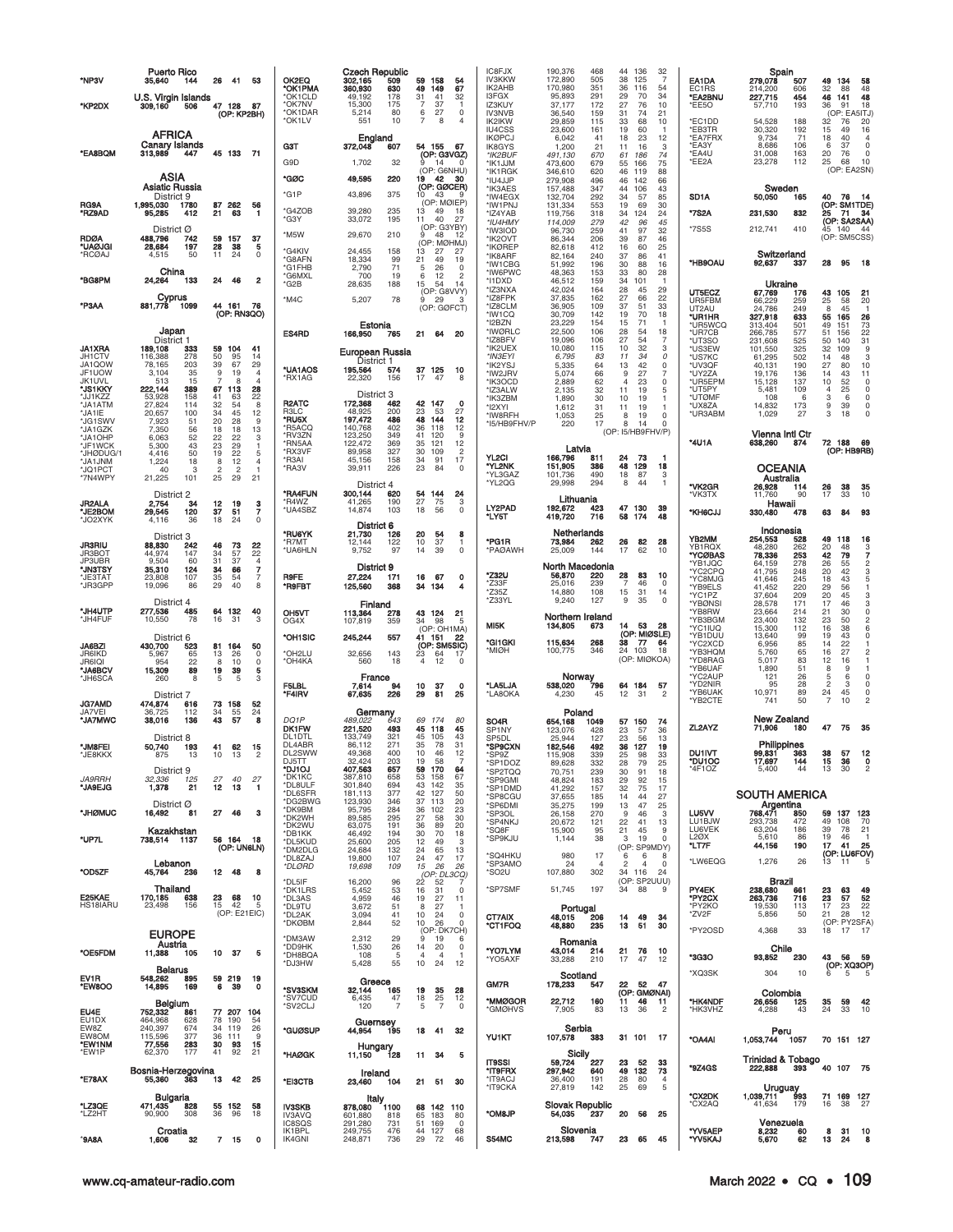**Puerto Rico**

| Call | Score | QSOs | | | |
|---|---|---|---|---|---|
| *NP3V | 35,640 | 144 | 26 | 41 | 53 |

**U.S. Virgin Islands**

| Call | Score | QSOs | | | |
|---|---|---|---|---|---|
| *KP2DX | 309,160 | 506 | 47 | 128 | 87 |
| | | | (OP: KP2BH) | | |

## AFRICA

**Canary Islands**

| Call | Score | QSOs | | | |
|---|---|---|---|---|---|
| *EA8BQM | 313,989 | 447 | 45 | 133 | 71 |

## ASIA

**Asiatic Russia**

District 9

| Call | Score | QSOs | | | |
|---|---|---|---|---|---|
| RG9A | 1,995,030 | 1780 | 87 | 262 | 56 |
| *RZ9AD | 95,285 | 412 | 21 | 63 | 1 |

District Ø

| Call | Score | QSOs | | | |
|---|---|---|---|---|---|
| RDØA | 488,796 | 742 | 59 | 157 | 37 |
| *UAØJGI | 28,684 | 197 | 28 | 38 | 5 |
| *RCØAJ | 4,515 | 50 | 11 | 24 | 0 |

**China**

| Call | Score | QSOs | | | |
|---|---|---|---|---|---|
| *BG8PM | 24,264 | 133 | 24 | 46 | 2 |

**Cyprus**

| Call | Score | QSOs | | | |
|---|---|---|---|---|---|
| *P3AA | 881,778 | 1099 | 44 | 161 | 76 |
| | | | (OP: RN3QO) | | |

**Japan**

District 1

| Call | Score | QSOs | | | |
|---|---|---|---|---|---|
| JA1XRA | 189,108 | 333 | 59 | 104 | 41 |
| JH1CTV | 116,388 | 278 | 50 | 95 | 14 |
| JA1QOW | 78,165 | 203 | 39 | 67 | 29 |
| JF1UOW | 3,104 | 35 | 9 | 19 | 4 |
| JK1UVL | 513 | 15 | 7 | 8 | 4 |
| *JS1KKY | 222,144 | 389 | 67 | 113 | 28 |
| *JJ1KZZ | 53,928 | 158 | 41 | 63 | 22 |
| *JA1ATM | 27,824 | 114 | 32 | 54 | 8 |
| *JA1IE | 20,657 | 100 | 34 | 45 | 12 |
| *JG1SWV | 7,923 | 51 | 20 | 28 | 9 |
| *JA1GZK | 7,350 | 56 | 18 | 18 | 13 |
| *JA1OHP | 6,063 | 52 | 22 | 22 | 3 |
| *JF1WCK | 5,300 | 43 | 23 | 29 | 1 |
| *JHØDUG/1 | 4,416 | 50 | 19 | 22 | 5 |
| *JA1JNM | 1,224 | 18 | 8 | 12 | 4 |
| *JQ1PCT | 40 | 3 | 2 | 2 | 1 |
| *7N4WPY | 21,225 | 101 | 25 | 29 | 21 |

District 2

| Call | Score | QSOs | | | |
|---|---|---|---|---|---|
| JR2ALA | 2,754 | 34 | 12 | 19 | 3 |
| *JE2BOM | 29,545 | 120 | 37 | 51 | 7 |
| *JO2XYK | 4,116 | 36 | 18 | 24 | 0 |

District 3

| Call | Score | QSOs | | | |
|---|---|---|---|---|---|
| JR3RIU | 88,830 | 242 | 46 | 73 | 22 |
| JR3BOT | 44,974 | 147 | 34 | 57 | 22 |
| JP3UBR | 9,504 | 60 | 31 | 37 | 4 |
| *JN3TSY | 35,310 | 124 | 34 | 66 | 7 |
| *JE3TAT | 23,808 | 107 | 35 | 54 | 7 |
| *JR3GPP | 19,096 | 86 | 29 | 40 | 8 |

District 4

| Call | Score | QSOs | | | |
|---|---|---|---|---|---|
| *JH4UTP | 277,536 | 485 | 64 | 132 | 40 |
| *JH4FUF | 10,550 | 78 | 16 | 31 | 3 |

District 6

| Call | Score | QSOs | | | |
|---|---|---|---|---|---|
| JA6BZI | 430,700 | 523 | 81 | 164 | 50 |
| JR6IKD | 5,967 | 65 | 13 | 26 | 0 |
| JR6IQI | 954 | 22 | 8 | 10 | 0 |
| *JA6BCV | 15,309 | 89 | 19 | 39 | 5 |
| *JH6SCA | 260 | 8 | 5 | 5 | 3 |

District 7

| Call | Score | QSOs | | | |
|---|---|---|---|---|---|
| JG7AMD | 474,874 | 616 | 73 | 158 | 52 |
| JA7VEI | 36,725 | 112 | 34 | 55 | 24 |
| *JA7MWC | 38,016 | 136 | 43 | 57 | 8 |

District 8

| Call | Score | QSOs | | | |
|---|---|---|---|---|---|
| *JM8FEI | 50,740 | 193 | 41 | 62 | 15 |
| *JE8KKX | 875 | 13 | 10 | 13 | 2 |

District 9

| Call | Score | QSOs | | | |
|---|---|---|---|---|---|
| *JA9RRH* | 32,336 | 125 | 27 | 40 | 27 |
| *JA9EJG | 1,378 | 21 | 12 | 13 | 1 |

District Ø

| Call | Score | QSOs | | | |
|---|---|---|---|---|---|
| *JHØMUC | 16,492 | 81 | 27 | 46 | 3 |

**Kazakhstan**

| Call | Score | QSOs | | | |
|---|---|---|---|---|---|
| *UP7L | 738,514 | 1137 | 56 | 164 | 18 |
| | | | (OP: UN6LN) | | |

**Lebanon**

| Call | Score | QSOs | | | |
|---|---|---|---|---|---|
| *OD5ZF | 45,764 | 236 | 12 | 48 | 8 |

**Thailand**

| Call | Score | QSOs | | | |
|---|---|---|---|---|---|
| E25KAE | 170,185 | 638 | 23 | 68 | 10 |
| HS18IARU | 23,498 | 156 | 15 | 42 | 5 |
| | | | (OP: E21EIC) | | |

## EUROPE

**Austria**

| Call | Score | QSOs | | | |
|---|---|---|---|---|---|
| *OE5FDM | 11,388 | 105 | 10 | 37 | 5 |

**Belarus**

| Call | Score | QSOs | | | |
|---|---|---|---|---|---|
| EV1R | 548,262 | 895 | 59 | 219 | 19 |
| *EW8OO | 14,895 | 169 | 6 | 39 | 0 |

**Belgium**

| Call | Score | QSOs | | | |
|---|---|---|---|---|---|
| EU4E | 752,332 | 861 | 77 | 207 | 104 |
| EU1DX | 464,968 | 628 | 78 | 190 | 54 |
| EW8Z | 240,397 | 674 | 34 | 119 | 26 |
| EW8OM | 115,596 | 377 | 36 | 111 | 9 |
| *EW1NM | 77,556 | 283 | 30 | 93 | 15 |
| *EW1P | 62,370 | 177 | 41 | 92 | 21 |

**Bosnia-Herzegovina**

| Call | Score | QSOs | | | |
|---|---|---|---|---|---|
| *E78AX | 55,360 | 363 | 13 | 42 | 25 |

**Bulgaria**

| Call | Score | QSOs | | | |
|---|---|---|---|---|---|
| *LZ3QE | 471,435 | 828 | 55 | 152 | 58 |
| *LZ2HT | 90,900 | 308 | 36 | 96 | 18 |

**Croatia**

| Call | Score | QSOs | | | |
|---|---|---|---|---|---|
| *9A8A | 1,606 | 32 | 7 | 15 | 0 |

**Czech Republic**

| Call | Score | QSOs | | | |
|---|---|---|---|---|---|
| OK2EQ | 302,165 | 509 | 59 | 158 | 54 |
| *OK1PMA | 360,930 | 630 | 49 | 149 | 67 |
| *OK1CLD | 49,192 | 178 | 31 | 41 | 32 |
| *OK7NV | 15,300 | 175 | 7 | 37 | 1 |
| *OK1DAR | 5,214 | 80 | 6 | 27 | 0 |
| *OK1LV | 551 | 10 | 7 | 8 | 4 |

**England**

| Call | Score | QSOs | | | |
|---|---|---|---|---|---|
| G3T | 372,048 | 607 | 54 | 155 | 67 |
| | | | (OP: G3VGZ) | | |
| G9D | 1,702 | 32 | 9 | 14 | 0 |
| | | | (OP: G6NHU) | | |
| *GØC | 49,595 | 220 | 19 | 42 | 30 |
| | | | (OP: GØCER) | | |
| *G1P | 43,896 | 375 | 10 | 43 | 9 |
| | | | (OP: MØIEP) | | |
| *G4ZOB | 39,280 | 235 | 13 | 49 | 18 |
| *G3Y | 33,072 | 195 | 11 | 40 | 27 |
| | | | (OP: G3YBY) | | |
| *M5W | 29,670 | 210 | 9 | 48 | 12 |
| | | | (OP: MØHMJ) | | |
| *G4KIV | 24,455 | 158 | 13 | 27 | 27 |
| *G8AFN | 18,334 | 99 | 21 | 49 | 19 |
| *G1FHB | 2,790 | 71 | 5 | 26 | 0 |
| *G6MXL | 700 | 19 | 6 | 12 | 2 |
| *G2B | 28,635 | 188 | 15 | 54 | 14 |
| | | | (OP: G8VVY) | | |
| *M4C | 5,207 | 78 | 9 | 29 | 3 |
| | | | (OP: GØFCT) | | |

**Estonia**

| Call | Score | QSOs | | | |
|---|---|---|---|---|---|
| ES4RD | 166,950 | 765 | 21 | 64 | 20 |

**European Russia**

District 1

| Call | Score | QSOs | | | |
|---|---|---|---|---|---|
| *UA1AOS | 195,564 | 574 | 37 | 125 | 10 |
| *RX1AG | 22,320 | 156 | 17 | 47 | 8 |

District 3

| Call | Score | QSOs | | | |
|---|---|---|---|---|---|
| R2ATC | 172,368 | 462 | 42 | 147 | 0 |
| R3LC | 48,925 | 200 | 23 | 53 | 27 |
| *RU5X | 197,472 | 486 | 48 | 144 | 12 |
| *R5ACQ | 140,768 | 402 | 36 | 118 | 12 |
| *RV3ZN | 123,250 | 349 | 41 | 120 | 9 |
| *RN5AA | 122,472 | 369 | 35 | 121 | 12 |
| *RX3VF | 89,958 | 327 | 30 | 109 | 2 |
| *R3AI | 45,156 | 158 | 34 | 91 | 17 |
| *RA3V | 39,911 | 226 | 23 | 84 | 0 |

District 4

| Call | Score | QSOs | | | |
|---|---|---|---|---|---|
| *RA4FUN | 300,144 | 620 | 54 | 144 | 24 |
| *R4WZ | 41,265 | 190 | 27 | 75 | 3 |
| *UA4SBZ | 14,874 | 103 | 18 | 56 | 0 |

District 6

| Call | Score | QSOs | | | |
|---|---|---|---|---|---|
| *RU6YK | 21,730 | 126 | 20 | 54 | 8 |
| *R7MT | 12,144 | 122 | 10 | 37 | 1 |
| *UA6HLN | 9,752 | 97 | 14 | 39 | 0 |

District 9

| Call | Score | QSOs | | | |
|---|---|---|---|---|---|
| R9FE | 27,224 | 171 | 16 | 67 | 0 |
| *R9FBT | 125,560 | 368 | 34 | 134 | 4 |

**Finland**

| Call | Score | QSOs | | | |
|---|---|---|---|---|---|
| OH5VT | 113,364 | 278 | 43 | 124 | 21 |
| OG4X | 107,819 | 359 | 34 | 98 | 5 |
| | | | (OP: OH1MA) | | |
| *OH1SIC | 245,244 | 557 | 41 | 151 | 22 |
| | | | (OP: SM5SIC) | | |
| *OH2LU | 32,656 | 143 | 23 | 64 | 17 |
| *OH4KA | 560 | 18 | 4 | 12 | 0 |

**France**

| Call | Score | QSOs | | | |
|---|---|---|---|---|---|
| F5LBL | 7,614 | 94 | 10 | 37 | 0 |
| *F4IRV | 67,635 | 226 | 29 | 81 | 25 |

**Germany**

| Call | Score | QSOs | | | |
|---|---|---|---|---|---|
| *DQ1P* | 489,022 | 643 | 69 | 174 | 80 |
| DK1FW | 221,520 | 493 | 45 | 118 | 45 |
| DL1DTL | 133,749 | 321 | 45 | 105 | 43 |
| DL4ABR | 86,112 | 271 | 35 | 78 | 31 |
| DL2SWW | 49,368 | 400 | 10 | 46 | 12 |
| DJ5TT | 32,424 | 203 | 19 | 58 | 7 |
| *DJ1OJ | 407,563 | 657 | 59 | 170 | 64 |
| *DK1KC | 387,810 | 658 | 53 | 158 | 67 |
| *DL8ULF | 301,840 | 694 | 43 | 142 | 35 |
| *DL6SFR | 181,113 | 377 | 42 | 127 | 50 |
| *DG2BWG | 123,930 | 346 | 37 | 113 | 20 |
| *DK9BM | 95,795 | 284 | 36 | 102 | 23 |
| *DK2WH | 89,585 | 295 | 27 | 58 | 30 |
| *DK2WU | 63,075 | 191 | 36 | 89 | 20 |
| *DB1KK | 46,492 | 194 | 30 | 70 | 18 |
| *DL5KUD | 25,600 | 205 | 12 | 49 | 3 |
| *DM2DLG | 24,684 | 132 | 24 | 65 | 13 |
| *DL8ZAJ | 19,800 | 107 | 24 | 47 | 17 |
| *DLØRD* | 19,698 | 109 | 15 | 26 | 26 |
| | | | (OP: DL3CQ) | | |
| *DL5IF | 16,200 | 96 | 22 | 52 | 7 |
| *DK1LRS | 5,452 | 53 | 16 | 31 | 0 |
| *DL3AS | 4,959 | 46 | 19 | 27 | 11 |
| *DL9TU | 3,672 | 51 | 8 | 27 | 1 |
| *DL2AK | 3,094 | 41 | 10 | 24 | 0 |
| *DKØBM | 2,844 | 52 | 10 | 26 | 0 |
| | | | (OP: DK7CH) | | |
| *DM3AW | 2,312 | 29 | 9 | 19 | 6 |
| *DD9HK | 1,530 | 26 | 14 | 20 | 0 |
| *DH8BQA | 108 | 5 | 4 | 4 | 1 |
| *DJ3HW | 5,428 | 55 | 10 | 24 | 12 |

**Greece**

| Call | Score | QSOs | | | |
|---|---|---|---|---|---|
| *SV3SKM | 32,144 | 165 | 19 | 35 | 28 |
| *SV7CUD | 6,435 | 47 | 18 | 25 | 12 |
| *SV2CLJ | 120 | 7 | 5 | 7 | 0 |

**Guernsey**

| Call | Score | QSOs | | | |
|---|---|---|---|---|---|
| *GUØSUP | 44,954 | 195 | 18 | 41 | 32 |

**Hungary**

| Call | Score | QSOs | | | |
|---|---|---|---|---|---|
| *HAØGK | 11,150 | 128 | 11 | 34 | 5 |

**Ireland**

| Call | Score | QSOs | | | |
|---|---|---|---|---|---|
| *EI3CTB | 23,460 | 104 | 21 | 51 | 30 |

**Italy**

| Call | Score | QSOs | | | |
|---|---|---|---|---|---|
| IV3SKB | 878,080 | 1100 | 68 | 142 | 110 |
| IV3AVQ | 601,880 | 818 | 65 | 183 | 80 |
| IC8SQS | 291,280 | 731 | 51 | 169 | 0 |
| IK1BPL | 249,755 | 476 | 44 | 127 | 68 |
| IK4GNI | 248,871 | 736 | 29 | 72 | 46 |
| IC8FJX | 190,376 | 468 | 44 | 136 | 32 |
| IV3KKW | 172,890 | 505 | 38 | 125 | 7 |
| IK2AHB | 170,980 | 351 | 36 | 116 | 54 |
| I3FGX | 95,893 | 291 | 29 | 70 | 34 |
| IZ3KUY | 37,177 | 172 | 27 | 76 | 10 |
| IV3NVB | 36,540 | 159 | 31 | 74 | 21 |
| IK2IKW | 29,859 | 115 | 33 | 68 | 10 |
| IU4CSS | 23,600 | 161 | 19 | 60 | 1 |
| IKØPCJ | 6,042 | 41 | 18 | 23 | 12 |
| IK8GYS | 1,200 | 21 | 11 | 16 | 3 |
| *IK2BUF* | 491,130 | 670 | 61 | 186 | 74 |
| *IK1JJM | 473,600 | 679 | 55 | 166 | 75 |
| *IK1RGK | 346,610 | 620 | 46 | 119 | 88 |
| *IU4JJP | 279,908 | 496 | 46 | 142 | 66 |
| *IK3AES | 157,488 | 347 | 44 | 106 | 43 |
| *IW4EGX | 132,704 | 292 | 34 | 57 | 85 |
| *IW1PNJ | 131,334 | 553 | 19 | 69 | 30 |
| *IZ4YAB | 119,756 | 318 | 34 | 124 | 24 |
| *IU4HMY* | 114,009 | 279 | 42 | 96 | 45 |
| *IW3IOD | 96,730 | 259 | 41 | 97 | 32 |
| *IK2OVT | 86,344 | 206 | 39 | 87 | 46 |
| *IKØREP | 82,618 | 412 | 16 | 60 | 25 |
| *IK8ARF | 82,164 | 240 | 37 | 86 | 41 |
| *IW1CBG | 51,992 | 196 | 30 | 88 | 16 |
| *IW6PWC | 48,363 | 153 | 33 | 80 | 28 |
| *I1DXD | 46,512 | 159 | 34 | 101 | 1 |
| *IZ3NXA | 42,024 | 164 | 28 | 45 | 29 |
| *IZ8FPK | 37,835 | 162 | 27 | 66 | 22 |
| *IZ8CLM | 36,905 | 109 | 37 | 51 | 33 |
| *IW1CQ | 30,709 | 142 | 19 | 70 | 18 |
| *I2BZN | 23,229 | 154 | 15 | 71 | 1 |
| *IWØRLC | 22,500 | 106 | 28 | 54 | 18 |
| *IZ8BFV | 19,096 | 106 | 27 | 54 | 7 |
| *IK2UEX | 10,080 | 115 | 10 | 32 | 3 |
| *IN3EYI* | 6,795 | 83 | 11 | 34 | 0 |
| *IK2YSJ | 5,335 | 64 | 13 | 42 | 0 |
| *IW2JRV | 5,074 | 66 | 9 | 27 | 7 |
| *IK3OCD | 2,889 | 62 | 4 | 23 | 0 |
| *IZ3ALW | 2,135 | 32 | 11 | 19 | 5 |
| *IK3ZBM | 1,890 | 30 | 10 | 19 | 1 |
| *I2XYI | 1,612 | 31 | 11 | 19 | 1 |
| *IW8RFH | 1,053 | 25 | 8 | 19 | 0 |
| *I5/HB9FHV/P | 220 | 17 | 8 | 14 | 0 |
| | | | (OP: I5/HB9FHV/P) | | |

**Latvia**

| Call | Score | QSOs | | | |
|---|---|---|---|---|---|
| YL2CI | 166,796 | 811 | 24 | 73 | 1 |
| *YL2NK | 151,905 | 386 | 48 | 129 | 18 |
| *YL3GAZ | 101,736 | 490 | 18 | 87 | 3 |
| *YL2QG | 29,998 | 294 | 8 | 44 | 1 |

**Lithuania**

| Call | Score | QSOs | | | |
|---|---|---|---|---|---|
| LY2PAD | 192,672 | 423 | 47 | 130 | 39 |
| *LY5T | 419,720 | 716 | 58 | 174 | 48 |

**Netherlands**

| Call | Score | QSOs | | | |
|---|---|---|---|---|---|
| *PG1R | 73,984 | 262 | 26 | 82 | 28 |
| *PAØAWH | 25,009 | 144 | 17 | 62 | 10 |

**North Macedonia**

| Call | Score | QSOs | | | |
|---|---|---|---|---|---|
| *Z32U | 56,870 | 220 | 28 | 83 | 10 |
| *Z33F | 25,016 | 239 | 7 | 46 | 0 |
| *Z35Z | 14,880 | 108 | 15 | 31 | 14 |
| *Z33YL | 9,240 | 127 | 9 | 35 | 0 |

**Northern Ireland**

| Call | Score | QSOs | | | |
|---|---|---|---|---|---|
| MI5K | 134,805 | 673 | 14 | 53 | 28 |
| | | | (OP: MIØSLE) | | |
| *GI1GKI | 115,634 | 268 | 38 | 77 | 64 |
| *MIØH | 100,775 | 346 | 24 | 103 | 18 |
| | | | (OP: MIØKOA) | | |

**Norway**

| Call | Score | QSOs | | | |
|---|---|---|---|---|---|
| *LA5LJA | 538,020 | 796 | 64 | 184 | 57 |
| *LA8OKA | 4,230 | 45 | 12 | 31 | 2 |

**Poland**

| Call | Score | QSOs | | | |
|---|---|---|---|---|---|
| SO4R | 654,168 | 1049 | 57 | 150 | 74 |
| SP1NY | 123,076 | 428 | 23 | 57 | 36 |
| SP5DL | 25,944 | 127 | 23 | 56 | 13 |
| *SP9CXN | 182,546 | 492 | 36 | 127 | 19 |
| *SP9Z | 115,908 | 339 | 25 | 98 | 33 |
| *SP1DOZ | 89,628 | 332 | 28 | 79 | 25 |
| *SP2TQQ | 70,751 | 239 | 30 | 91 | 18 |
| *SP9GMI | 48,824 | 183 | 29 | 92 | 15 |
| *SP1DMD | 41,292 | 157 | 32 | 75 | 17 |
| *SP8CGU | 37,655 | 185 | 14 | 44 | 27 |
| *SP6DMI | 35,275 | 199 | 13 | 47 | 25 |
| *SP3OL | 26,158 | 270 | 9 | 46 | 3 |
| *SP4NKJ | 20,672 | 121 | 22 | 41 | 13 |
| *SQ8F | 15,900 | 95 | 21 | 45 | 9 |
| *SP9KJU | 1,144 | 38 | 3 | 19 | 0 |
| | | | (OP: SP9MDY) | | |
| *SQ4HKU | 980 | 17 | 6 | 6 | 8 |
| *SP3AMO | 24 | 4 | 2 | 4 | 0 |
| *SO2U | 107,880 | 302 | 34 | 116 | 24 |
| | | | (OP: SP2UUU) | | |
| *SP7SMF | 51,745 | 197 | 34 | 88 | 9 |

**Portugal**

| Call | Score | QSOs | | | |
|---|---|---|---|---|---|
| CT7AIX | 48,015 | 206 | 14 | 49 | 34 |
| *CT1FOQ | 48,880 | 235 | 13 | 51 | 30 |

**Romania**

| Call | Score | QSOs | | | |
|---|---|---|---|---|---|
| *YO7LYM | 43,014 | 214 | 21 | 76 | 10 |
| *YO5AXF | 33,288 | 210 | 17 | 47 | 12 |

**Scotland**

| Call | Score | QSOs | | | |
|---|---|---|---|---|---|
| GM7R | 178,233 | 547 | 22 | 52 | 47 |
| | | | (OP: GMØNAI) | | |
| *MMØGOR | 22,712 | 160 | 11 | 46 | 11 |
| *GMØHVS | 7,905 | 83 | 13 | 36 | 2 |

**Serbia**

| Call | Score | QSOs | | | |
|---|---|---|---|---|---|
| YU1KT | 107,578 | 383 | 31 | 101 | 17 |

**Sicily**

| Call | Score | QSOs | | | |
|---|---|---|---|---|---|
| IT9SSI | 59,724 | 227 | 23 | 52 | 33 |
| *IT9FRX | 297,842 | 640 | 49 | 132 | 73 |
| *IT9ACJ | 36,400 | 191 | 28 | 80 | 4 |
| *IT9CKA | 27,819 | 142 | 25 | 69 | 5 |

**Slovak Republic**

| Call | Score | QSOs | | | |
|---|---|---|---|---|---|
| *OM8JP | 54,035 | 237 | 20 | 56 | 25 |

**Slovenia**

| Call | Score | QSOs | | | |
|---|---|---|---|---|---|
| S54MC | 213,598 | 747 | 23 | 65 | 45 |

**Spain**

| Call | Score | QSOs | | | |
|---|---|---|---|---|---|
| EA1DA | 279,078 | 507 | 49 | 134 | 58 |
| EC1RS | 214,200 | 606 | 32 | 88 | 48 |
| *EA2BNU | 227,715 | 454 | 46 | 141 | 48 |
| *EE5O | 57,710 | 193 | 36 | 91 | 18 |
| | | | (OP: EA5ITJ) | | |
| *EC1DD | 54,528 | 188 | 32 | 76 | 20 |
| *EB3TR | 30,320 | 192 | 15 | 49 | 16 |
| *EA7FRX | 9,734 | 71 | 18 | 40 | 4 |
| *EA3Y | 8,686 | 106 | 6 | 37 | 0 |
| *EA4U | 31,008 | 163 | 20 | 76 | 0 |
| *EE2A | 23,278 | 112 | 25 | 68 | 10 |
| | | | (OP: EA2SN) | | |

**Sweden**

| Call | Score | QSOs | | | |
|---|---|---|---|---|---|
| SD1A | 50,050 | 165 | 40 | 76 | 14 |
| | | | (OP: SM1TDE) | | |
| *7S2A | 231,530 | 832 | 25 | 71 | 34 |
| | | | (OP: SA2SAA) | | |
| *7S5S | 212,741 | 410 | 45 | 140 | 44 |
| | | | (OP: SM5CSS) | | |

**Switzerland**

| Call | Score | QSOs | | | |
|---|---|---|---|---|---|
| *HB9OAU | 92,637 | 337 | 28 | 95 | 18 |

**Ukraine**

| Call | Score | QSOs | | | |
|---|---|---|---|---|---|
| UT5ECZ | 67,769 | 176 | 43 | 105 | 21 |
| UR5FBM | 66,229 | 259 | 25 | 58 | 20 |
| UT2AU | 24,786 | 249 | 8 | 45 | 1 |
| *UR1HR | 327,918 | 633 | 55 | 165 | 26 |
| *UR5WCQ | 313,404 | 501 | 49 | 151 | 73 |
| *UR7CB | 266,785 | 577 | 51 | 156 | 22 |
| *UT3SO | 231,608 | 525 | 50 | 140 | 31 |
| *US3EW | 101,550 | 325 | 32 | 109 | 9 |
| *US7KC | 61,295 | 502 | 14 | 48 | 3 |
| *UV3QF | 40,131 | 190 | 27 | 80 | 10 |
| *UY2ZA | 19,176 | 136 | 14 | 43 | 11 |
| *UR5EPM | 15,128 | 137 | 10 | 52 | 0 |
| *UT5PY | 5,481 | 109 | 4 | 25 | 0 |
| *UTØMF | 108 | 6 | 3 | 6 | 0 |
| *UX8ZA | 14,832 | 173 | 9 | 39 | 0 |
| *UR3ABM | 1,029 | 27 | 3 | 18 | 0 |

**Vienna Intl Ctr**

| Call | Score | QSOs | | | |
|---|---|---|---|---|---|
| *4U1A | 638,260 | 874 | 72 | 188 | 69 |
| | | | (OP: HB9RB) | | |

## OCEANIA

**Australia**

| Call | Score | QSOs | | | |
|---|---|---|---|---|---|
| *VK2GR | 26,928 | 114 | 26 | 38 | 35 |
| *VK3TX | 11,760 | 90 | 17 | 33 | 10 |

**Hawaii**

| Call | Score | QSOs | | | |
|---|---|---|---|---|---|
| *KH6CJJ | 330,480 | 478 | 63 | 84 | 93 |

**Indonesia**

| Call | Score | QSOs | | | |
|---|---|---|---|---|---|
| YB2MM | 254,553 | 528 | 49 | 118 | 16 |
| YB1RQX | 48,280 | 262 | 20 | 48 | 3 |
| *YCØBAS | 78,336 | 253 | 42 | 79 | 7 |
| *YB1JQC | 64,159 | 278 | 26 | 55 | 2 |
| *YC2CPQ | 41,795 | 248 | 20 | 42 | 3 |
| *YC8MJG | 41,646 | 245 | 18 | 43 | 5 |
| *YB9ELS | 41,452 | 220 | 29 | 56 | 1 |
| *YC1PZ | 37,604 | 209 | 20 | 45 | 3 |
| *YBØNSI | 28,578 | 171 | 17 | 46 | 3 |
| *YB8RW | 23,664 | 214 | 21 | 30 | 0 |
| *YB3BGM | 23,400 | 132 | 23 | 50 | 2 |
| *YC1IUQ | 15,300 | 112 | 16 | 38 | 6 |
| *YB1DUU | 13,640 | 99 | 19 | 43 | 0 |
| *YC2XCD | 6,956 | 85 | 14 | 22 | 1 |
| *YB3HQM | 5,760 | 65 | 16 | 27 | 2 |
| *YD8RAG | 5,017 | 83 | 12 | 16 | 1 |
| *YB6UAF | 1,890 | 51 | 8 | 9 | 1 |
| *YC2AUP | 121 | 26 | 5 | 6 | 0 |
| *YD2NIR | 95 | 28 | 2 | 3 | 0 |
| *YB6UAK | 10,971 | 89 | 24 | 45 | 0 |
| *YB2CTE | 741 | 50 | 7 | 10 | 2 |

**New Zealand**

| Call | Score | QSOs | | | |
|---|---|---|---|---|---|
| ZL2AYZ | 71,906 | 180 | 47 | 75 | 35 |

**Philippines**

| Call | Score | QSOs | | | |
|---|---|---|---|---|---|
| DU1IVT | 99,831 | 363 | 38 | 57 | 12 |
| *DU1OC | 17,697 | 144 | 15 | 36 | 0 |
| *4F1OZ | 5,400 | 44 | 13 | 30 | 2 |

## SOUTH AMERICA

**Argentina**

| Call | Score | QSOs | | | |
|---|---|---|---|---|---|
| LU5VV | 768,471 | 850 | 59 | 137 | 123 |
| LU1BJW | 293,738 | 472 | 49 | 108 | 70 |
| LU6VEK | 63,204 | 186 | 39 | 78 | 21 |
| L2ØX | 5,610 | 86 | 19 | 46 | 1 |
| *LT7F | 44,156 | 190 | 17 | 41 | 25 |
| | | | (OP: LU6FOV) | | |
| *LW6EQG | 1,276 | 26 | 13 | 11 | 5 |

**Brazil**

| Call | Score | QSOs | | | |
|---|---|---|---|---|---|
| PY4EK | 238,680 | 661 | 23 | 63 | 49 |
| *PY2CX | 263,736 | 716 | 23 | 57 | 52 |
| *PY2KO | 19,530 | 113 | 17 | 23 | 22 |
| *ZV2F | 5,856 | 50 | 21 | 28 | 12 |
| | | | (OP: PY2SFA) | | |
| *PY2OSD | 4,368 | 33 | 18 | 17 | 17 |

**Chile**

| Call | Score | QSOs | | | |
|---|---|---|---|---|---|
| *3G3O | 93,852 | 230 | 43 | 56 | 59 |
| | | | (OP: XQ3OP) | | |
| *XQ3SK | 304 | 10 | 6 | 5 | 5 |

**Colombia**

| Call | Score | QSOs | | | |
|---|---|---|---|---|---|
| *HK4NDF | 26,656 | 125 | 35 | 59 | 42 |
| *HK3VHZ | 4,288 | 43 | 24 | 33 | 10 |

**Peru**

| Call | Score | QSOs | | | |
|---|---|---|---|---|---|
| *OA4AI | 1,053,744 | 1057 | 70 | 151 | 127 |

**Trinidad & Tobago**

| Call | Score | QSOs | | | |
|---|---|---|---|---|---|
| *9Z4GS | 222,888 | 393 | 40 | 107 | 75 |

**Uruguay**

| Call | Score | QSOs | | | |
|---|---|---|---|---|---|
| *CX2DK | 1,039,711 | 993 | 71 | 169 | 127 |
| *CX2AQ | 41,634 | 179 | 16 | 38 | 27 |

**Venezuela**

| Call | Score | QSOs | | | |
|---|---|---|---|---|---|
| *YV5AEP | 8,232 | 60 | 8 | 31 | 10 |
| *YV5KAJ | 5,670 | 62 | 13 | 24 | 8 |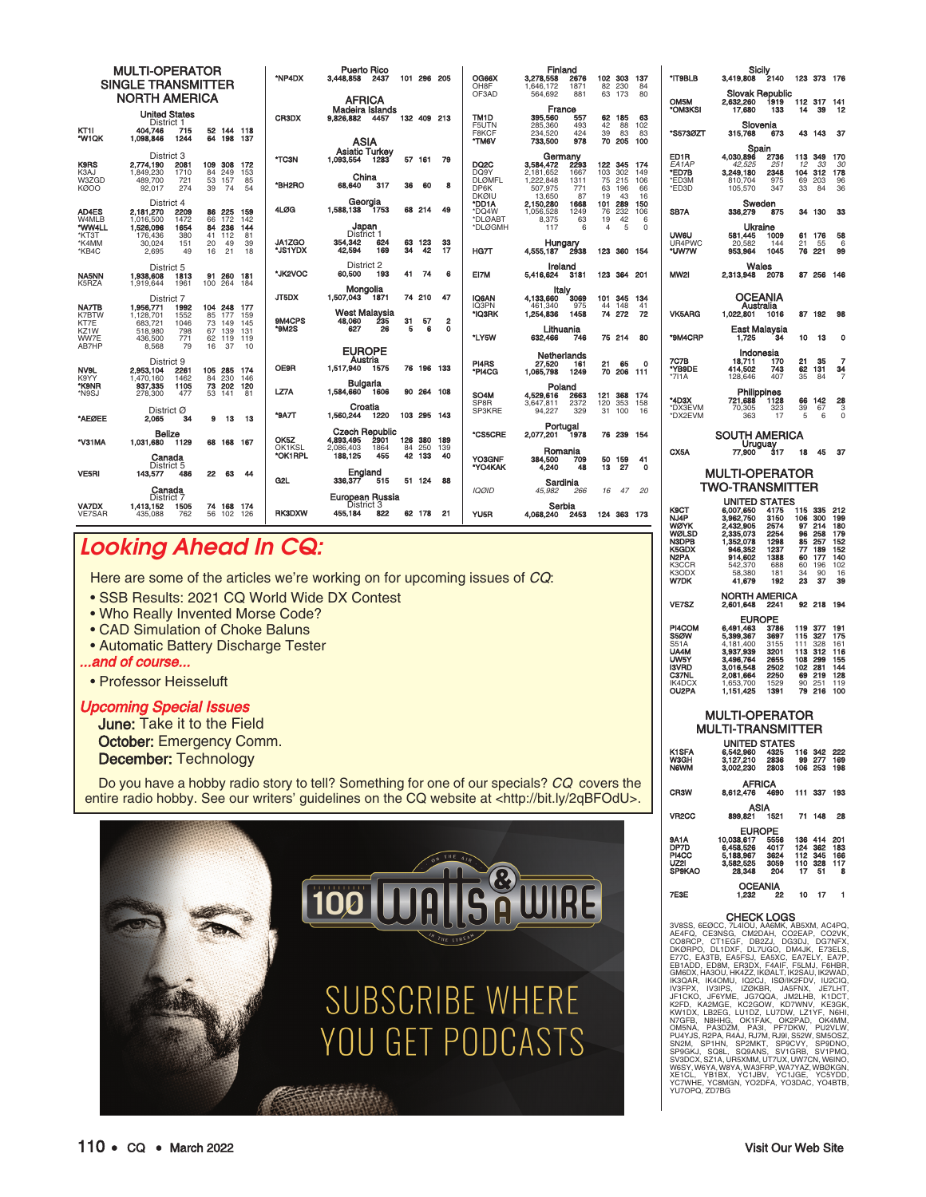## MULTI-OPERATOR SINGLE TRANSMITTER NORTH AMERICA

**United States**
District 1

| | | | | | |
|---|---|---|---|---|---|
| KT1I | 404,746 | 715 | 52 | 144 | 118 |
| *W1QK | 1,098,846 | 1244 | 64 | 198 | 137 |

District 3

| | | | | | |
|---|---|---|---|---|---|
| K9RS | 2,774,190 | 2081 | 109 | 308 | 172 |
| K3AJ | 1,849,230 | 1710 | 84 | 249 | 153 |
| W3GDD | 489,700 | 721 | 53 | 157 | 85 |
| KØOO | 92,017 | 274 | 39 | 74 | 54 |

District 4

| | | | | | |
|---|---|---|---|---|---|
| AD4ES | 2,181,270 | 2209 | 86 | 225 | 159 |
| W4MLB | 1,016,500 | 1472 | 66 | 172 | 142 |
| *WW4LL | 1,526,096 | 1654 | 84 | 236 | 144 |
| *KT3T | 176,436 | 380 | 41 | 112 | 81 |
| *K4MM | 30,024 | 151 | 20 | 49 | 39 |
| *KB4C | 2,695 | 49 | 16 | 21 | 18 |

District 5

| | | | | | |
|---|---|---|---|---|---|
| NA5NN | 1,938,608 | 1813 | 91 | 260 | 181 |
| K5RZA | 1,919,644 | 1961 | 100 | 264 | 184 |

District 7

| | | | | | |
|---|---|---|---|---|---|
| NA7TB | 1,956,771 | 1992 | 104 | 248 | 177 |
| K7BTW | 1,128,701 | 1552 | 85 | 177 | 159 |
| KT7E | 683,721 | 1046 | 73 | 149 | 145 |
| KZ1W | 518,980 | 798 | 67 | 139 | 131 |
| WW7E | 436,500 | 771 | 62 | 119 | 119 |
| AB7HP | 8,568 | 79 | 16 | 37 | 10 |

District 9

| | | | | | |
|---|---|---|---|---|---|
| NV9L | 2,953,104 | 2261 | 105 | 285 | 174 |
| K9YY | 1,470,160 | 1462 | 84 | 230 | 146 |
| *K9NR | 937,335 | 1105 | 73 | 202 | 120 |
| *N9SJ | 278,300 | 477 | 53 | 141 | 81 |

District Ø

| | | | | | |
|---|---|---|---|---|---|
| *AEØEE | 2,065 | 34 | 9 | 13 | 13 |

**Belize**

| | | | | | |
|---|---|---|---|---|---|
| *V31MA | 1,031,680 | 1129 | 68 | 168 | 167 |

**Canada**
District 5

| | | | | | |
|---|---|---|---|---|---|
| VE5RI | 143,577 | 486 | 22 | 63 | 44 |

**Canada**
District 7

| | | | | | |
|---|---|---|---|---|---|
| VA7DX | 1,413,152 | 1505 | 74 | 168 | 174 |
| VE7SAR | 435,088 | 762 | 56 | 102 | 126 |

**Puerto Rico**

| | | | | | |
|---|---|---|---|---|---|
| *NP4DX | 3,448,858 | 2437 | 101 | 296 | 205 |

### AFRICA

**Madeira Islands**

| | | | | | |
|---|---|---|---|---|---|
| CR3DX | 9,826,882 | 4457 | 132 | 409 | 213 |

### ASIA

**Asiatic Turkey**

| | | | | | |
|---|---|---|---|---|---|
| *TC3N | 1,093,554 | 1283 | 57 | 161 | 79 |

**China**

| | | | | | |
|---|---|---|---|---|---|
| *BH2RO | 68,640 | 317 | 36 | 60 | 8 |

**Georgia**

| | | | | | |
|---|---|---|---|---|---|
| 4LØG | 1,588,138 | 1753 | 68 | 214 | 49 |

**Japan**
District 1

| | | | | | |
|---|---|---|---|---|---|
| JA1ZGO | 354,342 | 624 | 63 | 123 | 33 |
| *JS1YDX | 42,594 | 169 | 34 | 42 | 17 |

District 2

| | | | | | |
|---|---|---|---|---|---|
| *JK2VOC | 60,500 | 193 | 41 | 74 | 6 |

**Mongolia**

| | | | | | |
|---|---|---|---|---|---|
| JT5DX | 1,507,043 | 1871 | 74 | 210 | 47 |

**West Malaysia**

| | | | | | |
|---|---|---|---|---|---|
| 9M4CPS | 48,060 | 235 | 31 | 57 | 2 |
| *9M2S | 627 | 26 | 5 | 6 | 0 |

### EUROPE

**Austria**

| | | | | | |
|---|---|---|---|---|---|
| OE9R | 1,517,940 | 1575 | 76 | 196 | 133 |

**Bulgaria**

| | | | | | |
|---|---|---|---|---|---|
| LZ7A | 1,584,660 | 1606 | 90 | 264 | 108 |

**Croatia**

| | | | | | |
|---|---|---|---|---|---|
| *9A7T | 1,560,244 | 1220 | 103 | 295 | 143 |

**Czech Republic**

| | | | | | |
|---|---|---|---|---|---|
| OK5Z | 4,893,495 | 2901 | 126 | 380 | 189 |
| OK1KSL | 2,086,403 | 1864 | 84 | 250 | 139 |
| *OK1RPL | 188,125 | 455 | 42 | 133 | 40 |

**England**

| | | | | | |
|---|---|---|---|---|---|
| G2L | 336,377 | 515 | 51 | 124 | 88 |

**European Russia**
District 3

| | | | | | |
|---|---|---|---|---|---|
| RK3DXW | 455,184 | 822 | 62 | 178 | 21 |

**Finland**

| | | | | | |
|---|---|---|---|---|---|
| OG66X | 3,278,558 | 2676 | 102 | 303 | 137 |
| OH8F | 1,646,172 | 1871 | 82 | 230 | 84 |
| OF3AD | 564,692 | 881 | 63 | 173 | 80 |

**France**

| | | | | | |
|---|---|---|---|---|---|
| TM1D | 395,560 | 557 | 62 | 185 | 63 |
| F5UTN | 285,360 | 493 | 42 | 88 | 102 |
| F8KCF | 234,520 | 424 | 39 | 83 | 83 |
| *TM6V | 733,500 | 978 | 70 | 205 | 100 |

**Germany**

| | | | | | |
|---|---|---|---|---|---|
| DQ2C | 3,584,472 | 2293 | 122 | 345 | 174 |
| DQ9Y | 2,181,652 | 1667 | 103 | 302 | 149 |
| DLØMFL | 1,222,848 | 1311 | 75 | 215 | 106 |
| DP6K | 507,975 | 771 | 63 | 196 | 66 |
| DKØIU | 13,650 | 87 | 19 | 43 | 16 |
| *DD1A | 2,150,280 | 1668 | 101 | 289 | 150 |
| *DQ4W | 1,056,558 | 1249 | 76 | 232 | 106 |
| *DLØABT | 8,375 | 63 | 19 | 42 | 6 |
| *DLØGMH | 117 | 6 | 4 | 5 | 0 |

**Hungary**

| | | | | | |
|---|---|---|---|---|---|
| HG7T | 4,555,187 | 2938 | 123 | 360 | 154 |

**Ireland**

| | | | | | |
|---|---|---|---|---|---|
| EI7M | 5,416,624 | 3181 | 123 | 364 | 201 |

**Italy**

| | | | | | |
|---|---|---|---|---|---|
| IQ6AN | 4,133,660 | 3069 | 101 | 345 | 134 |
| IQ3PN | 461,340 | 975 | 44 | 148 | 41 |
| *IQ3RK | 1,254,836 | 1458 | 74 | 272 | 72 |

**Lithuania**

| | | | | | |
|---|---|---|---|---|---|
| *LY5W | 632,466 | 746 | 75 | 214 | 80 |

**Netherlands**

| | | | | | |
|---|---|---|---|---|---|
| PI4RS | 27,520 | 161 | 21 | 65 | 0 |
| *PI4CG | 1,065,798 | 1249 | 70 | 206 | 111 |

**Poland**

| | | | | | |
|---|---|---|---|---|---|
| SO4M | 4,529,616 | 2663 | 121 | 368 | 174 |
| SP8R | 3,647,811 | 2372 | 120 | 353 | 158 |
| SP3KRE | 94,227 | 329 | 31 | 100 | 16 |

**Portugal**

| | | | | | |
|---|---|---|---|---|---|
| *CS5CRE | 2,077,201 | 1978 | 76 | 239 | 154 |

**Romania**

| | | | | | |
|---|---|---|---|---|---|
| YO3GNF | 384,500 | 709 | 50 | 159 | 41 |
| *YO4KAK | 4,240 | 48 | 13 | 27 | 0 |

**Sardinia**

| | | | | | |
|---|---|---|---|---|---|
| *IQØID* | *45,982* | *266* | *16* | *47* | *20* |

**Serbia**

| | | | | | |
|---|---|---|---|---|---|
| YU5R | 4,068,240 | 2453 | 124 | 363 | 173 |

**Sicily**

| | | | | | |
|---|---|---|---|---|---|
| *IT9BLB | 3,419,808 | 2140 | 123 | 373 | 176 |

**Slovak Republic**

| | | | | | |
|---|---|---|---|---|---|
| OM5M | 2,632,260 | 1919 | 112 | 317 | 141 |
| *OM3KSI | 17,680 | 133 | 14 | 39 | 12 |

**Slovenia**

| | | | | | |
|---|---|---|---|---|---|
| *S573ØZT | 315,768 | 673 | 43 | 143 | 37 |

**Spain**

| | | | | | |
|---|---|---|---|---|---|
| ED1R | 4,030,896 | 2736 | 113 | 349 | 170 |
| *EA1AP* | *42,525* | *251* | *12* | *33* | *30* |
| *ED7B | 3,249,180 | 2348 | 104 | 312 | 178 |
| *ED3M | 810,704 | 975 | 69 | 203 | 96 |
| *ED3D | 105,570 | 347 | 33 | 84 | 36 |

**Sweden**

| | | | | | |
|---|---|---|---|---|---|
| SB7A | 336,279 | 875 | 34 | 130 | 33 |

**Ukraine**

| | | | | | |
|---|---|---|---|---|---|
| UW6U | 581,445 | 1009 | 61 | 176 | 58 |
| UR4PWC | 20,582 | 144 | 21 | 55 | 6 |
| *UW7W | 953,964 | 1045 | 76 | 221 | 99 |

**Wales**

| | | | | | |
|---|---|---|---|---|---|
| MW2I | 2,313,948 | 2078 | 87 | 256 | 146 |

### OCEANIA

**Australia**

| | | | | | |
|---|---|---|---|---|---|
| VK5ARG | 1,022,801 | 1016 | 87 | 192 | 98 |

**East Malaysia**

| | | | | | |
|---|---|---|---|---|---|
| *9M4CRP | 1,725 | 34 | 10 | 13 | 0 |

**Indonesia**

| | | | | | |
|---|---|---|---|---|---|
| 7C7B | 18,711 | 170 | 21 | 35 | 7 |
| *YB9DE | 414,502 | 743 | 62 | 131 | 34 |
| *7I1A | 128,646 | 407 | 35 | 84 | 7 |

**Philippines**

| | | | | | |
|---|---|---|---|---|---|
| *4D3X | 721,688 | 1128 | 66 | 142 | 28 |
| *DX3EVM | 70,305 | 323 | 39 | 67 | 3 |
| *DX2EVM | 363 | 17 | 5 | 6 | 0 |

### SOUTH AMERICA

**Uruguay**

| | | | | | |
|---|---|---|---|---|---|
| CX5A | 77,900 | 317 | 18 | 45 | 37 |

## MULTI-OPERATOR TWO-TRANSMITTER

**UNITED STATES**

| | | | | | |
|---|---|---|---|---|---|
| K9CT | 6,007,650 | 4175 | 115 | 335 | 212 |
| NJ4P | 3,962,750 | 3150 | 106 | 300 | 199 |
| WØYK | 2,432,905 | 2574 | 97 | 214 | 180 |
| WØLSD | 2,335,073 | 2254 | 96 | 258 | 179 |
| N3DPB | 1,352,078 | 1298 | 85 | 257 | 152 |
| K5GDX | 946,352 | 1237 | 77 | 189 | 152 |
| N2PA | 914,602 | 1388 | 60 | 177 | 140 |
| K3CCR | 542,370 | 688 | 60 | 196 | 102 |
| K3ODX | 58,380 | 181 | 34 | 90 | 16 |
| W7DK | 41,679 | 192 | 23 | 37 | 39 |

**NORTH AMERICA**

| | | | | | |
|---|---|---|---|---|---|
| VE7SZ | 2,601,648 | 2241 | 92 | 218 | 194 |

**EUROPE**

| | | | | | |
|---|---|---|---|---|---|
| PI4COM | 6,491,463 | 3786 | 119 | 377 | 191 |
| S50W | 5,399,367 | 3697 | 115 | 327 | 175 |
| S51A | 4,181,400 | 3155 | 111 | 328 | 161 |
| UA4M | 3,937,939 | 3201 | 113 | 312 | 116 |
| UW5Y | 3,496,764 | 2655 | 108 | 299 | 155 |
| I3VRD | 3,016,548 | 2502 | 102 | 281 | 144 |
| C37NL | 2,081,664 | 2250 | 69 | 219 | 128 |
| IK4DCX | 1,653,700 | 1529 | 90 | 251 | 119 |
| OU2PA | 1,151,425 | 1391 | 79 | 216 | 100 |

## MULTI-OPERATOR MULTI-TRANSMITTER

**UNITED STATES**

| | | | | | |
|---|---|---|---|---|---|
| K1SFA | 6,542,960 | 4325 | 116 | 342 | 222 |
| W3GH | 3,127,210 | 2836 | 99 | 277 | 169 |
| N6WM | 3,002,230 | 2803 | 106 | 253 | 198 |

**AFRICA**

| | | | | | |
|---|---|---|---|---|---|
| CR3W | 8,612,476 | 4690 | 111 | 337 | 193 |

**ASIA**

| | | | | | |
|---|---|---|---|---|---|
| VR2CC | 899,821 | 1521 | 71 | 148 | 28 |

**EUROPE**

| | | | | | |
|---|---|---|---|---|---|
| 9A1A | 10,038,617 | 5556 | 136 | 414 | 201 |
| DP7D | 6,458,526 | 4017 | 124 | 362 | 183 |
| PI4CC | 5,188,967 | 3624 | 112 | 345 | 166 |
| UZ2I | 3,582,525 | 3059 | 110 | 328 | 117 |
| SP9KAO | 28,348 | 204 | 17 | 51 | 8 |

**OCEANIA**

| | | | | | |
|---|---|---|---|---|---|
| 7E3E | 1,232 | 22 | 10 | 17 | 1 |

### CHECK LOGS

3V8SS, 6EØCC, 7L4IOU, AA6MK, AB5XM, AC4PQ, AE4FQ, CE3NSG, CM2DAH, CO2EAP, CO2VK, CO8RCP, CT1EGF, DB2ZJ, DG3DJ, DG7NFX, DKØRPO, DL1DXF, DL7UGO, DM4JK, E73ELS, E77C, EA3TB, EA5FSJ, EA5XC, EA7ELY, EA7P, EB1ADD, ED8M, ER3DX, F4AIF, F5LMJ, F6HBR, GM6DX, HA3OU, HK4ZZ, IKØALT, IK2SAU, IK2WAD, IK3QAR, IK4OMU, IQ2CJ, ISØ/IK2FDV, IU2CIQ, IV3FPX, IV3IPS, IZØKBR, JA5FNX, JE7LHT, JF1CKO, JF6YME, JG7QQA, JM2LHB, K1DCT, K2FD, KA2MGE, KC2GOW, KD7WNV, KE3GK, KW1DX, LB2EG, LU1DZ, LU7DW, LZ1YF, N6HI, N7GFB, N8HHG, OK1FAK, OK2PAD, OK4MM, OM5NA, PA3DZM, PA3I, PF7DKW, PU2VLW, PU4YJS, R2PA, R4AJ, RJ7M, RJ9I, S52W, SM5OSZ, SN2M, SP1HN, SP2MKT, SP9CVY, SP9DNO, SP9GKJ, SQ8L, SQ9ANS, SV1GRB, SV1PMQ, SV3DCX, SZ1A, UR5XMM, UT7UX, UW7CN, W6INO, W6SY, W6YA, W8YA, WA3FRP, WA7YAZ, WBØKGN, XE1CL, YB1BX, YC1JBV, YC1JGE, YC5YDD, YC7WHE, YC8MGN, YO2DFA, YO3DAC, YO4BTB, YU7OPQ, ZD7BG

## *Looking Ahead In CQ:*

Here are some of the articles we're working on for upcoming issues of *CQ*:

- SSB Results: 2021 CQ World Wide DX Contest
- Who Really Invented Morse Code?
- CAD Simulation of Choke Baluns
- Automatic Battery Discharge Tester

*...and of course...*

- Professor Heisseluft

*Upcoming Special Issues*

**June:** Take it to the Field
**October:** Emergency Comm.
**December:** Technology

Do you have a hobby radio story to tell? Something for one of our specials? *CQ* covers the entire radio hobby. See our writers' guidelines on the CQ website at <http://bit.ly/2qBFOdU>.

ON THE AIR · 100 WATTS & A WIRE · IN THE STREAM

SUBSCRIBE WHERE YOU GET PODCASTS